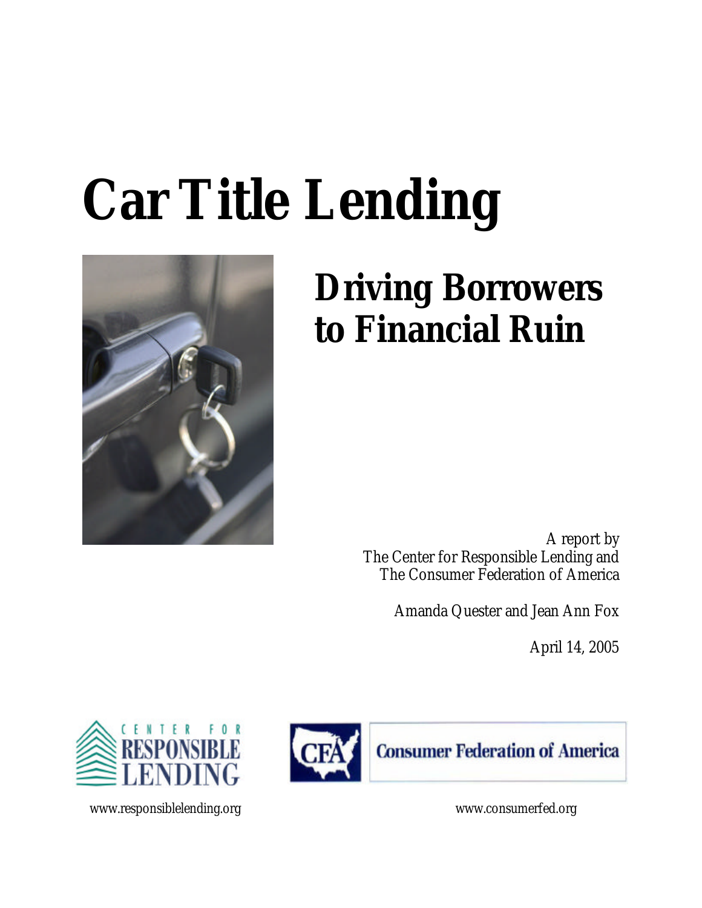# Car Title Lending

## Driving Borrowers to Financial Ruin

*A report by*
*The Center for Responsible Lending and*
*The Consumer Federation of America*

*Amanda Quester and Jean Ann Fox*

*April 14, 2005*

CENTER FOR RESPONSIBLE LENDING

CFA Consumer Federation of America

www.responsiblelending.org

www.consumerfed.org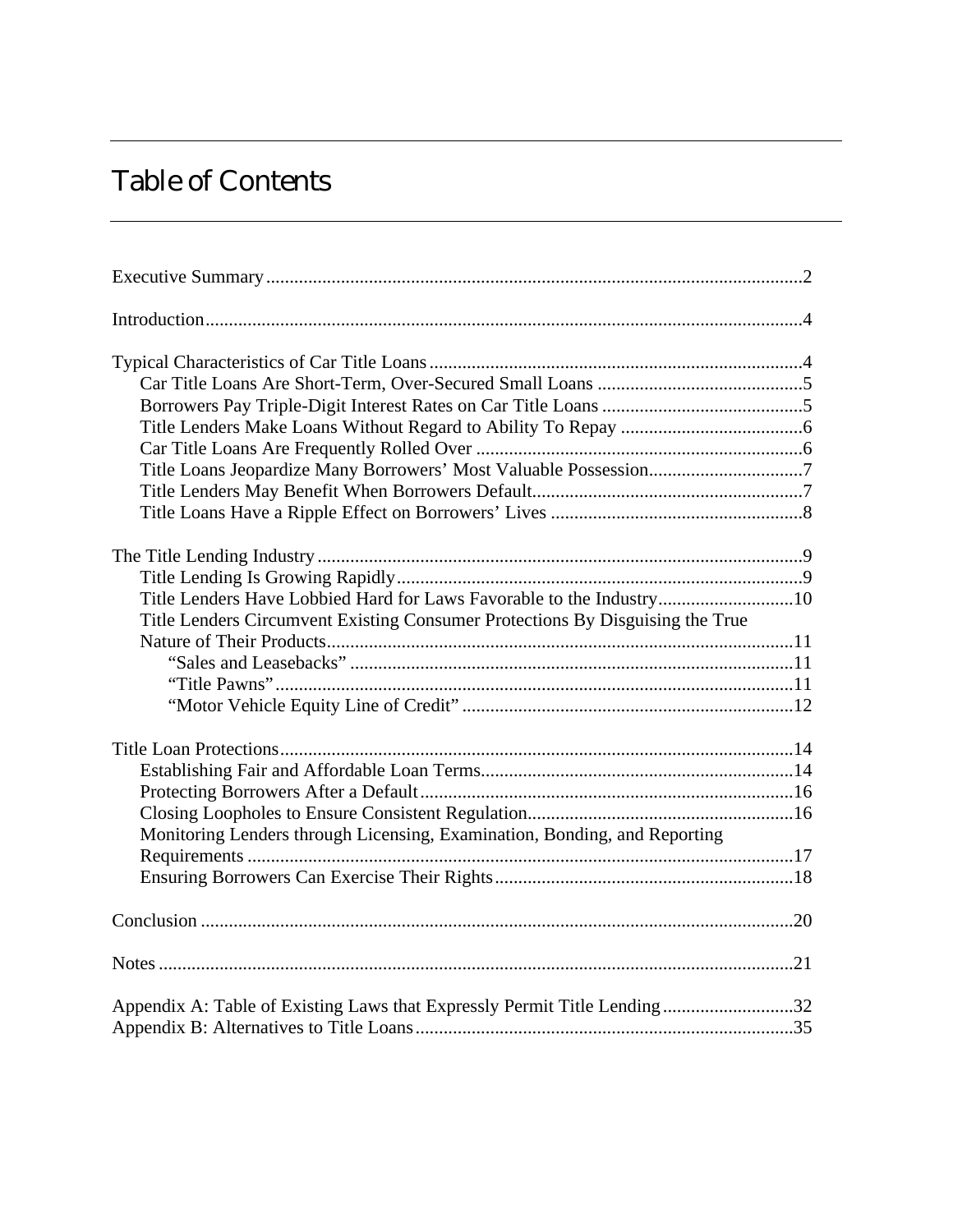# Table of Contents

Executive Summary ..... 2

Introduction ..... 4

Typical Characteristics of Car Title Loans ..... 4
- Car Title Loans Are Short-Term, Over-Secured Small Loans ..... 5
- Borrowers Pay Triple-Digit Interest Rates on Car Title Loans ..... 5
- Title Lenders Make Loans Without Regard to Ability To Repay ..... 6
- Car Title Loans Are Frequently Rolled Over ..... 6
- Title Loans Jeopardize Many Borrowers' Most Valuable Possession ..... 7
- Title Lenders May Benefit When Borrowers Default ..... 7
- Title Loans Have a Ripple Effect on Borrowers' Lives ..... 8

The Title Lending Industry ..... 9
- Title Lending Is Growing Rapidly ..... 9
- Title Lenders Have Lobbied Hard for Laws Favorable to the Industry ..... 10
- Title Lenders Circumvent Existing Consumer Protections By Disguising the True Nature of Their Products ..... 11
  - "Sales and Leasebacks" ..... 11
  - "Title Pawns" ..... 11
  - "Motor Vehicle Equity Line of Credit" ..... 12

Title Loan Protections ..... 14
- Establishing Fair and Affordable Loan Terms ..... 14
- Protecting Borrowers After a Default ..... 16
- Closing Loopholes to Ensure Consistent Regulation ..... 16
- Monitoring Lenders through Licensing, Examination, Bonding, and Reporting Requirements ..... 17
- Ensuring Borrowers Can Exercise Their Rights ..... 18

Conclusion ..... 20

Notes ..... 21

Appendix A: Table of Existing Laws that Expressly Permit Title Lending ..... 32
Appendix B: Alternatives to Title Loans ..... 35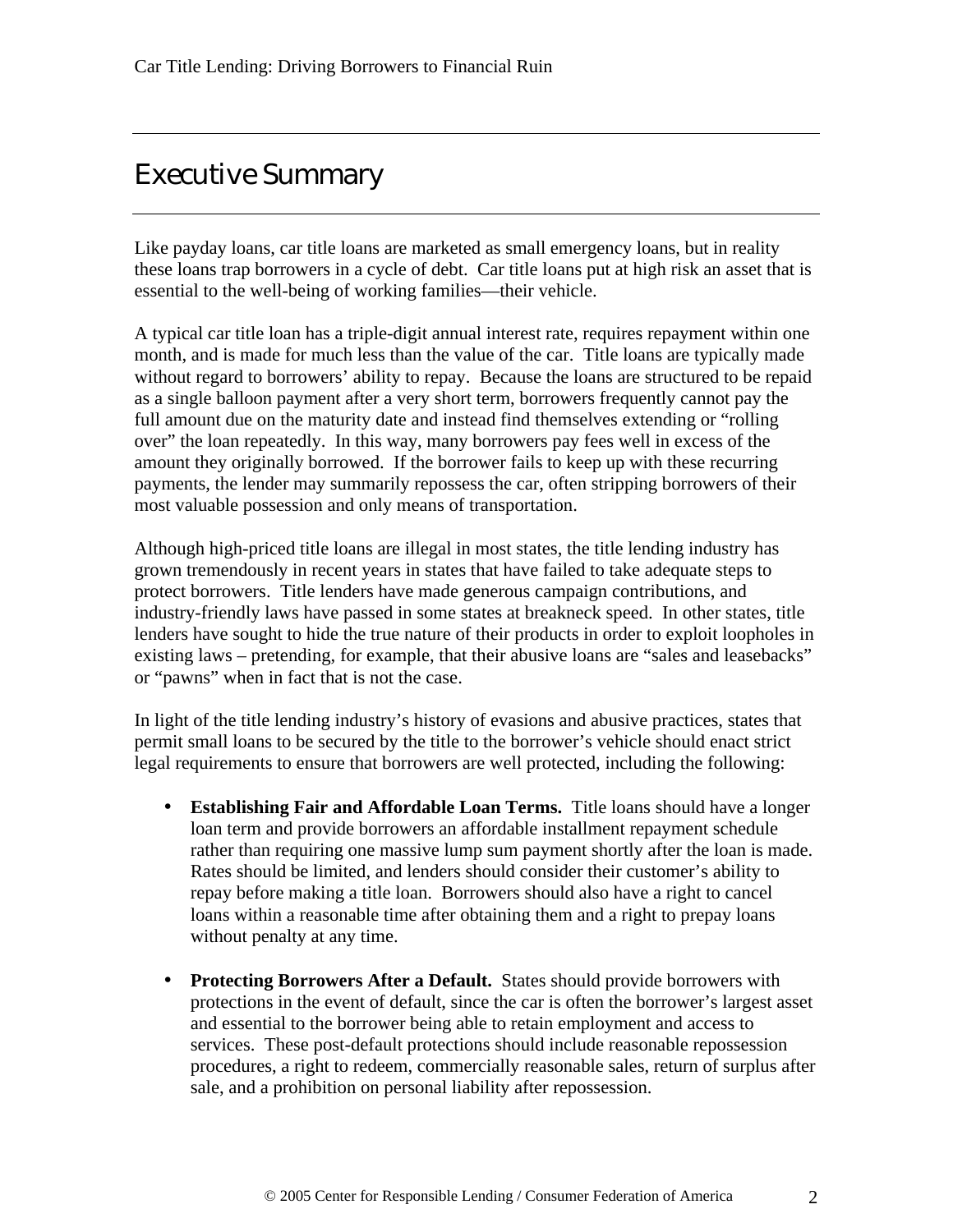# Executive Summary

Like payday loans, car title loans are marketed as small emergency loans, but in reality these loans trap borrowers in a cycle of debt. Car title loans put at high risk an asset that is essential to the well-being of working families—their vehicle.

A typical car title loan has a triple-digit annual interest rate, requires repayment within one month, and is made for much less than the value of the car. Title loans are typically made without regard to borrowers' ability to repay. Because the loans are structured to be repaid as a single balloon payment after a very short term, borrowers frequently cannot pay the full amount due on the maturity date and instead find themselves extending or "rolling over" the loan repeatedly. In this way, many borrowers pay fees well in excess of the amount they originally borrowed. If the borrower fails to keep up with these recurring payments, the lender may summarily repossess the car, often stripping borrowers of their most valuable possession and only means of transportation.

Although high-priced title loans are illegal in most states, the title lending industry has grown tremendously in recent years in states that have failed to take adequate steps to protect borrowers. Title lenders have made generous campaign contributions, and industry-friendly laws have passed in some states at breakneck speed. In other states, title lenders have sought to hide the true nature of their products in order to exploit loopholes in existing laws – pretending, for example, that their abusive loans are "sales and leasebacks" or "pawns" when in fact that is not the case.

In light of the title lending industry's history of evasions and abusive practices, states that permit small loans to be secured by the title to the borrower's vehicle should enact strict legal requirements to ensure that borrowers are well protected, including the following:

- **Establishing Fair and Affordable Loan Terms.** Title loans should have a longer loan term and provide borrowers an affordable installment repayment schedule rather than requiring one massive lump sum payment shortly after the loan is made. Rates should be limited, and lenders should consider their customer's ability to repay before making a title loan. Borrowers should also have a right to cancel loans within a reasonable time after obtaining them and a right to prepay loans without penalty at any time.

- **Protecting Borrowers After a Default.** States should provide borrowers with protections in the event of default, since the car is often the borrower's largest asset and essential to the borrower being able to retain employment and access to services. These post-default protections should include reasonable repossession procedures, a right to redeem, commercially reasonable sales, return of surplus after sale, and a prohibition on personal liability after repossession.

© 2005 Center for Responsible Lending / Consumer Federation of America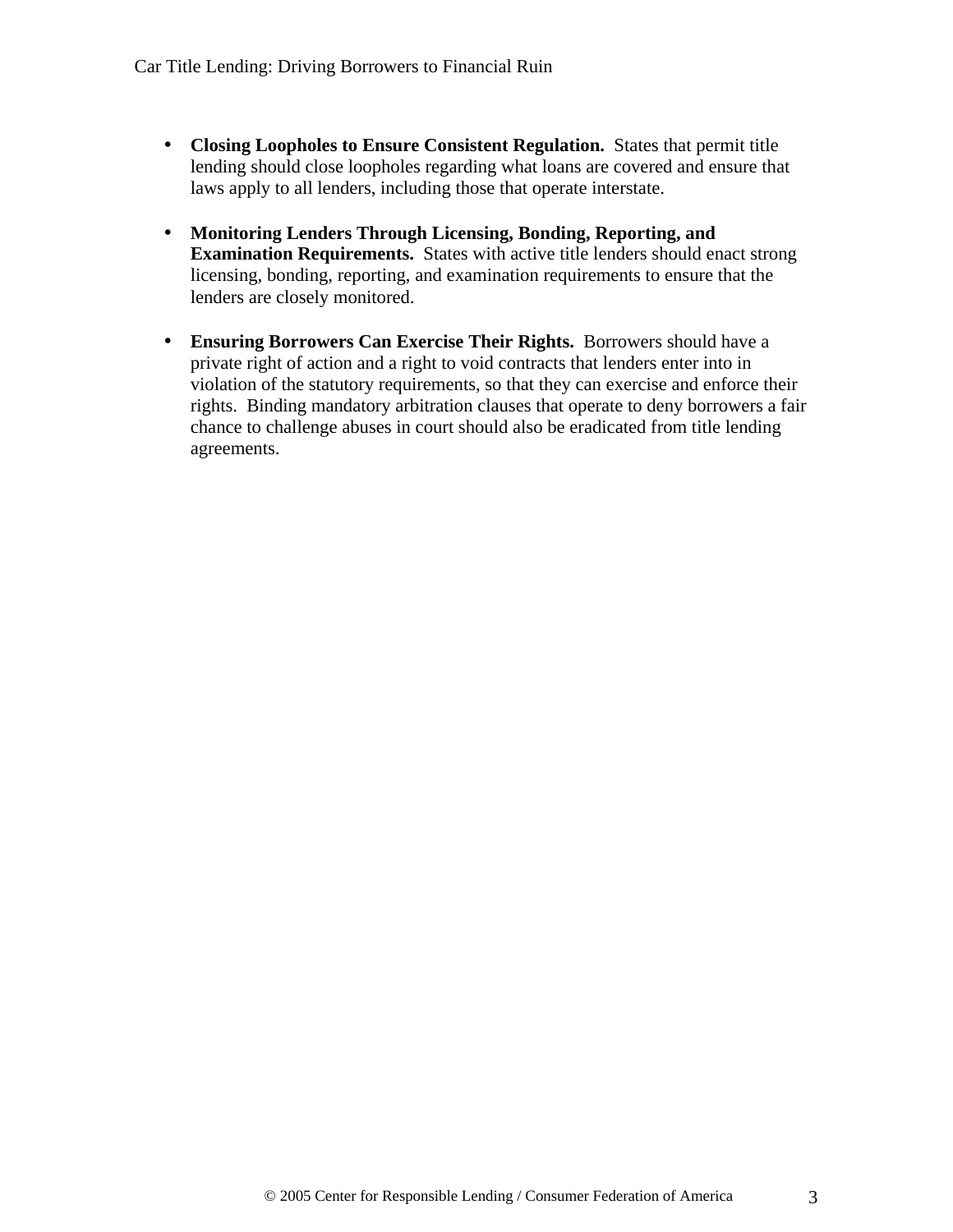- **Closing Loopholes to Ensure Consistent Regulation.** States that permit title lending should close loopholes regarding what loans are covered and ensure that laws apply to all lenders, including those that operate interstate.

- **Monitoring Lenders Through Licensing, Bonding, Reporting, and Examination Requirements.** States with active title lenders should enact strong licensing, bonding, reporting, and examination requirements to ensure that the lenders are closely monitored.

- **Ensuring Borrowers Can Exercise Their Rights.** Borrowers should have a private right of action and a right to void contracts that lenders enter into in violation of the statutory requirements, so that they can exercise and enforce their rights. Binding mandatory arbitration clauses that operate to deny borrowers a fair chance to challenge abuses in court should also be eradicated from title lending agreements.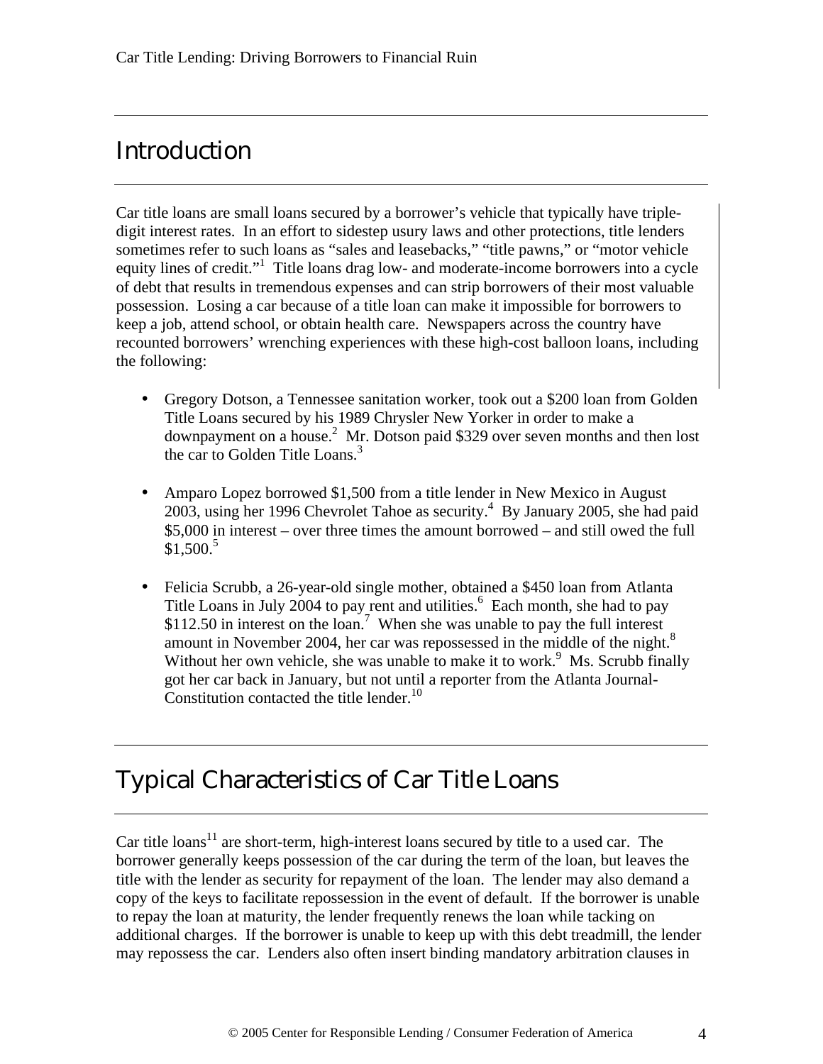## Introduction

Car title loans are small loans secured by a borrower's vehicle that typically have triple-digit interest rates. In an effort to sidestep usury laws and other protections, title lenders sometimes refer to such loans as "sales and leasebacks," "title pawns," or "motor vehicle equity lines of credit."[1] Title loans drag low- and moderate-income borrowers into a cycle of debt that results in tremendous expenses and can strip borrowers of their most valuable possession. Losing a car because of a title loan can make it impossible for borrowers to keep a job, attend school, or obtain health care. Newspapers across the country have recounted borrowers' wrenching experiences with these high-cost balloon loans, including the following:

- Gregory Dotson, a Tennessee sanitation worker, took out a $200 loan from Golden Title Loans secured by his 1989 Chrysler New Yorker in order to make a downpayment on a house.[2] Mr. Dotson paid $329 over seven months and then lost the car to Golden Title Loans.[3]

- Amparo Lopez borrowed $1,500 from a title lender in New Mexico in August 2003, using her 1996 Chevrolet Tahoe as security.[4] By January 2005, she had paid $5,000 in interest – over three times the amount borrowed – and still owed the full $1,500.[5]

- Felicia Scrubb, a 26-year-old single mother, obtained a $450 loan from Atlanta Title Loans in July 2004 to pay rent and utilities.[6] Each month, she had to pay $112.50 in interest on the loan.[7] When she was unable to pay the full interest amount in November 2004, her car was repossessed in the middle of the night.[8] Without her own vehicle, she was unable to make it to work.[9] Ms. Scrubb finally got her car back in January, but not until a reporter from the Atlanta Journal-Constitution contacted the title lender.[10]

## Typical Characteristics of Car Title Loans

Car title loans[11] are short-term, high-interest loans secured by title to a used car. The borrower generally keeps possession of the car during the term of the loan, but leaves the title with the lender as security for repayment of the loan. The lender may also demand a copy of the keys to facilitate repossession in the event of default. If the borrower is unable to repay the loan at maturity, the lender frequently renews the loan while tacking on additional charges. If the borrower is unable to keep up with this debt treadmill, the lender may repossess the car. Lenders also often insert binding mandatory arbitration clauses in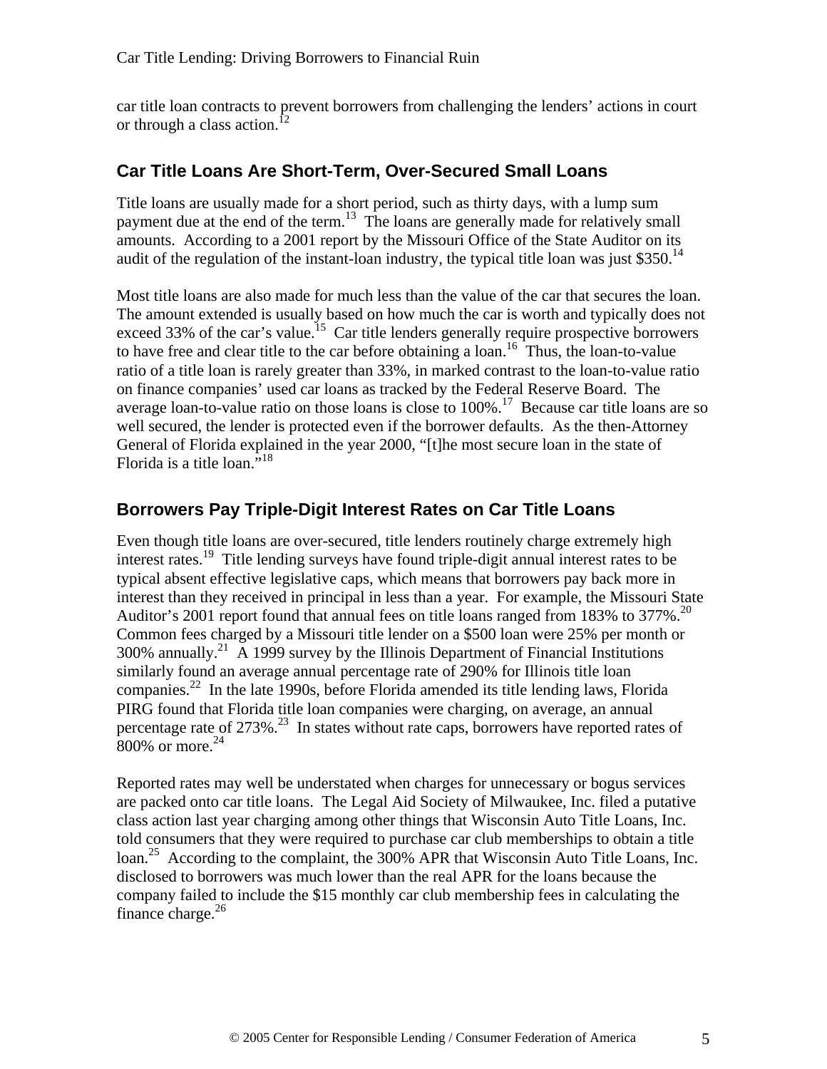car title loan contracts to prevent borrowers from challenging the lenders' actions in court or through a class action.[12]

## Car Title Loans Are Short-Term, Over-Secured Small Loans

Title loans are usually made for a short period, such as thirty days, with a lump sum payment due at the end of the term.[13] The loans are generally made for relatively small amounts. According to a 2001 report by the Missouri Office of the State Auditor on its audit of the regulation of the instant-loan industry, the typical title loan was just $350.[14]

Most title loans are also made for much less than the value of the car that secures the loan. The amount extended is usually based on how much the car is worth and typically does not exceed 33% of the car's value.[15] Car title lenders generally require prospective borrowers to have free and clear title to the car before obtaining a loan.[16] Thus, the loan-to-value ratio of a title loan is rarely greater than 33%, in marked contrast to the loan-to-value ratio on finance companies' used car loans as tracked by the Federal Reserve Board. The average loan-to-value ratio on those loans is close to 100%.[17] Because car title loans are so well secured, the lender is protected even if the borrower defaults. As the then-Attorney General of Florida explained in the year 2000, "[t]he most secure loan in the state of Florida is a title loan."[18]

## Borrowers Pay Triple-Digit Interest Rates on Car Title Loans

Even though title loans are over-secured, title lenders routinely charge extremely high interest rates.[19] Title lending surveys have found triple-digit annual interest rates to be typical absent effective legislative caps, which means that borrowers pay back more in interest than they received in principal in less than a year. For example, the Missouri State Auditor's 2001 report found that annual fees on title loans ranged from 183% to 377%.[20] Common fees charged by a Missouri title lender on a $500 loan were 25% per month or 300% annually.[21] A 1999 survey by the Illinois Department of Financial Institutions similarly found an average annual percentage rate of 290% for Illinois title loan companies.[22] In the late 1990s, before Florida amended its title lending laws, Florida PIRG found that Florida title loan companies were charging, on average, an annual percentage rate of 273%.[23] In states without rate caps, borrowers have reported rates of 800% or more.[24]

Reported rates may well be understated when charges for unnecessary or bogus services are packed onto car title loans. The Legal Aid Society of Milwaukee, Inc. filed a putative class action last year charging among other things that Wisconsin Auto Title Loans, Inc. told consumers that they were required to purchase car club memberships to obtain a title loan.[25] According to the complaint, the 300% APR that Wisconsin Auto Title Loans, Inc. disclosed to borrowers was much lower than the real APR for the loans because the company failed to include the $15 monthly car club membership fees in calculating the finance charge.[26]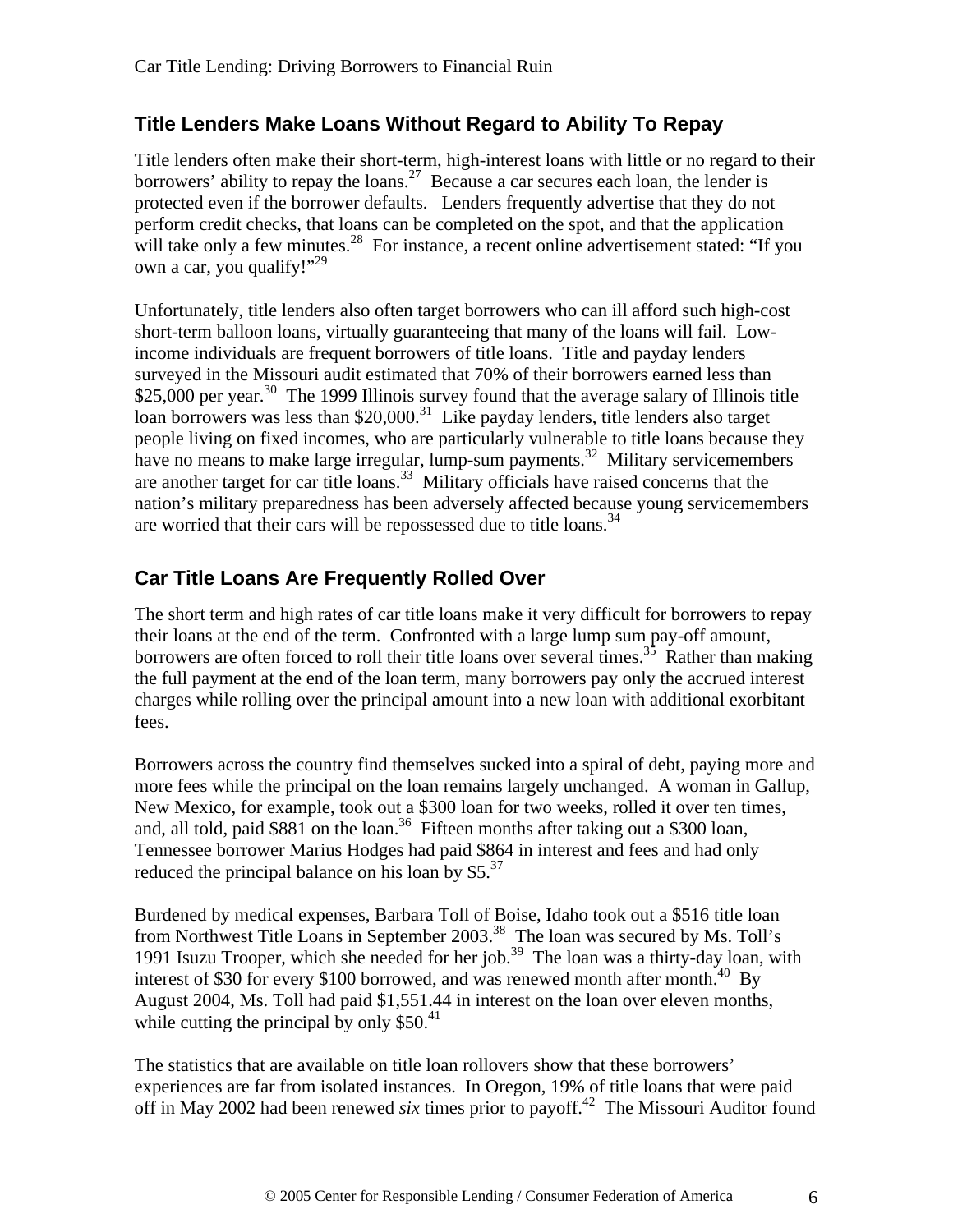## Title Lenders Make Loans Without Regard to Ability To Repay

Title lenders often make their short-term, high-interest loans with little or no regard to their borrowers' ability to repay the loans.[27] Because a car secures each loan, the lender is protected even if the borrower defaults. Lenders frequently advertise that they do not perform credit checks, that loans can be completed on the spot, and that the application will take only a few minutes.[28] For instance, a recent online advertisement stated: "If you own a car, you qualify!"[29]

Unfortunately, title lenders also often target borrowers who can ill afford such high-cost short-term balloon loans, virtually guaranteeing that many of the loans will fail. Low-income individuals are frequent borrowers of title loans. Title and payday lenders surveyed in the Missouri audit estimated that 70% of their borrowers earned less than \$25,000 per year.[30] The 1999 Illinois survey found that the average salary of Illinois title loan borrowers was less than \$20,000.[31] Like payday lenders, title lenders also target people living on fixed incomes, who are particularly vulnerable to title loans because they have no means to make large irregular, lump-sum payments.[32] Military servicemembers are another target for car title loans.[33] Military officials have raised concerns that the nation's military preparedness has been adversely affected because young servicemembers are worried that their cars will be repossessed due to title loans.[34]

## Car Title Loans Are Frequently Rolled Over

The short term and high rates of car title loans make it very difficult for borrowers to repay their loans at the end of the term. Confronted with a large lump sum pay-off amount, borrowers are often forced to roll their title loans over several times.[35] Rather than making the full payment at the end of the loan term, many borrowers pay only the accrued interest charges while rolling over the principal amount into a new loan with additional exorbitant fees.

Borrowers across the country find themselves sucked into a spiral of debt, paying more and more fees while the principal on the loan remains largely unchanged. A woman in Gallup, New Mexico, for example, took out a \$300 loan for two weeks, rolled it over ten times, and, all told, paid \$881 on the loan.[36] Fifteen months after taking out a \$300 loan, Tennessee borrower Marius Hodges had paid \$864 in interest and fees and had only reduced the principal balance on his loan by \$5.[37]

Burdened by medical expenses, Barbara Toll of Boise, Idaho took out a \$516 title loan from Northwest Title Loans in September 2003.[38] The loan was secured by Ms. Toll's 1991 Isuzu Trooper, which she needed for her job.[39] The loan was a thirty-day loan, with interest of \$30 for every \$100 borrowed, and was renewed month after month.[40] By August 2004, Ms. Toll had paid \$1,551.44 in interest on the loan over eleven months, while cutting the principal by only \$50.[41]

The statistics that are available on title loan rollovers show that these borrowers' experiences are far from isolated instances. In Oregon, 19% of title loans that were paid off in May 2002 had been renewed *six* times prior to payoff.[42] The Missouri Auditor found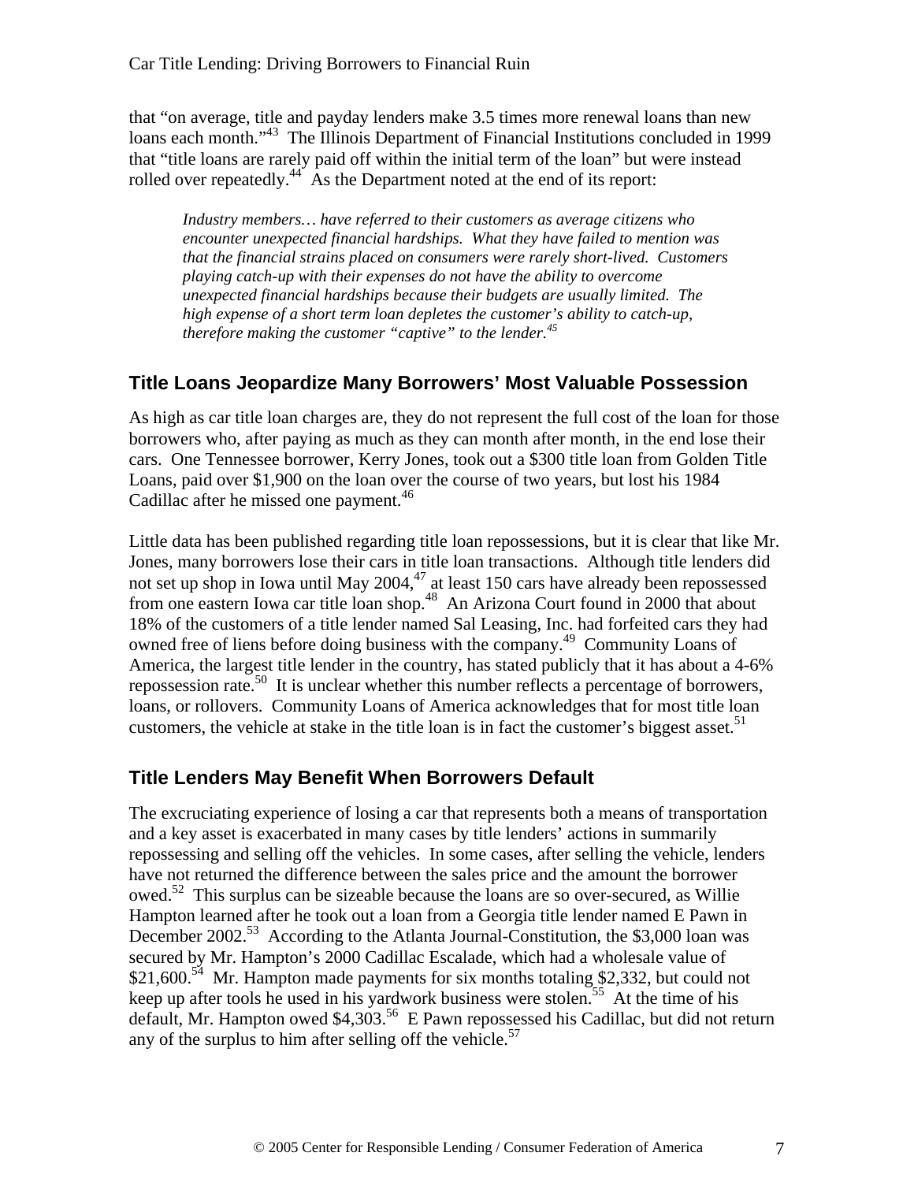that "on average, title and payday lenders make 3.5 times more renewal loans than new loans each month."[43] The Illinois Department of Financial Institutions concluded in 1999 that "title loans are rarely paid off within the initial term of the loan" but were instead rolled over repeatedly.[44] As the Department noted at the end of its report:

> *Industry members… have referred to their customers as average citizens who encounter unexpected financial hardships. What they have failed to mention was that the financial strains placed on consumers were rarely short-lived. Customers playing catch-up with their expenses do not have the ability to overcome unexpected financial hardships because their budgets are usually limited. The high expense of a short term loan depletes the customer's ability to catch-up, therefore making the customer "captive" to the lender.*[45]

## Title Loans Jeopardize Many Borrowers' Most Valuable Possession

As high as car title loan charges are, they do not represent the full cost of the loan for those borrowers who, after paying as much as they can month after month, in the end lose their cars. One Tennessee borrower, Kerry Jones, took out a $300 title loan from Golden Title Loans, paid over $1,900 on the loan over the course of two years, but lost his 1984 Cadillac after he missed one payment.[46]

Little data has been published regarding title loan repossessions, but it is clear that like Mr. Jones, many borrowers lose their cars in title loan transactions. Although title lenders did not set up shop in Iowa until May 2004,[47] at least 150 cars have already been repossessed from one eastern Iowa car title loan shop.[48] An Arizona Court found in 2000 that about 18% of the customers of a title lender named Sal Leasing, Inc. had forfeited cars they had owned free of liens before doing business with the company.[49] Community Loans of America, the largest title lender in the country, has stated publicly that it has about a 4-6% repossession rate.[50] It is unclear whether this number reflects a percentage of borrowers, loans, or rollovers. Community Loans of America acknowledges that for most title loan customers, the vehicle at stake in the title loan is in fact the customer's biggest asset.[51]

## Title Lenders May Benefit When Borrowers Default

The excruciating experience of losing a car that represents both a means of transportation and a key asset is exacerbated in many cases by title lenders' actions in summarily repossessing and selling off the vehicles. In some cases, after selling the vehicle, lenders have not returned the difference between the sales price and the amount the borrower owed.[52] This surplus can be sizeable because the loans are so over-secured, as Willie Hampton learned after he took out a loan from a Georgia title lender named E Pawn in December 2002.[53] According to the Atlanta Journal-Constitution, the $3,000 loan was secured by Mr. Hampton's 2000 Cadillac Escalade, which had a wholesale value of $21,600.[54] Mr. Hampton made payments for six months totaling $2,332, but could not keep up after tools he used in his yardwork business were stolen.[55] At the time of his default, Mr. Hampton owed $4,303.[56] E Pawn repossessed his Cadillac, but did not return any of the surplus to him after selling off the vehicle.[57]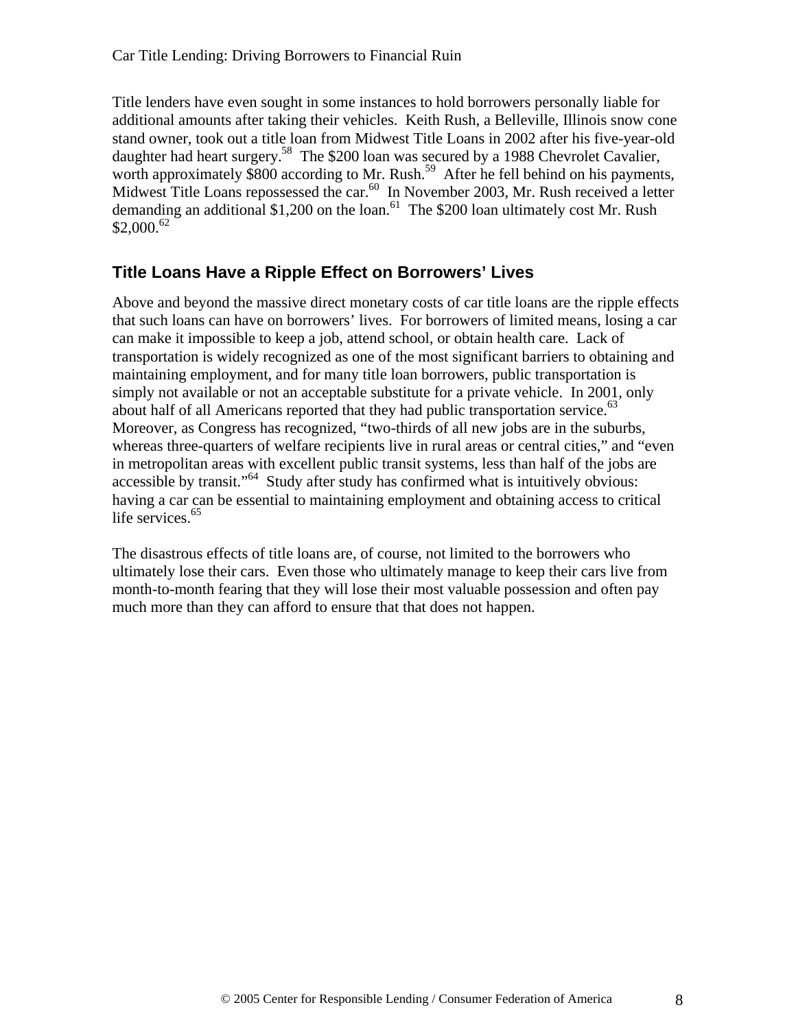Title lenders have even sought in some instances to hold borrowers personally liable for additional amounts after taking their vehicles. Keith Rush, a Belleville, Illinois snow cone stand owner, took out a title loan from Midwest Title Loans in 2002 after his five-year-old daughter had heart surgery.[58] The $200 loan was secured by a 1988 Chevrolet Cavalier, worth approximately $800 according to Mr. Rush.[59] After he fell behind on his payments, Midwest Title Loans repossessed the car.[60] In November 2003, Mr. Rush received a letter demanding an additional $1,200 on the loan.[61] The $200 loan ultimately cost Mr. Rush $2,000.[62]

## Title Loans Have a Ripple Effect on Borrowers' Lives

Above and beyond the massive direct monetary costs of car title loans are the ripple effects that such loans can have on borrowers' lives. For borrowers of limited means, losing a car can make it impossible to keep a job, attend school, or obtain health care. Lack of transportation is widely recognized as one of the most significant barriers to obtaining and maintaining employment, and for many title loan borrowers, public transportation is simply not available or not an acceptable substitute for a private vehicle. In 2001, only about half of all Americans reported that they had public transportation service.[63] Moreover, as Congress has recognized, "two-thirds of all new jobs are in the suburbs, whereas three-quarters of welfare recipients live in rural areas or central cities," and "even in metropolitan areas with excellent public transit systems, less than half of the jobs are accessible by transit."[64] Study after study has confirmed what is intuitively obvious: having a car can be essential to maintaining employment and obtaining access to critical life services.[65]

The disastrous effects of title loans are, of course, not limited to the borrowers who ultimately lose their cars. Even those who ultimately manage to keep their cars live from month-to-month fearing that they will lose their most valuable possession and often pay much more than they can afford to ensure that that does not happen.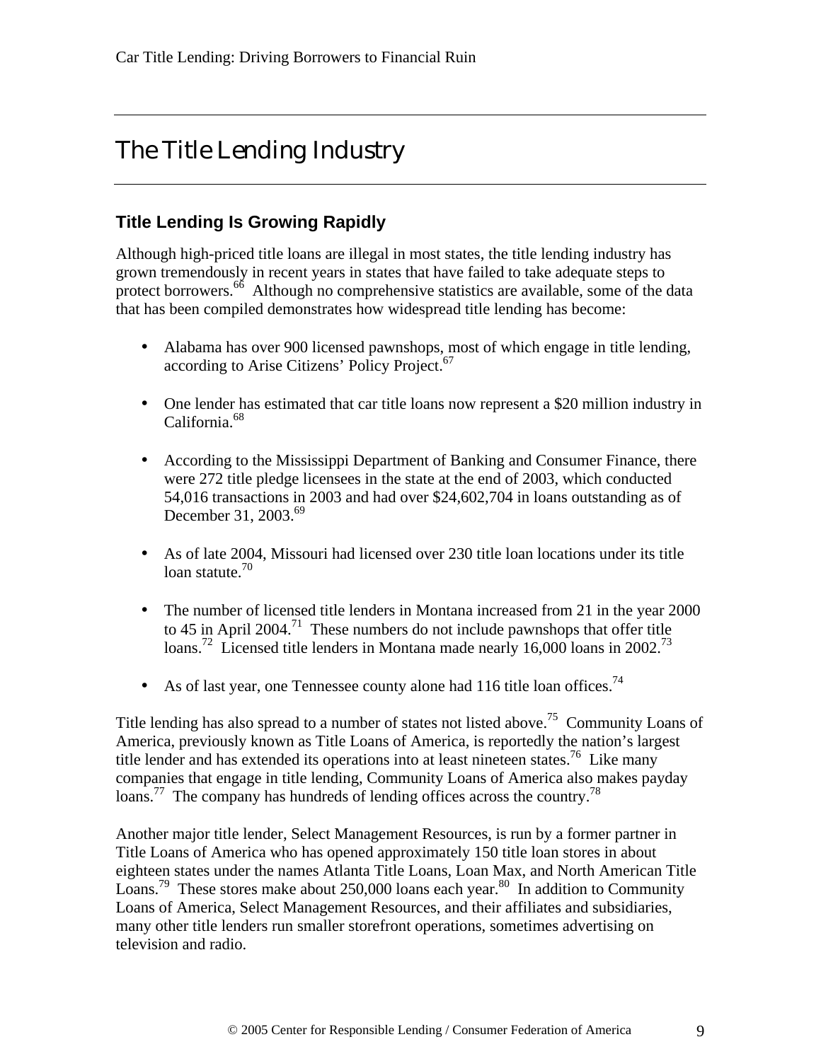# The Title Lending Industry

## Title Lending Is Growing Rapidly

Although high-priced title loans are illegal in most states, the title lending industry has grown tremendously in recent years in states that have failed to take adequate steps to protect borrowers.[66] Although no comprehensive statistics are available, some of the data that has been compiled demonstrates how widespread title lending has become:

- Alabama has over 900 licensed pawnshops, most of which engage in title lending, according to Arise Citizens' Policy Project.[67]

- One lender has estimated that car title loans now represent a $20 million industry in California.[68]

- According to the Mississippi Department of Banking and Consumer Finance, there were 272 title pledge licensees in the state at the end of 2003, which conducted 54,016 transactions in 2003 and had over $24,602,704 in loans outstanding as of December 31, 2003.[69]

- As of late 2004, Missouri had licensed over 230 title loan locations under its title loan statute.[70]

- The number of licensed title lenders in Montana increased from 21 in the year 2000 to 45 in April 2004.[71] These numbers do not include pawnshops that offer title loans.[72] Licensed title lenders in Montana made nearly 16,000 loans in 2002.[73]

- As of last year, one Tennessee county alone had 116 title loan offices.[74]

Title lending has also spread to a number of states not listed above.[75] Community Loans of America, previously known as Title Loans of America, is reportedly the nation's largest title lender and has extended its operations into at least nineteen states.[76] Like many companies that engage in title lending, Community Loans of America also makes payday loans.[77] The company has hundreds of lending offices across the country.[78]

Another major title lender, Select Management Resources, is run by a former partner in Title Loans of America who has opened approximately 150 title loan stores in about eighteen states under the names Atlanta Title Loans, Loan Max, and North American Title Loans.[79] These stores make about 250,000 loans each year.[80] In addition to Community Loans of America, Select Management Resources, and their affiliates and subsidiaries, many other title lenders run smaller storefront operations, sometimes advertising on television and radio.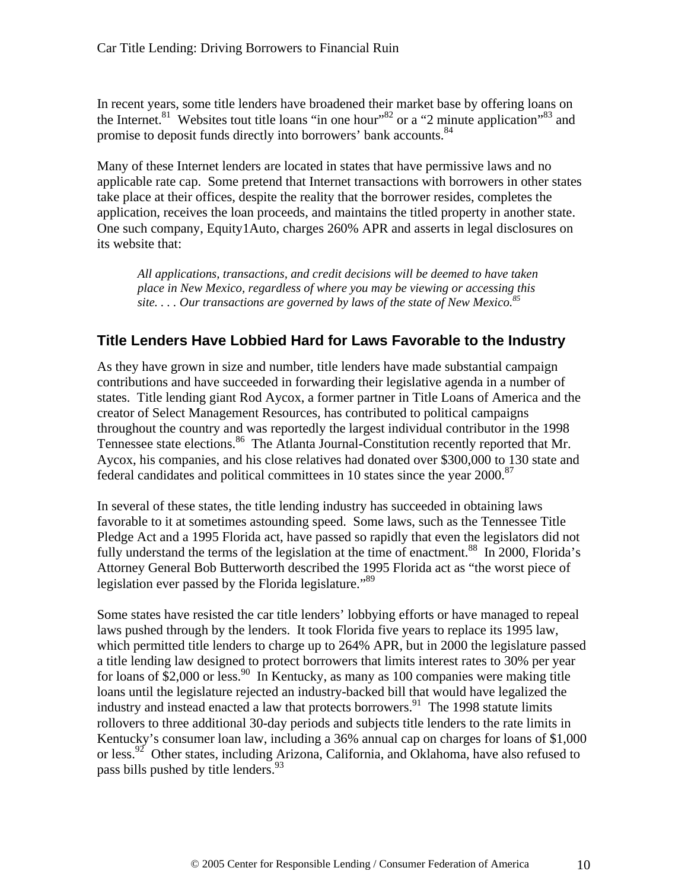In recent years, some title lenders have broadened their market base by offering loans on the Internet.[81] Websites tout title loans "in one hour"[82] or a "2 minute application"[83] and promise to deposit funds directly into borrowers' bank accounts.[84]

Many of these Internet lenders are located in states that have permissive laws and no applicable rate cap. Some pretend that Internet transactions with borrowers in other states take place at their offices, despite the reality that the borrower resides, completes the application, receives the loan proceeds, and maintains the titled property in another state. One such company, Equity1Auto, charges 260% APR and asserts in legal disclosures on its website that:

> *All applications, transactions, and credit decisions will be deemed to have taken place in New Mexico, regardless of where you may be viewing or accessing this site. . . . Our transactions are governed by laws of the state of New Mexico.*[85]

## Title Lenders Have Lobbied Hard for Laws Favorable to the Industry

As they have grown in size and number, title lenders have made substantial campaign contributions and have succeeded in forwarding their legislative agenda in a number of states. Title lending giant Rod Aycox, a former partner in Title Loans of America and the creator of Select Management Resources, has contributed to political campaigns throughout the country and was reportedly the largest individual contributor in the 1998 Tennessee state elections.[86] The Atlanta Journal-Constitution recently reported that Mr. Aycox, his companies, and his close relatives had donated over $300,000 to 130 state and federal candidates and political committees in 10 states since the year 2000.[87]

In several of these states, the title lending industry has succeeded in obtaining laws favorable to it at sometimes astounding speed. Some laws, such as the Tennessee Title Pledge Act and a 1995 Florida act, have passed so rapidly that even the legislators did not fully understand the terms of the legislation at the time of enactment.[88] In 2000, Florida's Attorney General Bob Butterworth described the 1995 Florida act as "the worst piece of legislation ever passed by the Florida legislature."[89]

Some states have resisted the car title lenders' lobbying efforts or have managed to repeal laws pushed through by the lenders. It took Florida five years to replace its 1995 law, which permitted title lenders to charge up to 264% APR, but in 2000 the legislature passed a title lending law designed to protect borrowers that limits interest rates to 30% per year for loans of $2,000 or less.[90] In Kentucky, as many as 100 companies were making title loans until the legislature rejected an industry-backed bill that would have legalized the industry and instead enacted a law that protects borrowers.[91] The 1998 statute limits rollovers to three additional 30-day periods and subjects title lenders to the rate limits in Kentucky's consumer loan law, including a 36% annual cap on charges for loans of $1,000 or less.[92] Other states, including Arizona, California, and Oklahoma, have also refused to pass bills pushed by title lenders.[93]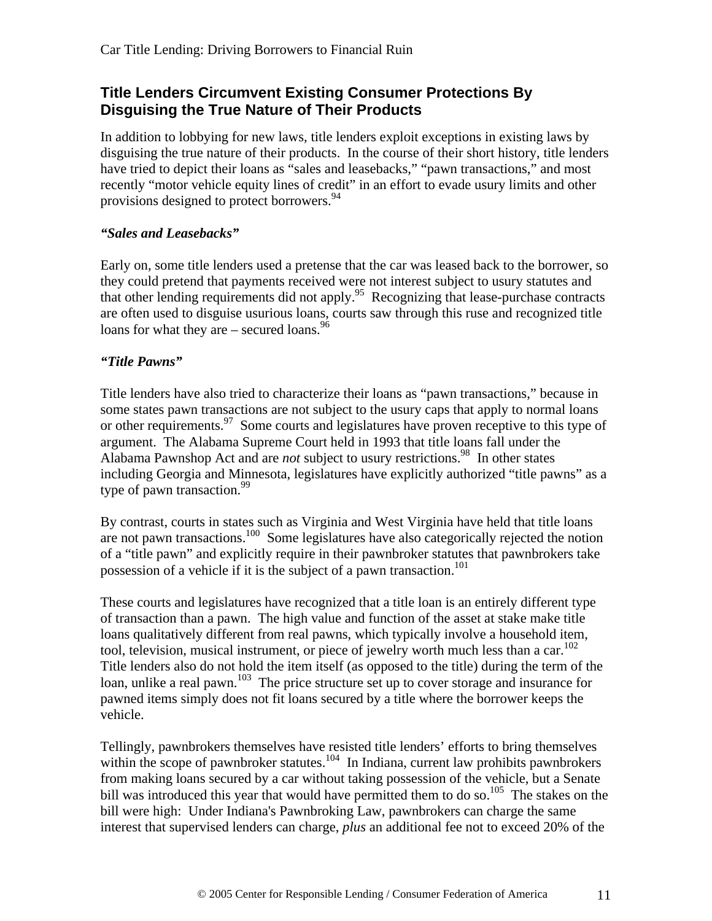## Title Lenders Circumvent Existing Consumer Protections By Disguising the True Nature of Their Products

In addition to lobbying for new laws, title lenders exploit exceptions in existing laws by disguising the true nature of their products. In the course of their short history, title lenders have tried to depict their loans as "sales and leasebacks," "pawn transactions," and most recently "motor vehicle equity lines of credit" in an effort to evade usury limits and other provisions designed to protect borrowers.[94]

### *"Sales and Leasebacks"*

Early on, some title lenders used a pretense that the car was leased back to the borrower, so they could pretend that payments received were not interest subject to usury statutes and that other lending requirements did not apply.[95] Recognizing that lease-purchase contracts are often used to disguise usurious loans, courts saw through this ruse and recognized title loans for what they are – secured loans.[96]

### *"Title Pawns"*

Title lenders have also tried to characterize their loans as "pawn transactions," because in some states pawn transactions are not subject to the usury caps that apply to normal loans or other requirements.[97] Some courts and legislatures have proven receptive to this type of argument. The Alabama Supreme Court held in 1993 that title loans fall under the Alabama Pawnshop Act and are *not* subject to usury restrictions.[98] In other states including Georgia and Minnesota, legislatures have explicitly authorized "title pawns" as a type of pawn transaction.[99]

By contrast, courts in states such as Virginia and West Virginia have held that title loans are not pawn transactions.[100] Some legislatures have also categorically rejected the notion of a "title pawn" and explicitly require in their pawnbroker statutes that pawnbrokers take possession of a vehicle if it is the subject of a pawn transaction.[101]

These courts and legislatures have recognized that a title loan is an entirely different type of transaction than a pawn. The high value and function of the asset at stake make title loans qualitatively different from real pawns, which typically involve a household item, tool, television, musical instrument, or piece of jewelry worth much less than a car.[102] Title lenders also do not hold the item itself (as opposed to the title) during the term of the loan, unlike a real pawn.[103] The price structure set up to cover storage and insurance for pawned items simply does not fit loans secured by a title where the borrower keeps the vehicle.

Tellingly, pawnbrokers themselves have resisted title lenders' efforts to bring themselves within the scope of pawnbroker statutes.[104] In Indiana, current law prohibits pawnbrokers from making loans secured by a car without taking possession of the vehicle, but a Senate bill was introduced this year that would have permitted them to do so.[105] The stakes on the bill were high: Under Indiana's Pawnbroking Law, pawnbrokers can charge the same interest that supervised lenders can charge, *plus* an additional fee not to exceed 20% of the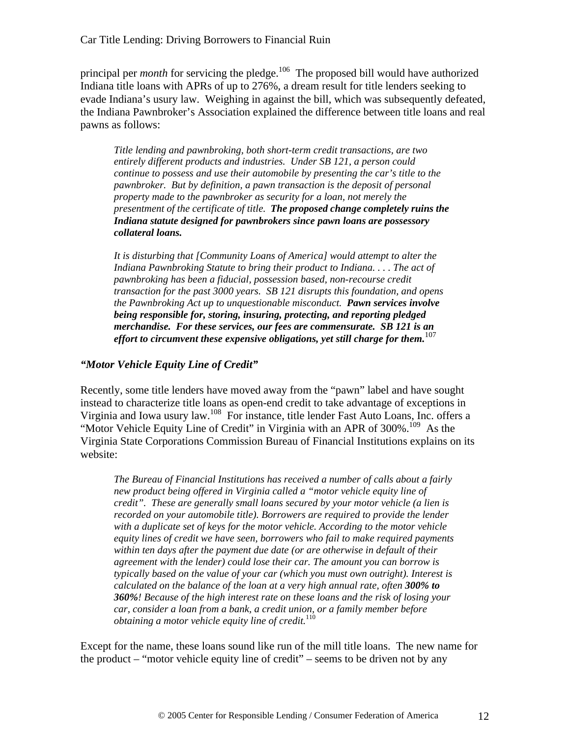principal per *month* for servicing the pledge.[106] The proposed bill would have authorized Indiana title loans with APRs of up to 276%, a dream result for title lenders seeking to evade Indiana's usury law. Weighing in against the bill, which was subsequently defeated, the Indiana Pawnbroker's Association explained the difference between title loans and real pawns as follows:

> *Title lending and pawnbroking, both short-term credit transactions, are two entirely different products and industries. Under SB 121, a person could continue to possess and use their automobile by presenting the car's title to the pawnbroker. But by definition, a pawn transaction is the deposit of personal property made to the pawnbroker as security for a loan, not merely the presentment of the certificate of title.* ***The proposed change completely ruins the Indiana statute designed for pawnbrokers since pawn loans are possessory collateral loans.***
>
> *It is disturbing that [Community Loans of America] would attempt to alter the Indiana Pawnbroking Statute to bring their product to Indiana. . . . The act of pawnbroking has been a fiducial, possession based, non-recourse credit transaction for the past 3000 years. SB 121 disrupts this foundation, and opens the Pawnbroking Act up to unquestionable misconduct.* ***Pawn services involve being responsible for, storing, insuring, protecting, and reporting pledged merchandise. For these services, our fees are commensurate. SB 121 is an effort to circumvent these expensive obligations, yet still charge for them.***[107]

### *"Motor Vehicle Equity Line of Credit"*

Recently, some title lenders have moved away from the "pawn" label and have sought instead to characterize title loans as open-end credit to take advantage of exceptions in Virginia and Iowa usury law.[108] For instance, title lender Fast Auto Loans, Inc. offers a "Motor Vehicle Equity Line of Credit" in Virginia with an APR of 300%.[109] As the Virginia State Corporations Commission Bureau of Financial Institutions explains on its website:

> *The Bureau of Financial Institutions has received a number of calls about a fairly new product being offered in Virginia called a "motor vehicle equity line of credit". These are generally small loans secured by your motor vehicle (a lien is recorded on your automobile title). Borrowers are required to provide the lender with a duplicate set of keys for the motor vehicle. According to the motor vehicle equity lines of credit we have seen, borrowers who fail to make required payments within ten days after the payment due date (or are otherwise in default of their agreement with the lender) could lose their car. The amount you can borrow is typically based on the value of your car (which you must own outright). Interest is calculated on the balance of the loan at a very high annual rate, often* ***300% to 360%****! Because of the high interest rate on these loans and the risk of losing your car, consider a loan from a bank, a credit union, or a family member before obtaining a motor vehicle equity line of credit.*[110]

Except for the name, these loans sound like run of the mill title loans. The new name for the product – "motor vehicle equity line of credit" – seems to be driven not by any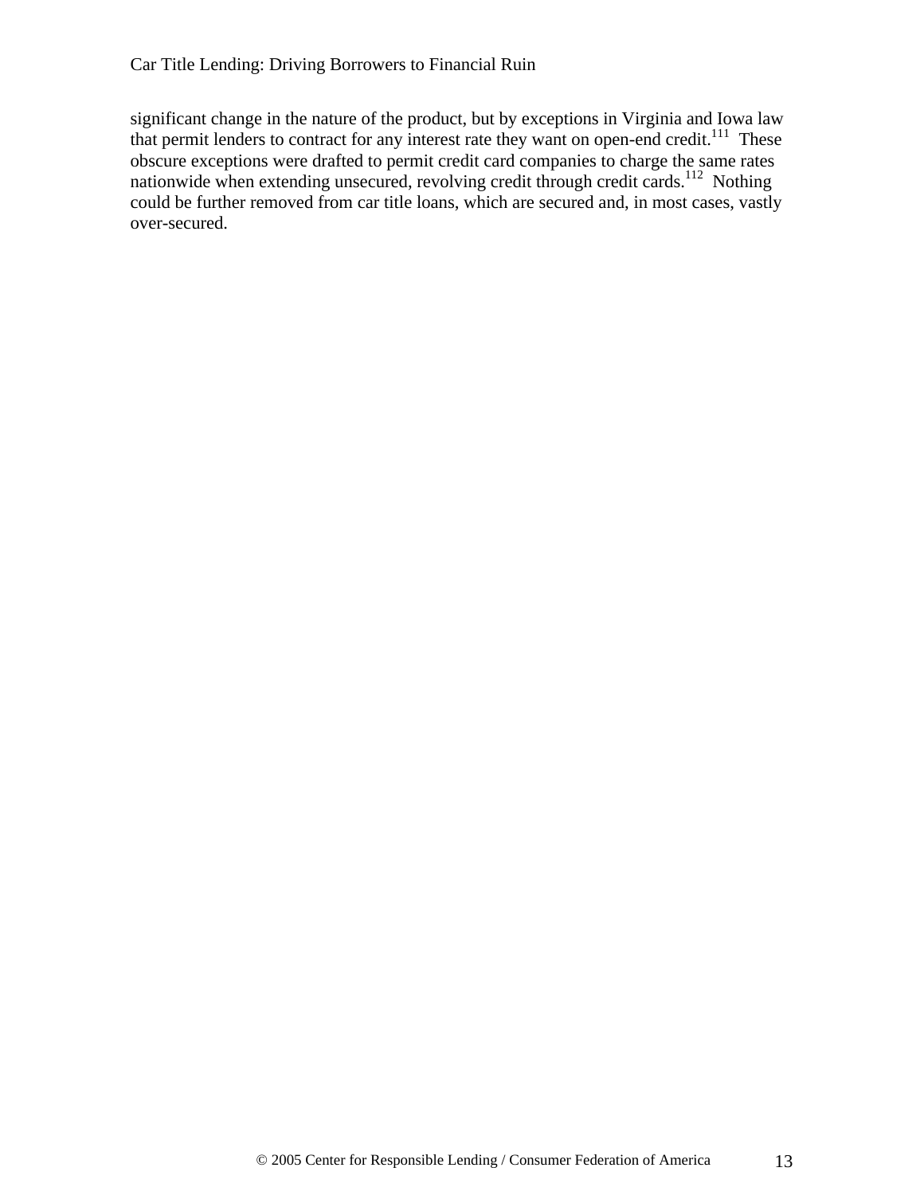significant change in the nature of the product, but by exceptions in Virginia and Iowa law that permit lenders to contract for any interest rate they want on open-end credit.[111] These obscure exceptions were drafted to permit credit card companies to charge the same rates nationwide when extending unsecured, revolving credit through credit cards.[112] Nothing could be further removed from car title loans, which are secured and, in most cases, vastly over-secured.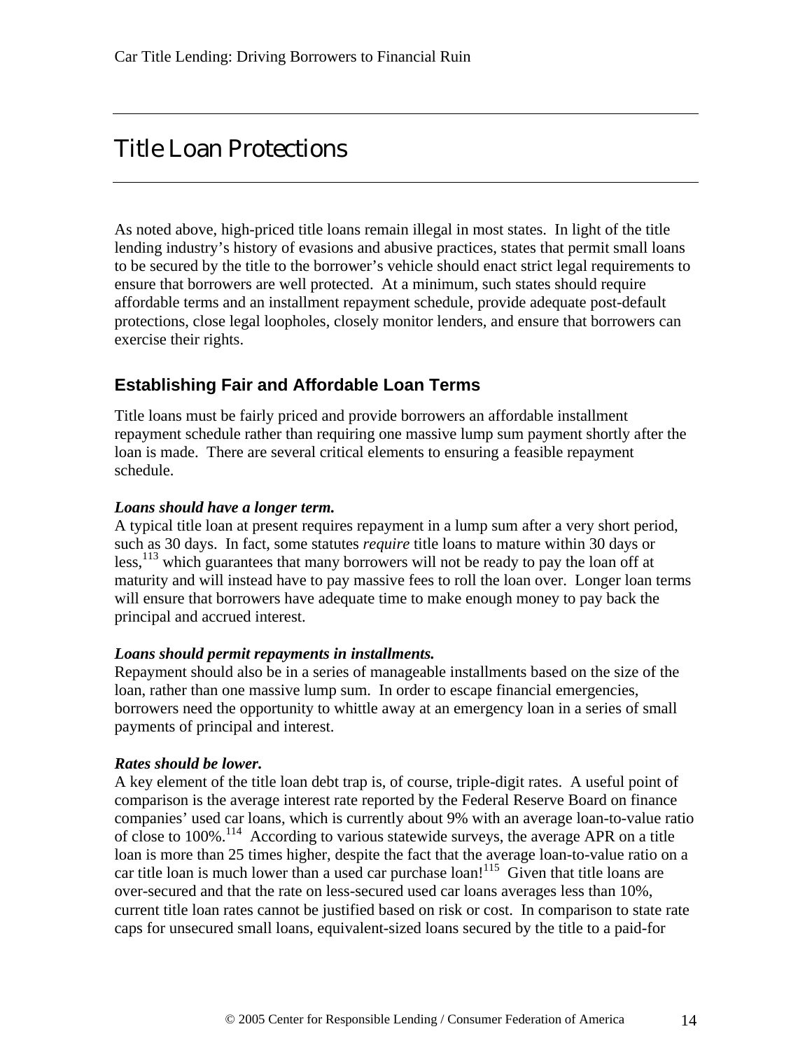# Title Loan Protections

As noted above, high-priced title loans remain illegal in most states. In light of the title lending industry's history of evasions and abusive practices, states that permit small loans to be secured by the title to the borrower's vehicle should enact strict legal requirements to ensure that borrowers are well protected. At a minimum, such states should require affordable terms and an installment repayment schedule, provide adequate post-default protections, close legal loopholes, closely monitor lenders, and ensure that borrowers can exercise their rights.

## Establishing Fair and Affordable Loan Terms

Title loans must be fairly priced and provide borrowers an affordable installment repayment schedule rather than requiring one massive lump sum payment shortly after the loan is made. There are several critical elements to ensuring a feasible repayment schedule.

***Loans should have a longer term.***
A typical title loan at present requires repayment in a lump sum after a very short period, such as 30 days. In fact, some statutes *require* title loans to mature within 30 days or less,[113] which guarantees that many borrowers will not be ready to pay the loan off at maturity and will instead have to pay massive fees to roll the loan over. Longer loan terms will ensure that borrowers have adequate time to make enough money to pay back the principal and accrued interest.

***Loans should permit repayments in installments.***
Repayment should also be in a series of manageable installments based on the size of the loan, rather than one massive lump sum. In order to escape financial emergencies, borrowers need the opportunity to whittle away at an emergency loan in a series of small payments of principal and interest.

***Rates should be lower.***
A key element of the title loan debt trap is, of course, triple-digit rates. A useful point of comparison is the average interest rate reported by the Federal Reserve Board on finance companies' used car loans, which is currently about 9% with an average loan-to-value ratio of close to 100%.[114] According to various statewide surveys, the average APR on a title loan is more than 25 times higher, despite the fact that the average loan-to-value ratio on a car title loan is much lower than a used car purchase loan![115] Given that title loans are over-secured and that the rate on less-secured used car loans averages less than 10%, current title loan rates cannot be justified based on risk or cost. In comparison to state rate caps for unsecured small loans, equivalent-sized loans secured by the title to a paid-for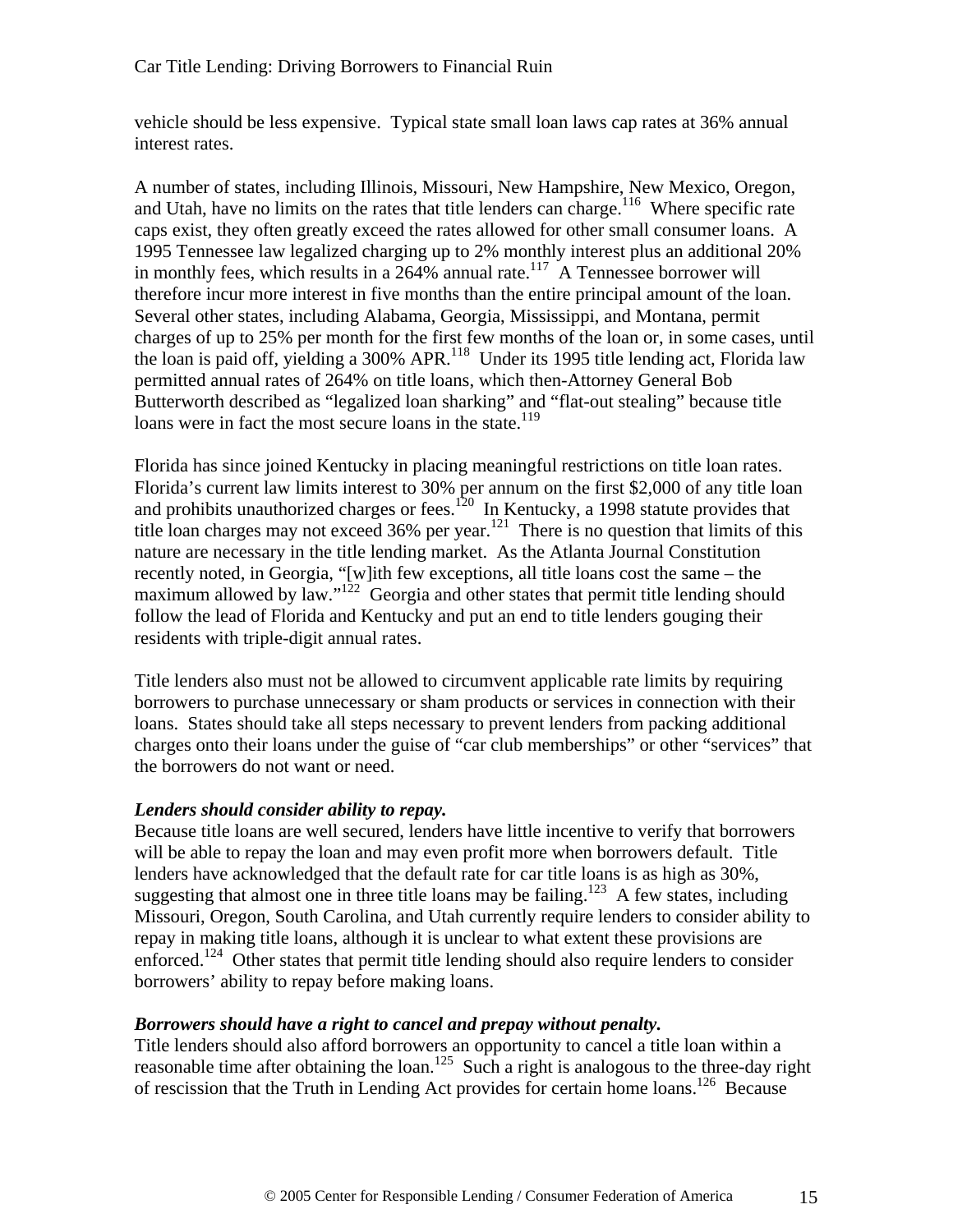vehicle should be less expensive. Typical state small loan laws cap rates at 36% annual interest rates.

A number of states, including Illinois, Missouri, New Hampshire, New Mexico, Oregon, and Utah, have no limits on the rates that title lenders can charge.[116] Where specific rate caps exist, they often greatly exceed the rates allowed for other small consumer loans. A 1995 Tennessee law legalized charging up to 2% monthly interest plus an additional 20% in monthly fees, which results in a 264% annual rate.[117] A Tennessee borrower will therefore incur more interest in five months than the entire principal amount of the loan. Several other states, including Alabama, Georgia, Mississippi, and Montana, permit charges of up to 25% per month for the first few months of the loan or, in some cases, until the loan is paid off, yielding a 300% APR.[118] Under its 1995 title lending act, Florida law permitted annual rates of 264% on title loans, which then-Attorney General Bob Butterworth described as "legalized loan sharking" and "flat-out stealing" because title loans were in fact the most secure loans in the state.[119]

Florida has since joined Kentucky in placing meaningful restrictions on title loan rates. Florida's current law limits interest to 30% per annum on the first $2,000 of any title loan and prohibits unauthorized charges or fees.[120] In Kentucky, a 1998 statute provides that title loan charges may not exceed 36% per year.[121] There is no question that limits of this nature are necessary in the title lending market. As the Atlanta Journal Constitution recently noted, in Georgia, "[w]ith few exceptions, all title loans cost the same – the maximum allowed by law."[122] Georgia and other states that permit title lending should follow the lead of Florida and Kentucky and put an end to title lenders gouging their residents with triple-digit annual rates.

Title lenders also must not be allowed to circumvent applicable rate limits by requiring borrowers to purchase unnecessary or sham products or services in connection with their loans. States should take all steps necessary to prevent lenders from packing additional charges onto their loans under the guise of "car club memberships" or other "services" that the borrowers do not want or need.

***Lenders should consider ability to repay.***

Because title loans are well secured, lenders have little incentive to verify that borrowers will be able to repay the loan and may even profit more when borrowers default. Title lenders have acknowledged that the default rate for car title loans is as high as 30%, suggesting that almost one in three title loans may be failing.[123] A few states, including Missouri, Oregon, South Carolina, and Utah currently require lenders to consider ability to repay in making title loans, although it is unclear to what extent these provisions are enforced.[124] Other states that permit title lending should also require lenders to consider borrowers' ability to repay before making loans.

***Borrowers should have a right to cancel and prepay without penalty.***

Title lenders should also afford borrowers an opportunity to cancel a title loan within a reasonable time after obtaining the loan.[125] Such a right is analogous to the three-day right of rescission that the Truth in Lending Act provides for certain home loans.[126] Because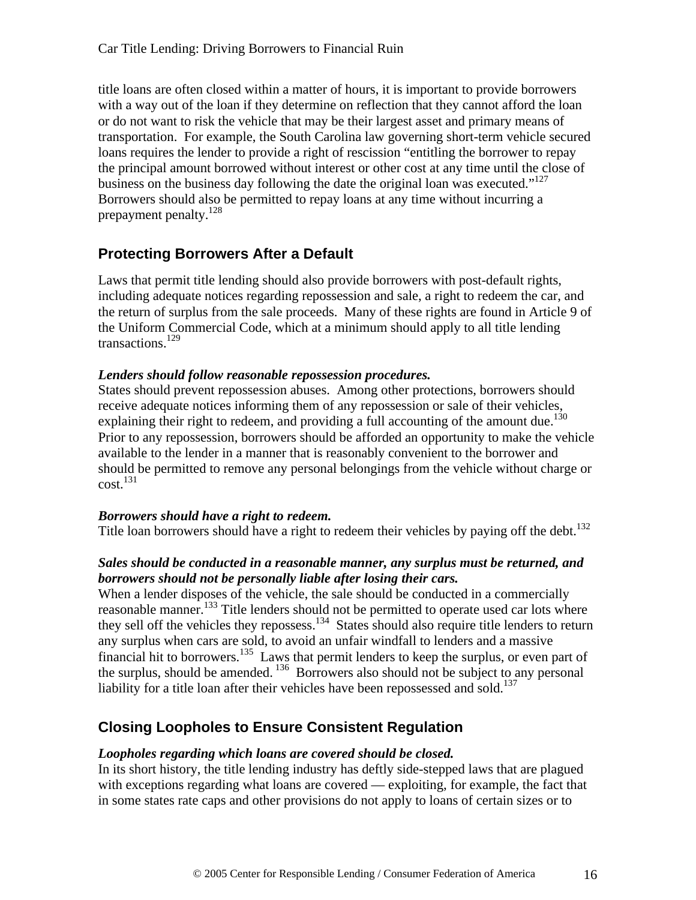title loans are often closed within a matter of hours, it is important to provide borrowers with a way out of the loan if they determine on reflection that they cannot afford the loan or do not want to risk the vehicle that may be their largest asset and primary means of transportation. For example, the South Carolina law governing short-term vehicle secured loans requires the lender to provide a right of rescission "entitling the borrower to repay the principal amount borrowed without interest or other cost at any time until the close of business on the business day following the date the original loan was executed."[127] Borrowers should also be permitted to repay loans at any time without incurring a prepayment penalty.[128]

## Protecting Borrowers After a Default

Laws that permit title lending should also provide borrowers with post-default rights, including adequate notices regarding repossession and sale, a right to redeem the car, and the return of surplus from the sale proceeds. Many of these rights are found in Article 9 of the Uniform Commercial Code, which at a minimum should apply to all title lending transactions.[129]

***Lenders should follow reasonable repossession procedures.***
States should prevent repossession abuses. Among other protections, borrowers should receive adequate notices informing them of any repossession or sale of their vehicles, explaining their right to redeem, and providing a full accounting of the amount due.[130] Prior to any repossession, borrowers should be afforded an opportunity to make the vehicle available to the lender in a manner that is reasonably convenient to the borrower and should be permitted to remove any personal belongings from the vehicle without charge or cost.[131]

***Borrowers should have a right to redeem.***
Title loan borrowers should have a right to redeem their vehicles by paying off the debt.[132]

***Sales should be conducted in a reasonable manner, any surplus must be returned, and borrowers should not be personally liable after losing their cars.***
When a lender disposes of the vehicle, the sale should be conducted in a commercially reasonable manner.[133] Title lenders should not be permitted to operate used car lots where they sell off the vehicles they repossess.[134] States should also require title lenders to return any surplus when cars are sold, to avoid an unfair windfall to lenders and a massive financial hit to borrowers.[135] Laws that permit lenders to keep the surplus, or even part of the surplus, should be amended.[136] Borrowers also should not be subject to any personal liability for a title loan after their vehicles have been repossessed and sold.[137]

## Closing Loopholes to Ensure Consistent Regulation

***Loopholes regarding which loans are covered should be closed.***
In its short history, the title lending industry has deftly side-stepped laws that are plagued with exceptions regarding what loans are covered — exploiting, for example, the fact that in some states rate caps and other provisions do not apply to loans of certain sizes or to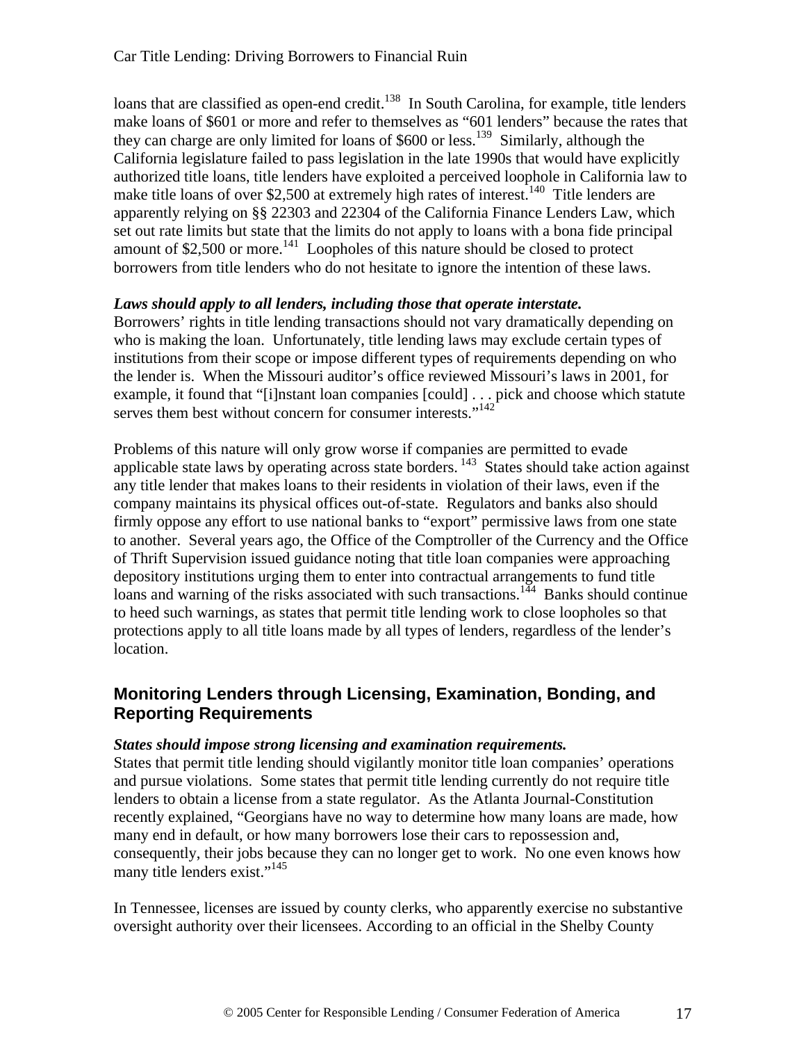loans that are classified as open-end credit.[138] In South Carolina, for example, title lenders make loans of $601 or more and refer to themselves as "601 lenders" because the rates that they can charge are only limited for loans of $600 or less.[139] Similarly, although the California legislature failed to pass legislation in the late 1990s that would have explicitly authorized title loans, title lenders have exploited a perceived loophole in California law to make title loans of over $2,500 at extremely high rates of interest.[140] Title lenders are apparently relying on §§ 22303 and 22304 of the California Finance Lenders Law, which set out rate limits but state that the limits do not apply to loans with a bona fide principal amount of $2,500 or more.[141] Loopholes of this nature should be closed to protect borrowers from title lenders who do not hesitate to ignore the intention of these laws.

***Laws should apply to all lenders, including those that operate interstate.***
Borrowers' rights in title lending transactions should not vary dramatically depending on who is making the loan. Unfortunately, title lending laws may exclude certain types of institutions from their scope or impose different types of requirements depending on who the lender is. When the Missouri auditor's office reviewed Missouri's laws in 2001, for example, it found that "[i]nstant loan companies [could] . . . pick and choose which statute serves them best without concern for consumer interests."[142]

Problems of this nature will only grow worse if companies are permitted to evade applicable state laws by operating across state borders.[143] States should take action against any title lender that makes loans to their residents in violation of their laws, even if the company maintains its physical offices out-of-state. Regulators and banks also should firmly oppose any effort to use national banks to "export" permissive laws from one state to another. Several years ago, the Office of the Comptroller of the Currency and the Office of Thrift Supervision issued guidance noting that title loan companies were approaching depository institutions urging them to enter into contractual arrangements to fund title loans and warning of the risks associated with such transactions.[144] Banks should continue to heed such warnings, as states that permit title lending work to close loopholes so that protections apply to all title loans made by all types of lenders, regardless of the lender's location.

## Monitoring Lenders through Licensing, Examination, Bonding, and Reporting Requirements

***States should impose strong licensing and examination requirements.***
States that permit title lending should vigilantly monitor title loan companies' operations and pursue violations. Some states that permit title lending currently do not require title lenders to obtain a license from a state regulator. As the Atlanta Journal-Constitution recently explained, "Georgians have no way to determine how many loans are made, how many end in default, or how many borrowers lose their cars to repossession and, consequently, their jobs because they can no longer get to work. No one even knows how many title lenders exist."[145]

In Tennessee, licenses are issued by county clerks, who apparently exercise no substantive oversight authority over their licensees. According to an official in the Shelby County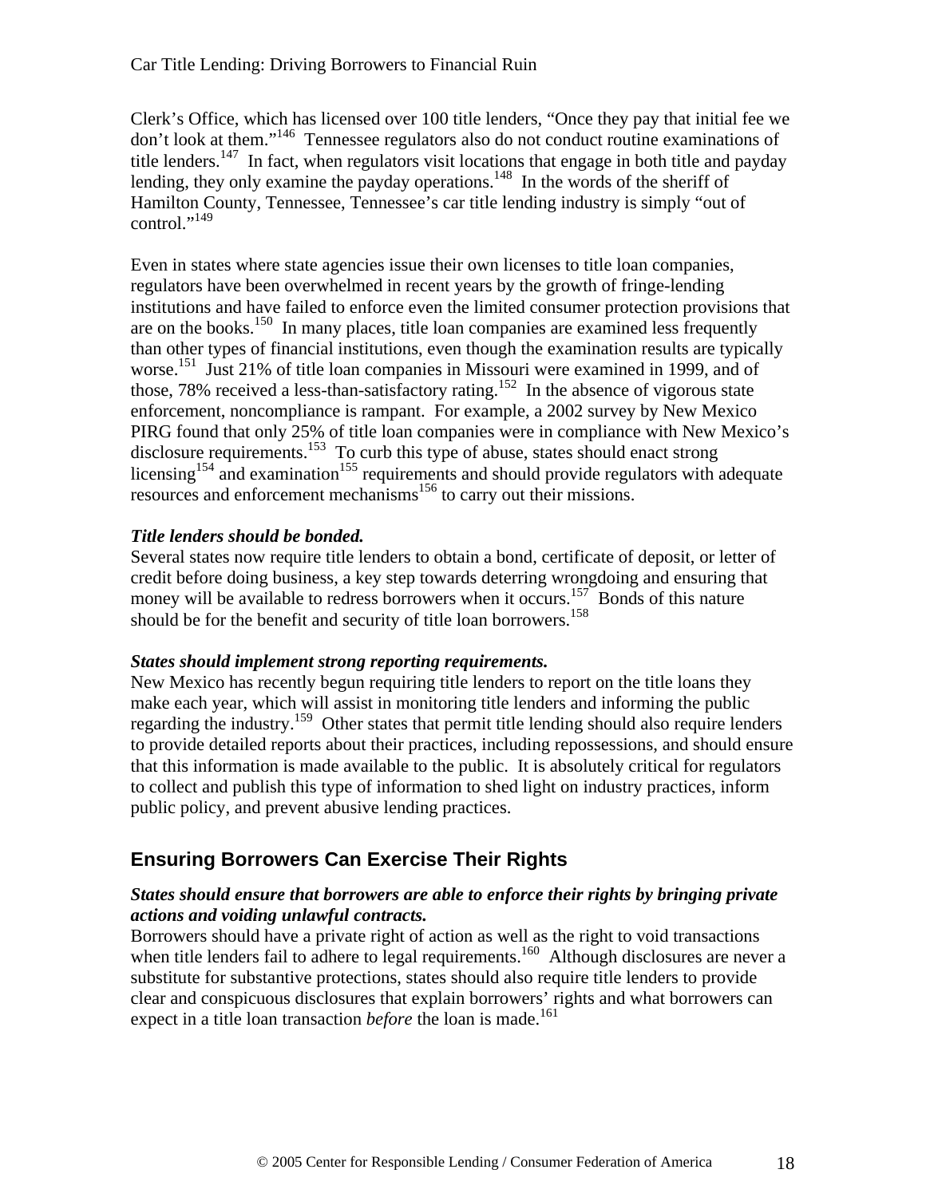Clerk's Office, which has licensed over 100 title lenders, "Once they pay that initial fee we don't look at them."[146] Tennessee regulators also do not conduct routine examinations of title lenders.[147] In fact, when regulators visit locations that engage in both title and payday lending, they only examine the payday operations.[148] In the words of the sheriff of Hamilton County, Tennessee, Tennessee's car title lending industry is simply "out of control."[149]

Even in states where state agencies issue their own licenses to title loan companies, regulators have been overwhelmed in recent years by the growth of fringe-lending institutions and have failed to enforce even the limited consumer protection provisions that are on the books.[150] In many places, title loan companies are examined less frequently than other types of financial institutions, even though the examination results are typically worse.[151] Just 21% of title loan companies in Missouri were examined in 1999, and of those, 78% received a less-than-satisfactory rating.[152] In the absence of vigorous state enforcement, noncompliance is rampant. For example, a 2002 survey by New Mexico PIRG found that only 25% of title loan companies were in compliance with New Mexico's disclosure requirements.[153] To curb this type of abuse, states should enact strong licensing[154] and examination[155] requirements and should provide regulators with adequate resources and enforcement mechanisms[156] to carry out their missions.

***Title lenders should be bonded.***

Several states now require title lenders to obtain a bond, certificate of deposit, or letter of credit before doing business, a key step towards deterring wrongdoing and ensuring that money will be available to redress borrowers when it occurs.[157] Bonds of this nature should be for the benefit and security of title loan borrowers.[158]

***States should implement strong reporting requirements.***

New Mexico has recently begun requiring title lenders to report on the title loans they make each year, which will assist in monitoring title lenders and informing the public regarding the industry.[159] Other states that permit title lending should also require lenders to provide detailed reports about their practices, including repossessions, and should ensure that this information is made available to the public. It is absolutely critical for regulators to collect and publish this type of information to shed light on industry practices, inform public policy, and prevent abusive lending practices.

## Ensuring Borrowers Can Exercise Their Rights

***States should ensure that borrowers are able to enforce their rights by bringing private actions and voiding unlawful contracts.***

Borrowers should have a private right of action as well as the right to void transactions when title lenders fail to adhere to legal requirements.[160] Although disclosures are never a substitute for substantive protections, states should also require title lenders to provide clear and conspicuous disclosures that explain borrowers' rights and what borrowers can expect in a title loan transaction *before* the loan is made.[161]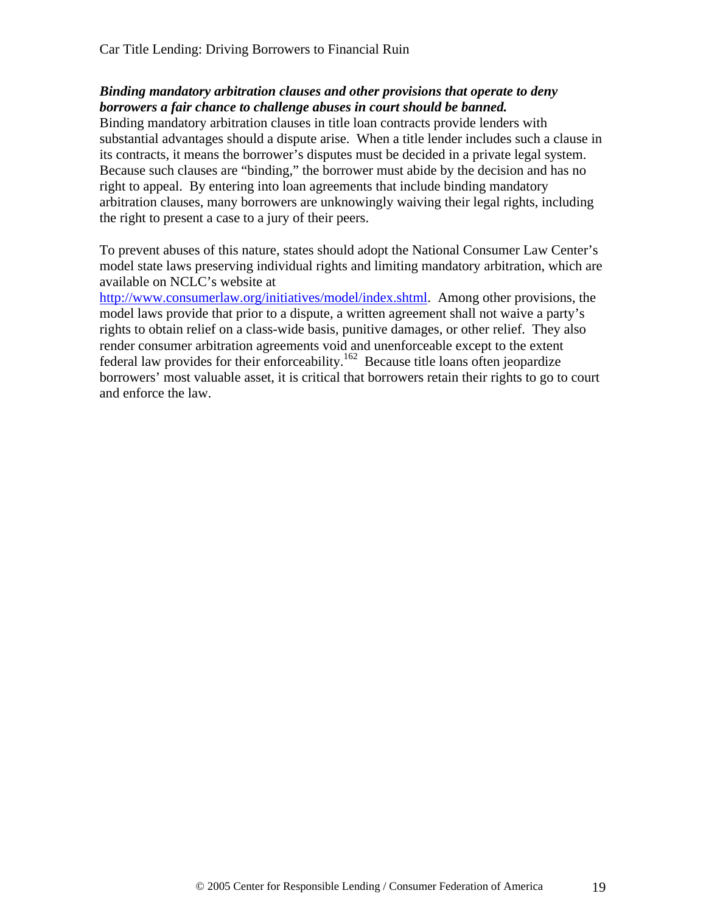***Binding mandatory arbitration clauses and other provisions that operate to deny borrowers a fair chance to challenge abuses in court should be banned.***
Binding mandatory arbitration clauses in title loan contracts provide lenders with substantial advantages should a dispute arise. When a title lender includes such a clause in its contracts, it means the borrower's disputes must be decided in a private legal system. Because such clauses are "binding," the borrower must abide by the decision and has no right to appeal. By entering into loan agreements that include binding mandatory arbitration clauses, many borrowers are unknowingly waiving their legal rights, including the right to present a case to a jury of their peers.

To prevent abuses of this nature, states should adopt the National Consumer Law Center's model state laws preserving individual rights and limiting mandatory arbitration, which are available on NCLC's website at http://www.consumerlaw.org/initiatives/model/index.shtml. Among other provisions, the model laws provide that prior to a dispute, a written agreement shall not waive a party's rights to obtain relief on a class-wide basis, punitive damages, or other relief. They also render consumer arbitration agreements void and unenforceable except to the extent federal law provides for their enforceability.[162] Because title loans often jeopardize borrowers' most valuable asset, it is critical that borrowers retain their rights to go to court and enforce the law.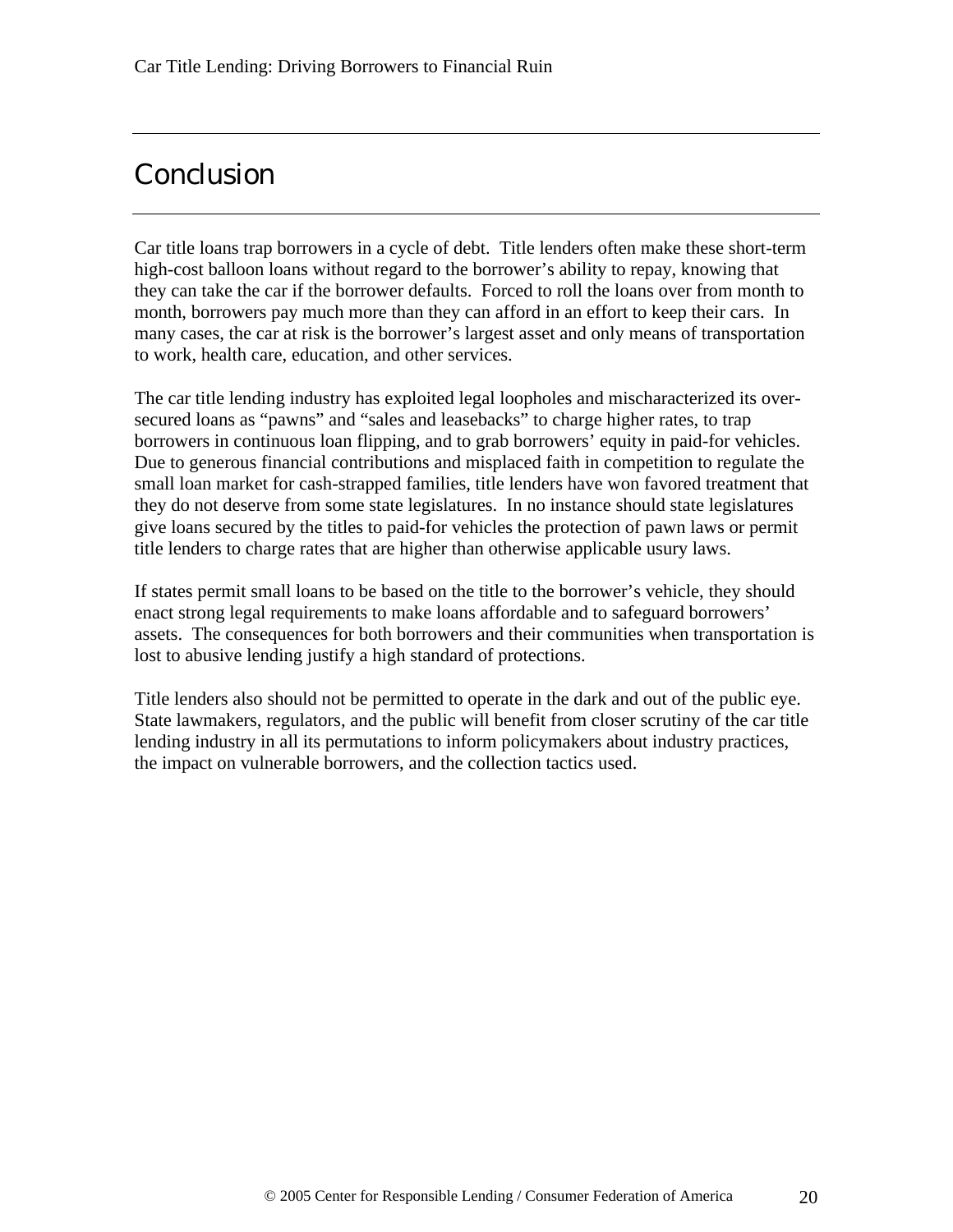# Conclusion

Car title loans trap borrowers in a cycle of debt. Title lenders often make these short-term high-cost balloon loans without regard to the borrower's ability to repay, knowing that they can take the car if the borrower defaults. Forced to roll the loans over from month to month, borrowers pay much more than they can afford in an effort to keep their cars. In many cases, the car at risk is the borrower's largest asset and only means of transportation to work, health care, education, and other services.

The car title lending industry has exploited legal loopholes and mischaracterized its over-secured loans as "pawns" and "sales and leasebacks" to charge higher rates, to trap borrowers in continuous loan flipping, and to grab borrowers' equity in paid-for vehicles. Due to generous financial contributions and misplaced faith in competition to regulate the small loan market for cash-strapped families, title lenders have won favored treatment that they do not deserve from some state legislatures. In no instance should state legislatures give loans secured by the titles to paid-for vehicles the protection of pawn laws or permit title lenders to charge rates that are higher than otherwise applicable usury laws.

If states permit small loans to be based on the title to the borrower's vehicle, they should enact strong legal requirements to make loans affordable and to safeguard borrowers' assets. The consequences for both borrowers and their communities when transportation is lost to abusive lending justify a high standard of protections.

Title lenders also should not be permitted to operate in the dark and out of the public eye. State lawmakers, regulators, and the public will benefit from closer scrutiny of the car title lending industry in all its permutations to inform policymakers about industry practices, the impact on vulnerable borrowers, and the collection tactics used.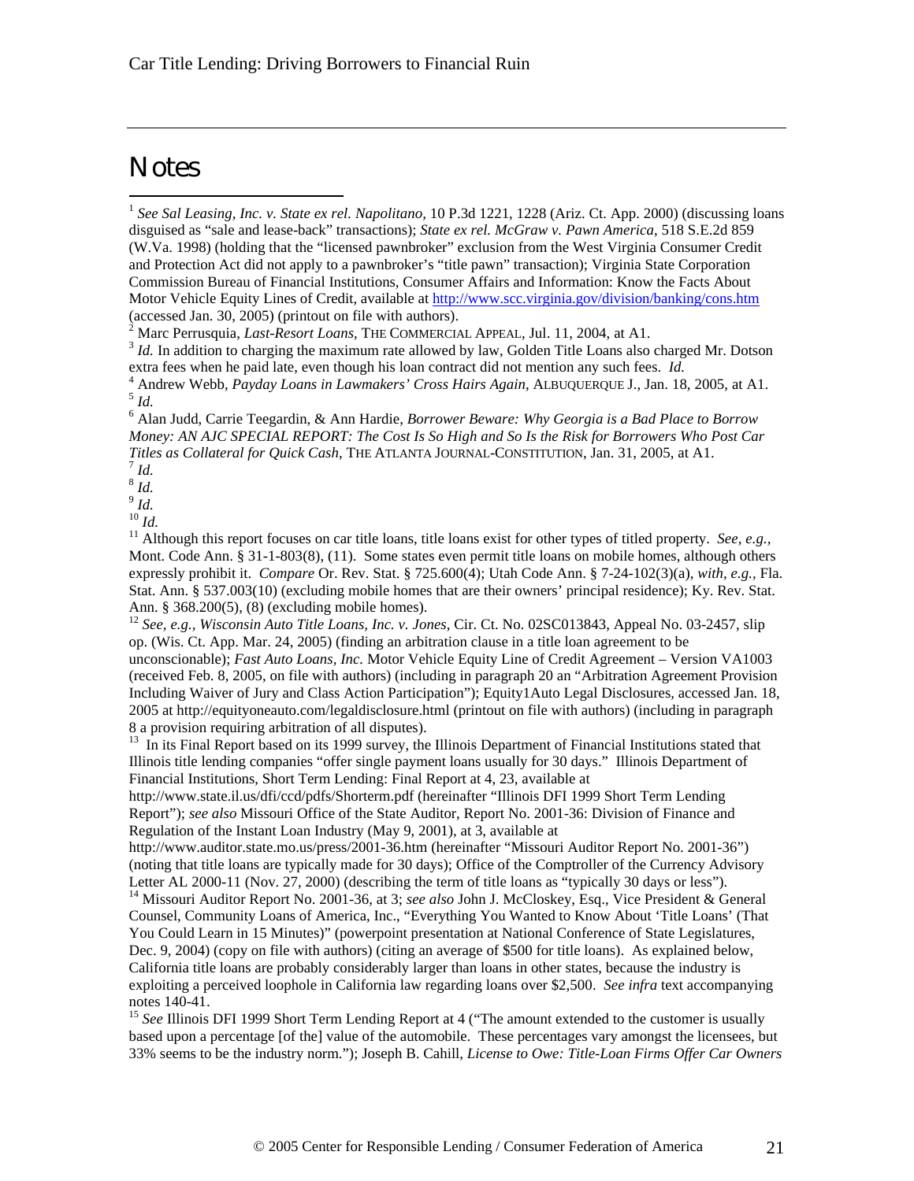# Notes

[1] *See Sal Leasing, Inc. v. State ex rel. Napolitano*, 10 P.3d 1221, 1228 (Ariz. Ct. App. 2000) (discussing loans disguised as "sale and lease-back" transactions); *State ex rel. McGraw v. Pawn America*, 518 S.E.2d 859 (W.Va. 1998) (holding that the "licensed pawnbroker" exclusion from the West Virginia Consumer Credit and Protection Act did not apply to a pawnbroker's "title pawn" transaction); Virginia State Corporation Commission Bureau of Financial Institutions, Consumer Affairs and Information: Know the Facts About Motor Vehicle Equity Lines of Credit, available at http://www.scc.virginia.gov/division/banking/cons.htm (accessed Jan. 30, 2005) (printout on file with authors).

[2] Marc Perrusquia, *Last-Resort Loans*, THE COMMERCIAL APPEAL, Jul. 11, 2004, at A1.

[3] *Id.* In addition to charging the maximum rate allowed by law, Golden Title Loans also charged Mr. Dotson extra fees when he paid late, even though his loan contract did not mention any such fees. *Id.*

[4] Andrew Webb, *Payday Loans in Lawmakers' Cross Hairs Again*, ALBUQUERQUE J., Jan. 18, 2005, at A1.

[5] *Id.*

[6] Alan Judd, Carrie Teegardin, & Ann Hardie, *Borrower Beware: Why Georgia is a Bad Place to Borrow Money: AN AJC SPECIAL REPORT: The Cost Is So High and So Is the Risk for Borrowers Who Post Car Titles as Collateral for Quick Cash*, THE ATLANTA JOURNAL-CONSTITUTION, Jan. 31, 2005, at A1.

[7] *Id.*

[8] *Id.*

[9] *Id.*

[10] *Id.*

[11] Although this report focuses on car title loans, title loans exist for other types of titled property. *See, e.g.*, Mont. Code Ann. § 31-1-803(8), (11). Some states even permit title loans on mobile homes, although others expressly prohibit it. *Compare* Or. Rev. Stat. § 725.600(4); Utah Code Ann. § 7-24-102(3)(a), *with, e.g.*, Fla. Stat. Ann. § 537.003(10) (excluding mobile homes that are their owners' principal residence); Ky. Rev. Stat. Ann. § 368.200(5), (8) (excluding mobile homes).

[12] *See, e.g.*, *Wisconsin Auto Title Loans, Inc. v. Jones*, Cir. Ct. No. 02SC013843, Appeal No. 03-2457, slip op. (Wis. Ct. App. Mar. 24, 2005) (finding an arbitration clause in a title loan agreement to be unconscionable); *Fast Auto Loans, Inc.* Motor Vehicle Equity Line of Credit Agreement – Version VA1003 (received Feb. 8, 2005, on file with authors) (including in paragraph 20 an "Arbitration Agreement Provision Including Waiver of Jury and Class Action Participation"); Equity1Auto Legal Disclosures, accessed Jan. 18, 2005 at http://equityoneauto.com/legaldisclosure.html (printout on file with authors) (including in paragraph 8 a provision requiring arbitration of all disputes).

[13] In its Final Report based on its 1999 survey, the Illinois Department of Financial Institutions stated that Illinois title lending companies "offer single payment loans usually for 30 days." Illinois Department of Financial Institutions, Short Term Lending: Final Report at 4, 23, available at http://www.state.il.us/dfi/ccd/pdfs/Shorterm.pdf (hereinafter "Illinois DFI 1999 Short Term Lending Report"); *see also* Missouri Office of the State Auditor, Report No. 2001-36: Division of Finance and Regulation of the Instant Loan Industry (May 9, 2001), at 3, available at http://www.auditor.state.mo.us/press/2001-36.htm (hereinafter "Missouri Auditor Report No. 2001-36") (noting that title loans are typically made for 30 days); Office of the Comptroller of the Currency Advisory Letter AL 2000-11 (Nov. 27, 2000) (describing the term of title loans as "typically 30 days or less").

[14] Missouri Auditor Report No. 2001-36, at 3; *see also* John J. McCloskey, Esq., Vice President & General Counsel, Community Loans of America, Inc., "Everything You Wanted to Know About 'Title Loans' (That You Could Learn in 15 Minutes)" (powerpoint presentation at National Conference of State Legislatures, Dec. 9, 2004) (copy on file with authors) (citing an average of $500 for title loans). As explained below, California title loans are probably considerably larger than loans in other states, because the industry is exploiting a perceived loophole in California law regarding loans over $2,500. *See infra* text accompanying notes 140-41.

[15] *See* Illinois DFI 1999 Short Term Lending Report at 4 ("The amount extended to the customer is usually based upon a percentage [of the] value of the automobile. These percentages vary amongst the licensees, but 33% seems to be the industry norm."); Joseph B. Cahill, *License to Owe: Title-Loan Firms Offer Car Owners*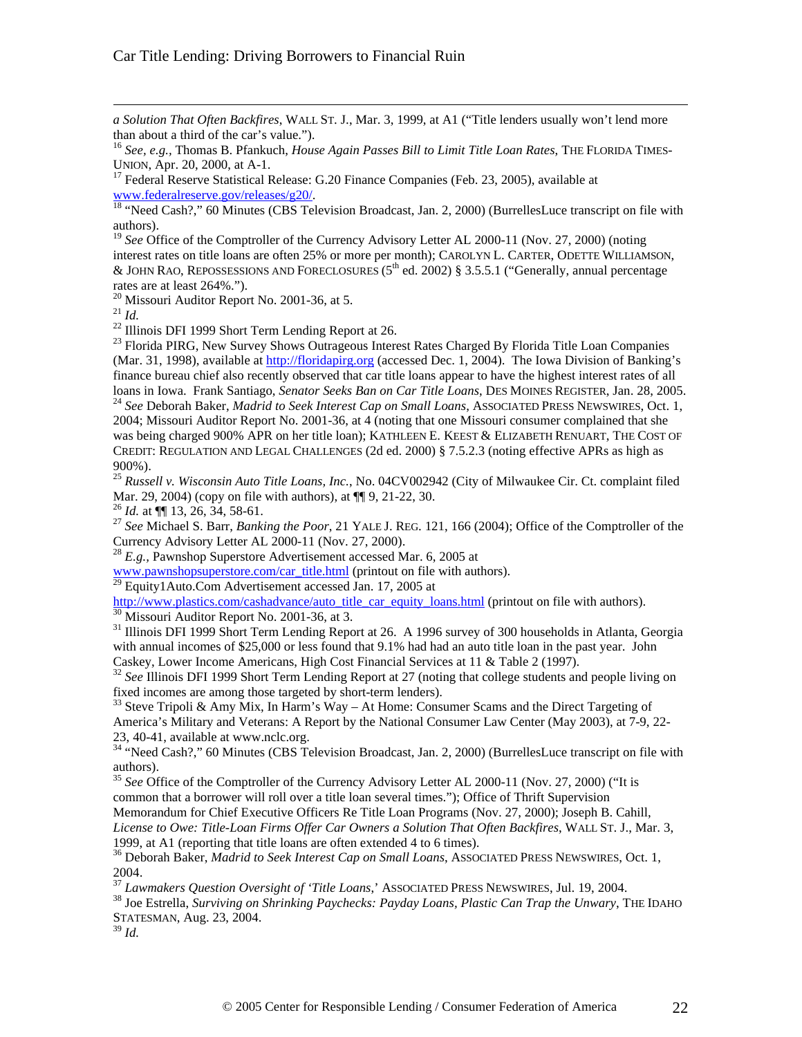*a Solution That Often Backfires*, WALL ST. J., Mar. 3, 1999, at A1 ("Title lenders usually won't lend more than about a third of the car's value.").

[16] *See, e.g.,* Thomas B. Pfankuch, *House Again Passes Bill to Limit Title Loan Rates*, THE FLORIDA TIMES-UNION, Apr. 20, 2000, at A-1.

[17] Federal Reserve Statistical Release: G.20 Finance Companies (Feb. 23, 2005), available at www.federalreserve.gov/releases/g20/.

[18] "Need Cash?," 60 Minutes (CBS Television Broadcast, Jan. 2, 2000) (BurrellesLuce transcript on file with authors).

[19] *See* Office of the Comptroller of the Currency Advisory Letter AL 2000-11 (Nov. 27, 2000) (noting interest rates on title loans are often 25% or more per month); CAROLYN L. CARTER, ODETTE WILLIAMSON, & JOHN RAO, REPOSSESSIONS AND FORECLOSURES (5th ed. 2002) § 3.5.5.1 ("Generally, annual percentage rates are at least 264%.").

[20] Missouri Auditor Report No. 2001-36, at 5.

[21] *Id.*

[22] Illinois DFI 1999 Short Term Lending Report at 26.

[23] Florida PIRG, New Survey Shows Outrageous Interest Rates Charged By Florida Title Loan Companies (Mar. 31, 1998), available at http://floridapirg.org (accessed Dec. 1, 2004). The Iowa Division of Banking's finance bureau chief also recently observed that car title loans appear to have the highest interest rates of all loans in Iowa. Frank Santiago, *Senator Seeks Ban on Car Title Loans*, DES MOINES REGISTER, Jan. 28, 2005.

[24] *See* Deborah Baker, *Madrid to Seek Interest Cap on Small Loans*, ASSOCIATED PRESS NEWSWIRES, Oct. 1, 2004; Missouri Auditor Report No. 2001-36, at 4 (noting that one Missouri consumer complained that she was being charged 900% APR on her title loan); KATHLEEN E. KEEST & ELIZABETH RENUART, THE COST OF CREDIT: REGULATION AND LEGAL CHALLENGES (2d ed. 2000) § 7.5.2.3 (noting effective APRs as high as 900%).

[25] *Russell v. Wisconsin Auto Title Loans, Inc.*, No. 04CV002942 (City of Milwaukee Cir. Ct. complaint filed Mar. 29, 2004) (copy on file with authors), at ¶¶ 9, 21-22, 30.

[26] *Id.* at ¶¶ 13, 26, 34, 58-61.

[27] *See* Michael S. Barr, *Banking the Poor*, 21 YALE J. REG. 121, 166 (2004); Office of the Comptroller of the Currency Advisory Letter AL 2000-11 (Nov. 27, 2000).

[28] *E.g.,* Pawnshop Superstore Advertisement accessed Mar. 6, 2005 at www.pawnshopsuperstore.com/car_title.html (printout on file with authors).

[29] Equity1Auto.Com Advertisement accessed Jan. 17, 2005 at http://www.plastics.com/cashadvance/auto_title_car_equity_loans.html (printout on file with authors).

[30] Missouri Auditor Report No. 2001-36, at 3.

[31] Illinois DFI 1999 Short Term Lending Report at 26. A 1996 survey of 300 households in Atlanta, Georgia with annual incomes of $25,000 or less found that 9.1% had had an auto title loan in the past year. John Caskey, Lower Income Americans, High Cost Financial Services at 11 & Table 2 (1997).

[32] *See* Illinois DFI 1999 Short Term Lending Report at 27 (noting that college students and people living on fixed incomes are among those targeted by short-term lenders).

[33] Steve Tripoli & Amy Mix, In Harm's Way – At Home: Consumer Scams and the Direct Targeting of America's Military and Veterans: A Report by the National Consumer Law Center (May 2003), at 7-9, 22-23, 40-41, available at www.nclc.org.

[34] "Need Cash?," 60 Minutes (CBS Television Broadcast, Jan. 2, 2000) (BurrellesLuce transcript on file with authors).

[35] *See* Office of the Comptroller of the Currency Advisory Letter AL 2000-11 (Nov. 27, 2000) ("It is common that a borrower will roll over a title loan several times."); Office of Thrift Supervision Memorandum for Chief Executive Officers Re Title Loan Programs (Nov. 27, 2000); Joseph B. Cahill, *License to Owe: Title-Loan Firms Offer Car Owners a Solution That Often Backfires*, WALL ST. J., Mar. 3, 1999, at A1 (reporting that title loans are often extended 4 to 6 times).

[36] Deborah Baker, *Madrid to Seek Interest Cap on Small Loans*, ASSOCIATED PRESS NEWSWIRES, Oct. 1, 2004.

[37] *Lawmakers Question Oversight of 'Title Loans*,' ASSOCIATED PRESS NEWSWIRES, Jul. 19, 2004.

[38] Joe Estrella, *Surviving on Shrinking Paychecks: Payday Loans, Plastic Can Trap the Unwary*, THE IDAHO STATESMAN, Aug. 23, 2004.

[39] *Id.*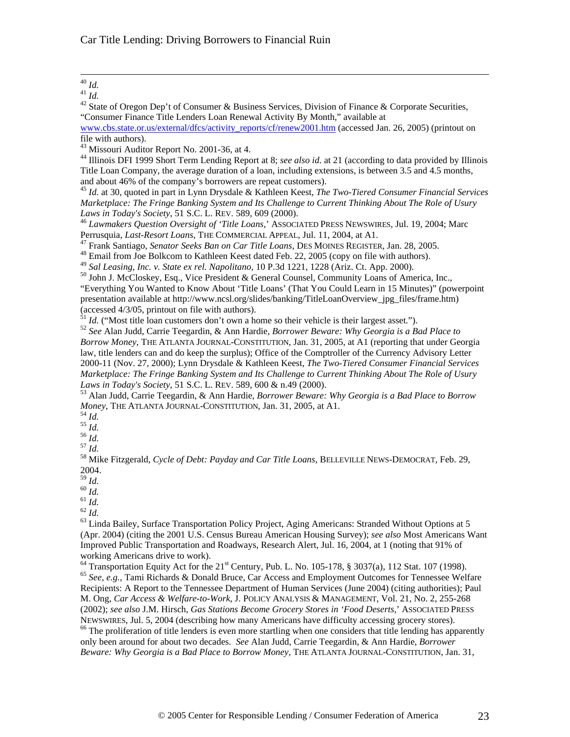[40] *Id.*

[41] *Id.*

[42] State of Oregon Dep't of Consumer & Business Services, Division of Finance & Corporate Securities, "Consumer Finance Title Lenders Loan Renewal Activity By Month," available at www.cbs.state.or.us/external/dfcs/activity_reports/cf/renew2001.htm (accessed Jan. 26, 2005) (printout on file with authors).

[43] Missouri Auditor Report No. 2001-36, at 4.

[44] Illinois DFI 1999 Short Term Lending Report at 8; *see also id.* at 21 (according to data provided by Illinois Title Loan Company, the average duration of a loan, including extensions, is between 3.5 and 4.5 months, and about 46% of the company's borrowers are repeat customers).

[45] *Id.* at 30, quoted in part in Lynn Drysdale & Kathleen Keest, *The Two-Tiered Consumer Financial Services Marketplace: The Fringe Banking System and Its Challenge to Current Thinking About The Role of Usury Laws in Today's Society*, 51 S.C. L. REV. 589, 609 (2000).

[46] *Lawmakers Question Oversight of 'Title Loans*,' ASSOCIATED PRESS NEWSWIRES, Jul. 19, 2004; Marc Perrusquia, *Last-Resort Loans*, THE COMMERCIAL APPEAL, Jul. 11, 2004, at A1.

[47] Frank Santiago, *Senator Seeks Ban on Car Title Loans*, DES MOINES REGISTER, Jan. 28, 2005.

[48] Email from Joe Bolkcom to Kathleen Keest dated Feb. 22, 2005 (copy on file with authors).

[49] *Sal Leasing, Inc. v. State ex rel. Napolitano*, 10 P.3d 1221, 1228 (Ariz. Ct. App. 2000).

[50] John J. McCloskey, Esq., Vice President & General Counsel, Community Loans of America, Inc., "Everything You Wanted to Know About 'Title Loans' (That You Could Learn in 15 Minutes)" (powerpoint presentation available at http://www.ncsl.org/slides/banking/TitleLoanOverview_jpg_files/frame.htm) (accessed 4/3/05, printout on file with authors).

[51] *Id.* ("Most title loan customers don't own a home so their vehicle is their largest asset.").

[52] *See* Alan Judd, Carrie Teegardin, & Ann Hardie, *Borrower Beware: Why Georgia is a Bad Place to Borrow Money*, THE ATLANTA JOURNAL-CONSTITUTION, Jan. 31, 2005, at A1 (reporting that under Georgia law, title lenders can and do keep the surplus); Office of the Comptroller of the Currency Advisory Letter 2000-11 (Nov. 27, 2000); Lynn Drysdale & Kathleen Keest, *The Two-Tiered Consumer Financial Services Marketplace: The Fringe Banking System and Its Challenge to Current Thinking About The Role of Usury Laws in Today's Society*, 51 S.C. L. REV. 589, 600 & n.49 (2000).

[53] Alan Judd, Carrie Teegardin, & Ann Hardie, *Borrower Beware: Why Georgia is a Bad Place to Borrow Money*, THE ATLANTA JOURNAL-CONSTITUTION, Jan. 31, 2005, at A1.

[54] *Id.*

[55] *Id.*

[56] *Id.*

[57] *Id.*

[58] Mike Fitzgerald, *Cycle of Debt: Payday and Car Title Loans*, BELLEVILLE NEWS-DEMOCRAT, Feb. 29, 2004.

[59] *Id.*

[60] *Id.*

[61] *Id.*

[62] *Id.*

[63] Linda Bailey, Surface Transportation Policy Project, Aging Americans: Stranded Without Options at 5 (Apr. 2004) (citing the 2001 U.S. Census Bureau American Housing Survey); *see also* Most Americans Want Improved Public Transportation and Roadways, Research Alert, Jul. 16, 2004, at 1 (noting that 91% of working Americans drive to work).

[64] Transportation Equity Act for the 21st Century, Pub. L. No. 105-178, § 3037(a), 112 Stat. 107 (1998).

[65] *See, e.g.,* Tami Richards & Donald Bruce, Car Access and Employment Outcomes for Tennessee Welfare Recipients: A Report to the Tennessee Department of Human Services (June 2004) (citing authorities); Paul M. Ong, *Car Access & Welfare-to-Work*, J. POLICY ANALYSIS & MANAGEMENT, Vol. 21, No. 2, 255-268 (2002); *see also* J.M. Hirsch, *Gas Stations Become Grocery Stores in 'Food Deserts*,' ASSOCIATED PRESS NEWSWIRES, Jul. 5, 2004 (describing how many Americans have difficulty accessing grocery stores).

[66] The proliferation of title lenders is even more startling when one considers that title lending has apparently only been around for about two decades. *See* Alan Judd, Carrie Teegardin, & Ann Hardie, *Borrower Beware: Why Georgia is a Bad Place to Borrow Money*, THE ATLANTA JOURNAL-CONSTITUTION, Jan. 31,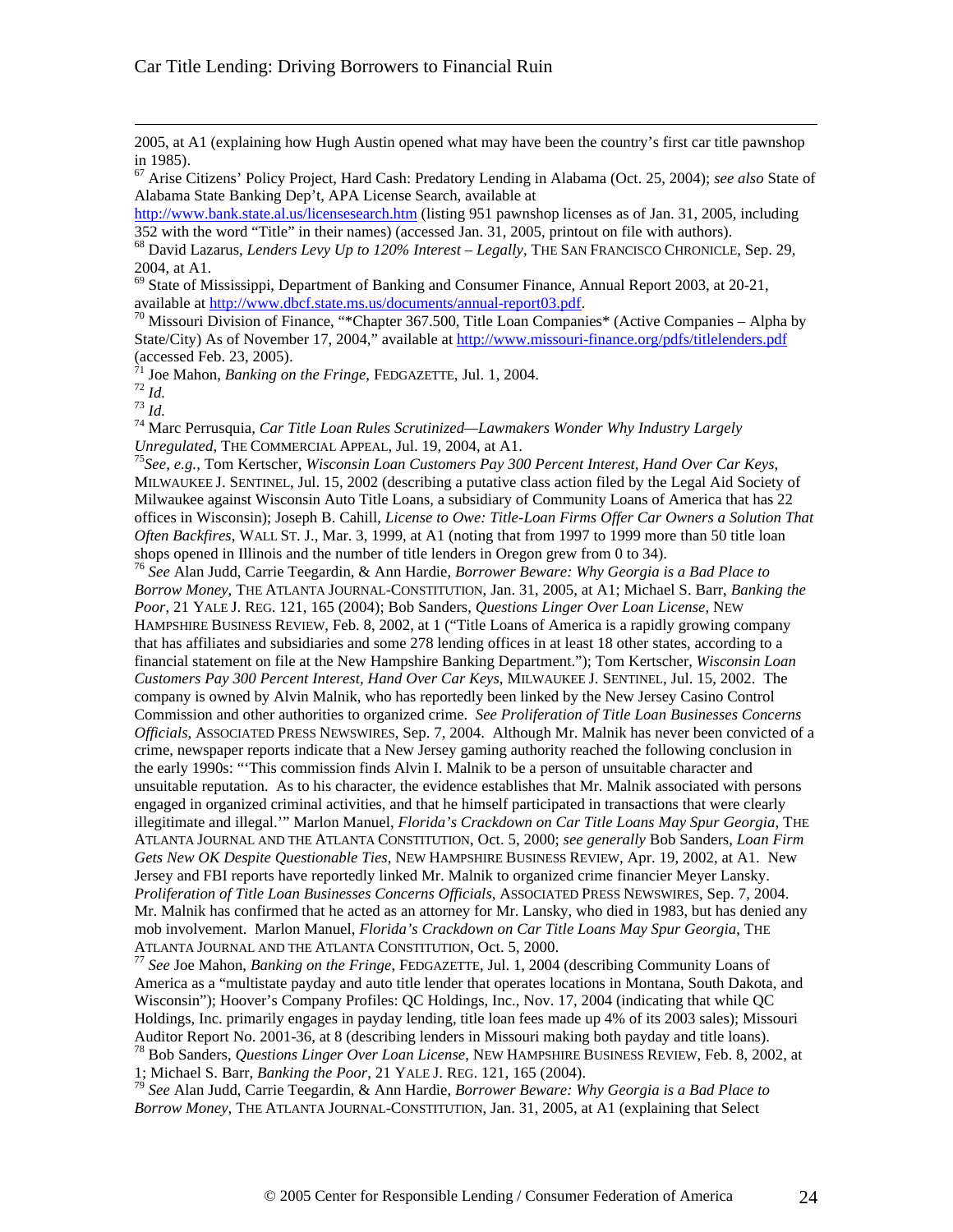2005, at A1 (explaining how Hugh Austin opened what may have been the country's first car title pawnshop in 1985).

[67] Arise Citizens' Policy Project, Hard Cash: Predatory Lending in Alabama (Oct. 25, 2004); *see also* State of Alabama State Banking Dep't, APA License Search, available at http://www.bank.state.al.us/licensesearch.htm (listing 951 pawnshop licenses as of Jan. 31, 2005, including 352 with the word "Title" in their names) (accessed Jan. 31, 2005, printout on file with authors).

[68] David Lazarus, *Lenders Levy Up to 120% Interest – Legally*, THE SAN FRANCISCO CHRONICLE, Sep. 29, 2004, at A1.

[69] State of Mississippi, Department of Banking and Consumer Finance, Annual Report 2003, at 20-21, available at http://www.dbcf.state.ms.us/documents/annual-report03.pdf.

[70] Missouri Division of Finance, "*Chapter 367.500, Title Loan Companies* (Active Companies – Alpha by State/City) As of November 17, 2004," available at http://www.missouri-finance.org/pdfs/titlelenders.pdf (accessed Feb. 23, 2005).

[71] Joe Mahon, *Banking on the Fringe*, FEDGAZETTE, Jul. 1, 2004.

[72] *Id.*

[73] *Id.*

[74] Marc Perrusquia, *Car Title Loan Rules Scrutinized—Lawmakers Wonder Why Industry Largely Unregulated*, THE COMMERCIAL APPEAL, Jul. 19, 2004, at A1.

[75] *See, e.g.*, Tom Kertscher, *Wisconsin Loan Customers Pay 300 Percent Interest, Hand Over Car Keys*, MILWAUKEE J. SENTINEL, Jul. 15, 2002 (describing a putative class action filed by the Legal Aid Society of Milwaukee against Wisconsin Auto Title Loans, a subsidiary of Community Loans of America that has 22 offices in Wisconsin); Joseph B. Cahill, *License to Owe: Title-Loan Firms Offer Car Owners a Solution That Often Backfires*, WALL ST. J., Mar. 3, 1999, at A1 (noting that from 1997 to 1999 more than 50 title loan shops opened in Illinois and the number of title lenders in Oregon grew from 0 to 34).

[76] *See* Alan Judd, Carrie Teegardin, & Ann Hardie, *Borrower Beware: Why Georgia is a Bad Place to Borrow Money*, THE ATLANTA JOURNAL-CONSTITUTION, Jan. 31, 2005, at A1; Michael S. Barr, *Banking the Poor*, 21 YALE J. REG. 121, 165 (2004); Bob Sanders, *Questions Linger Over Loan License*, NEW HAMPSHIRE BUSINESS REVIEW, Feb. 8, 2002, at 1 ("Title Loans of America is a rapidly growing company that has affiliates and subsidiaries and some 278 lending offices in at least 18 other states, according to a financial statement on file at the New Hampshire Banking Department."); Tom Kertscher, *Wisconsin Loan Customers Pay 300 Percent Interest, Hand Over Car Keys*, MILWAUKEE J. SENTINEL, Jul. 15, 2002. The company is owned by Alvin Malnik, who has reportedly been linked by the New Jersey Casino Control Commission and other authorities to organized crime. *See Proliferation of Title Loan Businesses Concerns Officials*, ASSOCIATED PRESS NEWSWIRES, Sep. 7, 2004. Although Mr. Malnik has never been convicted of a crime, newspaper reports indicate that a New Jersey gaming authority reached the following conclusion in the early 1990s: "'This commission finds Alvin I. Malnik to be a person of unsuitable character and unsuitable reputation. As to his character, the evidence establishes that Mr. Malnik associated with persons engaged in organized criminal activities, and that he himself participated in transactions that were clearly illegitimate and illegal.'" Marlon Manuel, *Florida's Crackdown on Car Title Loans May Spur Georgia*, THE ATLANTA JOURNAL AND THE ATLANTA CONSTITUTION, Oct. 5, 2000; *see generally* Bob Sanders, *Loan Firm Gets New OK Despite Questionable Ties*, NEW HAMPSHIRE BUSINESS REVIEW, Apr. 19, 2002, at A1. New Jersey and FBI reports have reportedly linked Mr. Malnik to organized crime financier Meyer Lansky. *Proliferation of Title Loan Businesses Concerns Officials*, ASSOCIATED PRESS NEWSWIRES, Sep. 7, 2004. Mr. Malnik has confirmed that he acted as an attorney for Mr. Lansky, who died in 1983, but has denied any mob involvement. Marlon Manuel, *Florida's Crackdown on Car Title Loans May Spur Georgia*, THE ATLANTA JOURNAL AND THE ATLANTA CONSTITUTION, Oct. 5, 2000.

[77] *See* Joe Mahon, *Banking on the Fringe*, FEDGAZETTE, Jul. 1, 2004 (describing Community Loans of America as a "multistate payday and auto title lender that operates locations in Montana, South Dakota, and Wisconsin"); Hoover's Company Profiles: QC Holdings, Inc., Nov. 17, 2004 (indicating that while QC Holdings, Inc. primarily engages in payday lending, title loan fees made up 4% of its 2003 sales); Missouri Auditor Report No. 2001-36, at 8 (describing lenders in Missouri making both payday and title loans).

[78] Bob Sanders, *Questions Linger Over Loan License*, NEW HAMPSHIRE BUSINESS REVIEW, Feb. 8, 2002, at 1; Michael S. Barr, *Banking the Poor*, 21 YALE J. REG. 121, 165 (2004).

[79] *See* Alan Judd, Carrie Teegardin, & Ann Hardie, *Borrower Beware: Why Georgia is a Bad Place to Borrow Money*, THE ATLANTA JOURNAL-CONSTITUTION, Jan. 31, 2005, at A1 (explaining that Select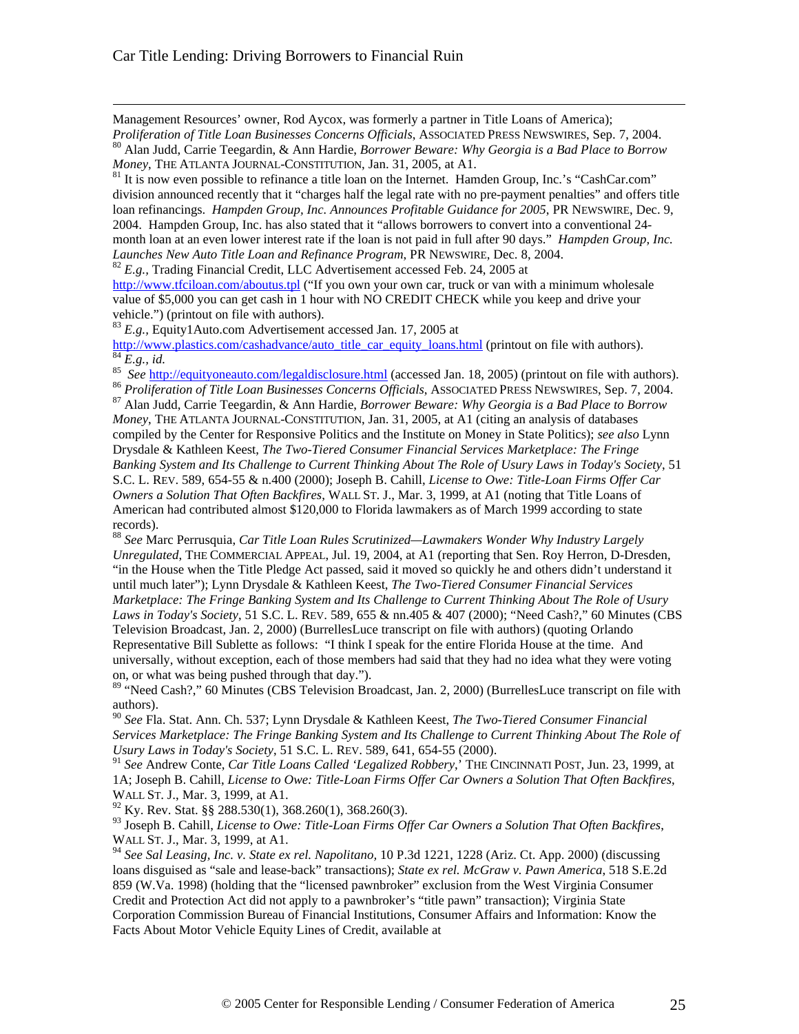Management Resources' owner, Rod Aycox, was formerly a partner in Title Loans of America); *Proliferation of Title Loan Businesses Concerns Officials*, ASSOCIATED PRESS NEWSWIRES, Sep. 7, 2004.

[80] Alan Judd, Carrie Teegardin, & Ann Hardie, *Borrower Beware: Why Georgia is a Bad Place to Borrow Money*, THE ATLANTA JOURNAL-CONSTITUTION, Jan. 31, 2005, at A1.

[81] It is now even possible to refinance a title loan on the Internet. Hamden Group, Inc.'s "CashCar.com" division announced recently that it "charges half the legal rate with no pre-payment penalties" and offers title loan refinancings. *Hampden Group, Inc. Announces Profitable Guidance for 2005*, PR NEWSWIRE, Dec. 9, 2004. Hampden Group, Inc. has also stated that it "allows borrowers to convert into a conventional 24-month loan at an even lower interest rate if the loan is not paid in full after 90 days." *Hampden Group, Inc. Launches New Auto Title Loan and Refinance Program*, PR NEWSWIRE, Dec. 8, 2004.

[82] *E.g.*, Trading Financial Credit, LLC Advertisement accessed Feb. 24, 2005 at http://www.tfciloan.com/aboutus.tpl ("If you own your own car, truck or van with a minimum wholesale value of $5,000 you can get cash in 1 hour with NO CREDIT CHECK while you keep and drive your vehicle.") (printout on file with authors).

[83] *E.g.*, Equity1Auto.com Advertisement accessed Jan. 17, 2005 at http://www.plastics.com/cashadvance/auto_title_car_equity_loans.html (printout on file with authors).

[84] *E.g.*, *id.*

[85] *See* http://equityoneauto.com/legaldisclosure.html (accessed Jan. 18, 2005) (printout on file with authors).

[86] *Proliferation of Title Loan Businesses Concerns Officials*, ASSOCIATED PRESS NEWSWIRES, Sep. 7, 2004.

[87] Alan Judd, Carrie Teegardin, & Ann Hardie, *Borrower Beware: Why Georgia is a Bad Place to Borrow Money*, THE ATLANTA JOURNAL-CONSTITUTION, Jan. 31, 2005, at A1 (citing an analysis of databases compiled by the Center for Responsive Politics and the Institute on Money in State Politics); *see also* Lynn Drysdale & Kathleen Keest, *The Two-Tiered Consumer Financial Services Marketplace: The Fringe Banking System and Its Challenge to Current Thinking About The Role of Usury Laws in Today's Society*, 51 S.C. L. REV. 589, 654-55 & n.400 (2000); Joseph B. Cahill, *License to Owe: Title-Loan Firms Offer Car Owners a Solution That Often Backfires*, WALL ST. J., Mar. 3, 1999, at A1 (noting that Title Loans of American had contributed almost $120,000 to Florida lawmakers as of March 1999 according to state records).

[88] *See* Marc Perrusquia, *Car Title Loan Rules Scrutinized—Lawmakers Wonder Why Industry Largely Unregulated*, THE COMMERCIAL APPEAL, Jul. 19, 2004, at A1 (reporting that Sen. Roy Herron, D-Dresden, "in the House when the Title Pledge Act passed, said it moved so quickly he and others didn't understand it until much later"); Lynn Drysdale & Kathleen Keest, *The Two-Tiered Consumer Financial Services Marketplace: The Fringe Banking System and Its Challenge to Current Thinking About The Role of Usury Laws in Today's Society*, 51 S.C. L. REV. 589, 655 & nn.405 & 407 (2000); "Need Cash?," 60 Minutes (CBS Television Broadcast, Jan. 2, 2000) (BurrellesLuce transcript on file with authors) (quoting Orlando Representative Bill Sublette as follows: "I think I speak for the entire Florida House at the time. And universally, without exception, each of those members had said that they had no idea what they were voting on, or what was being pushed through that day.").

[89] "Need Cash?," 60 Minutes (CBS Television Broadcast, Jan. 2, 2000) (BurrellesLuce transcript on file with authors).

[90] *See* Fla. Stat. Ann. Ch. 537; Lynn Drysdale & Kathleen Keest, *The Two-Tiered Consumer Financial Services Marketplace: The Fringe Banking System and Its Challenge to Current Thinking About The Role of Usury Laws in Today's Society*, 51 S.C. L. REV. 589, 641, 654-55 (2000).

[91] *See* Andrew Conte, *Car Title Loans Called 'Legalized Robbery*,' THE CINCINNATI POST, Jun. 23, 1999, at 1A; Joseph B. Cahill, *License to Owe: Title-Loan Firms Offer Car Owners a Solution That Often Backfires*, WALL ST. J., Mar. 3, 1999, at A1.

[92] Ky. Rev. Stat. §§ 288.530(1), 368.260(1), 368.260(3).

[93] Joseph B. Cahill, *License to Owe: Title-Loan Firms Offer Car Owners a Solution That Often Backfires*, WALL ST. J., Mar. 3, 1999, at A1.

[94] *See Sal Leasing, Inc. v. State ex rel. Napolitano*, 10 P.3d 1221, 1228 (Ariz. Ct. App. 2000) (discussing loans disguised as "sale and lease-back" transactions); *State ex rel. McGraw v. Pawn America*, 518 S.E.2d 859 (W.Va. 1998) (holding that the "licensed pawnbroker" exclusion from the West Virginia Consumer Credit and Protection Act did not apply to a pawnbroker's "title pawn" transaction); Virginia State Corporation Commission Bureau of Financial Institutions, Consumer Affairs and Information: Know the Facts About Motor Vehicle Equity Lines of Credit, available at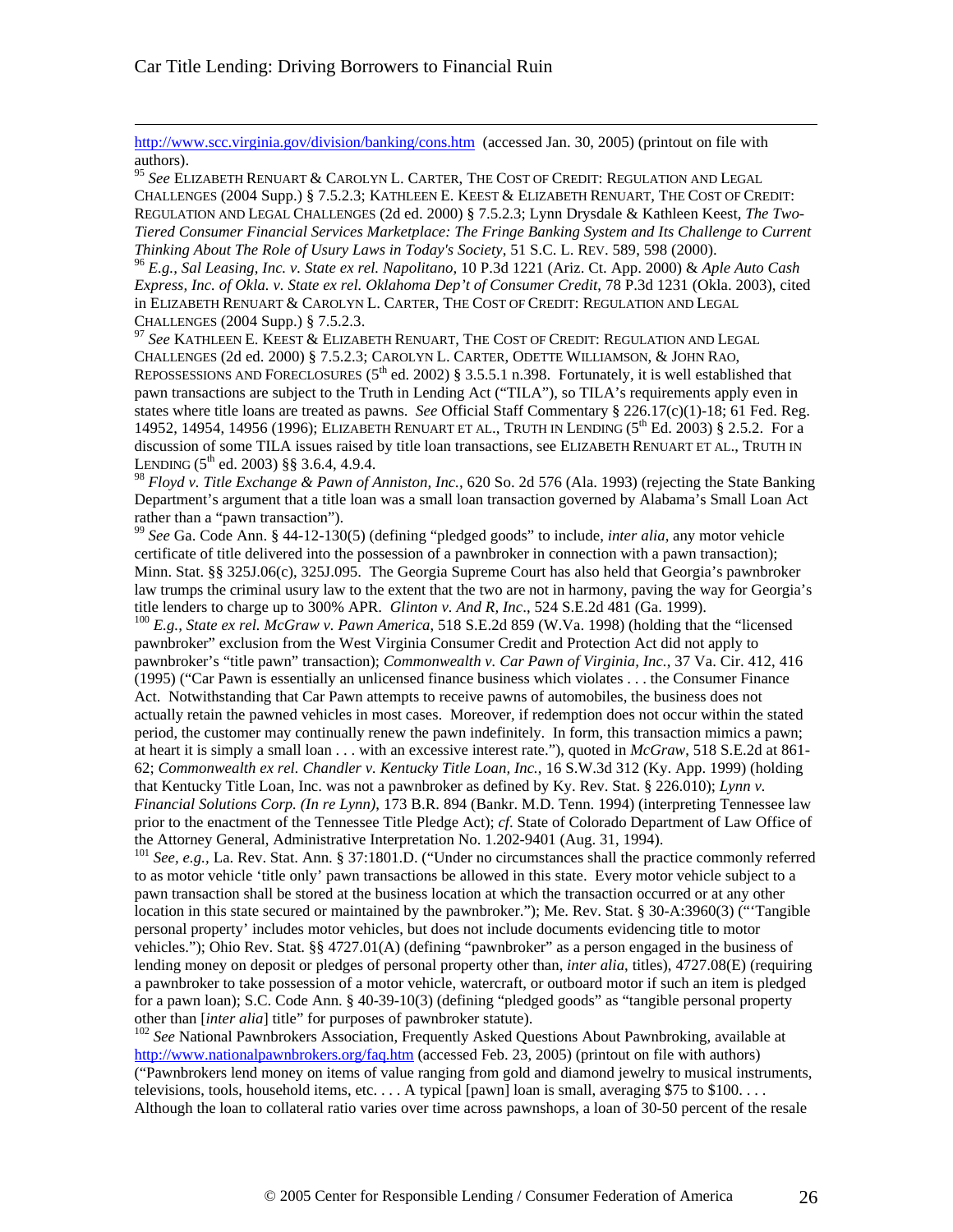http://www.scc.virginia.gov/division/banking/cons.htm (accessed Jan. 30, 2005) (printout on file with authors).

[95] *See* Elizabeth Renuart & Carolyn L. Carter, The Cost of Credit: Regulation and Legal Challenges (2004 Supp.) § 7.5.2.3; Kathleen E. Keest & Elizabeth Renuart, The Cost of Credit: Regulation and Legal Challenges (2d ed. 2000) § 7.5.2.3; Lynn Drysdale & Kathleen Keest, *The Two-Tiered Consumer Financial Services Marketplace: The Fringe Banking System and Its Challenge to Current Thinking About The Role of Usury Laws in Today's Society*, 51 S.C. L. Rev. 589, 598 (2000).

[96] *E.g., Sal Leasing, Inc. v. State ex rel. Napolitano,* 10 P.3d 1221 (Ariz. Ct. App. 2000) & *Aple Auto Cash Express, Inc. of Okla. v. State ex rel. Oklahoma Dep't of Consumer Credit*, 78 P.3d 1231 (Okla. 2003), cited in Elizabeth Renuart & Carolyn L. Carter, The Cost of Credit: Regulation and Legal Challenges (2004 Supp.) § 7.5.2.3.

[97] *See* Kathleen E. Keest & Elizabeth Renuart, The Cost of Credit: Regulation and Legal Challenges (2d ed. 2000) § 7.5.2.3; Carolyn L. Carter, Odette Williamson, & John Rao, Repossessions and Foreclosures (5th ed. 2002) § 3.5.5.1 n.398. Fortunately, it is well established that pawn transactions are subject to the Truth in Lending Act ("TILA"), so TILA's requirements apply even in states where title loans are treated as pawns. *See* Official Staff Commentary § 226.17(c)(1)-18; 61 Fed. Reg. 14952, 14954, 14956 (1996); Elizabeth Renuart et al., Truth in Lending (5th Ed. 2003) § 2.5.2. For a discussion of some TILA issues raised by title loan transactions, see Elizabeth Renuart et al., Truth in Lending (5th ed. 2003) §§ 3.6.4, 4.9.4.

[98] *Floyd v. Title Exchange & Pawn of Anniston, Inc.,* 620 So. 2d 576 (Ala. 1993) (rejecting the State Banking Department's argument that a title loan was a small loan transaction governed by Alabama's Small Loan Act rather than a "pawn transaction").

[99] *See* Ga. Code Ann. § 44-12-130(5) (defining "pledged goods" to include, *inter alia,* any motor vehicle certificate of title delivered into the possession of a pawnbroker in connection with a pawn transaction); Minn. Stat. §§ 325J.06(c), 325J.095. The Georgia Supreme Court has also held that Georgia's pawnbroker law trumps the criminal usury law to the extent that the two are not in harmony, paving the way for Georgia's title lenders to charge up to 300% APR. *Glinton v. And R, Inc*., 524 S.E.2d 481 (Ga. 1999).

[100] *E.g., State ex rel. McGraw v. Pawn America,* 518 S.E.2d 859 (W.Va. 1998) (holding that the "licensed pawnbroker" exclusion from the West Virginia Consumer Credit and Protection Act did not apply to pawnbroker's "title pawn" transaction); *Commonwealth v. Car Pawn of Virginia, Inc.*, 37 Va. Cir. 412, 416 (1995) ("Car Pawn is essentially an unlicensed finance business which violates . . . the Consumer Finance Act. Notwithstanding that Car Pawn attempts to receive pawns of automobiles, the business does not actually retain the pawned vehicles in most cases. Moreover, if redemption does not occur within the stated period, the customer may continually renew the pawn indefinitely. In form, this transaction mimics a pawn; at heart it is simply a small loan . . . with an excessive interest rate."), quoted in *McGraw*, 518 S.E.2d at 861-62; *Commonwealth ex rel. Chandler v. Kentucky Title Loan, Inc.,* 16 S.W.3d 312 (Ky. App. 1999) (holding that Kentucky Title Loan, Inc. was not a pawnbroker as defined by Ky. Rev. Stat. § 226.010); *Lynn v. Financial Solutions Corp. (In re Lynn)*, 173 B.R. 894 (Bankr. M.D. Tenn. 1994) (interpreting Tennessee law prior to the enactment of the Tennessee Title Pledge Act); *cf.* State of Colorado Department of Law Office of the Attorney General, Administrative Interpretation No. 1.202-9401 (Aug. 31, 1994).

[101] *See, e.g.,* La. Rev. Stat. Ann. § 37:1801.D. ("Under no circumstances shall the practice commonly referred to as motor vehicle 'title only' pawn transactions be allowed in this state. Every motor vehicle subject to a pawn transaction shall be stored at the business location at which the transaction occurred or at any other location in this state secured or maintained by the pawnbroker."); Me. Rev. Stat. § 30-A:3960(3) ("'Tangible personal property' includes motor vehicles, but does not include documents evidencing title to motor vehicles."); Ohio Rev. Stat. §§ 4727.01(A) (defining "pawnbroker" as a person engaged in the business of lending money on deposit or pledges of personal property other than, *inter alia*, titles), 4727.08(E) (requiring a pawnbroker to take possession of a motor vehicle, watercraft, or outboard motor if such an item is pledged for a pawn loan); S.C. Code Ann. § 40-39-10(3) (defining "pledged goods" as "tangible personal property other than [*inter alia*] title" for purposes of pawnbroker statute).

[102] *See* National Pawnbrokers Association, Frequently Asked Questions About Pawnbroking, available at http://www.nationalpawnbrokers.org/faq.htm (accessed Feb. 23, 2005) (printout on file with authors) ("Pawnbrokers lend money on items of value ranging from gold and diamond jewelry to musical instruments, televisions, tools, household items, etc. . . . A typical [pawn] loan is small, averaging $75 to $100. . . . Although the loan to collateral ratio varies over time across pawnshops, a loan of 30-50 percent of the resale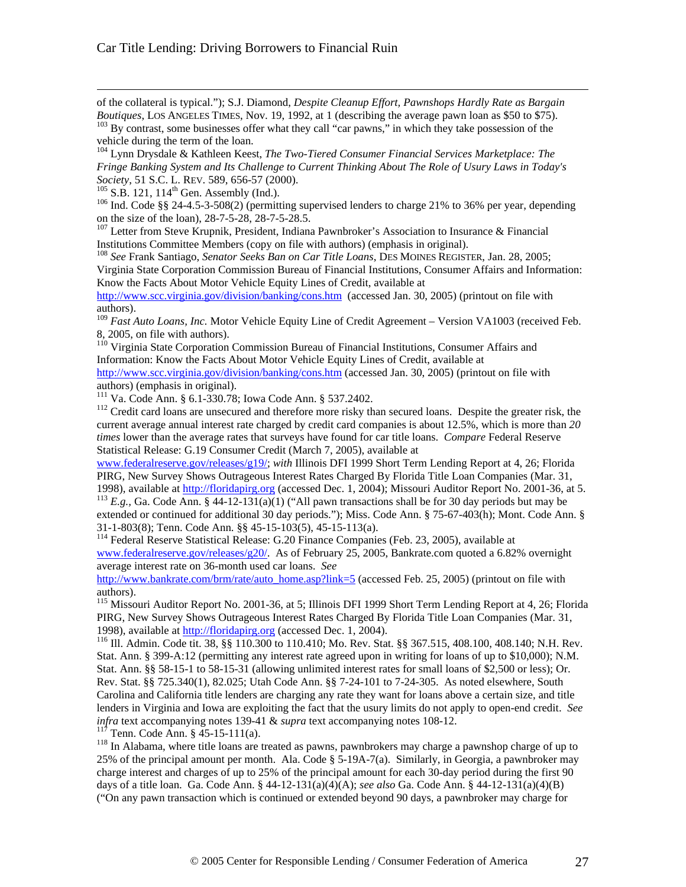of the collateral is typical."); S.J. Diamond, *Despite Cleanup Effort, Pawnshops Hardly Rate as Bargain Boutiques*, LOS ANGELES TIMES, Nov. 19, 1992, at 1 (describing the average pawn loan as $50 to $75).

[103] By contrast, some businesses offer what they call "car pawns," in which they take possession of the vehicle during the term of the loan.

[104] Lynn Drysdale & Kathleen Keest, *The Two-Tiered Consumer Financial Services Marketplace: The Fringe Banking System and Its Challenge to Current Thinking About The Role of Usury Laws in Today's Society*, 51 S.C. L. REV. 589, 656-57 (2000).

[105] S.B. 121, 114th Gen. Assembly (Ind.).

[106] Ind. Code §§ 24-4.5-3-508(2) (permitting supervised lenders to charge 21% to 36% per year, depending on the size of the loan), 28-7-5-28, 28-7-5-28.5.

[107] Letter from Steve Krupnik, President, Indiana Pawnbroker's Association to Insurance & Financial Institutions Committee Members (copy on file with authors) (emphasis in original).

[108] *See* Frank Santiago, *Senator Seeks Ban on Car Title Loans*, DES MOINES REGISTER, Jan. 28, 2005; Virginia State Corporation Commission Bureau of Financial Institutions, Consumer Affairs and Information: Know the Facts About Motor Vehicle Equity Lines of Credit, available at http://www.scc.virginia.gov/division/banking/cons.htm (accessed Jan. 30, 2005) (printout on file with authors).

[109] *Fast Auto Loans, Inc.* Motor Vehicle Equity Line of Credit Agreement – Version VA1003 (received Feb. 8, 2005, on file with authors).

[110] Virginia State Corporation Commission Bureau of Financial Institutions, Consumer Affairs and Information: Know the Facts About Motor Vehicle Equity Lines of Credit, available at http://www.scc.virginia.gov/division/banking/cons.htm (accessed Jan. 30, 2005) (printout on file with authors) (emphasis in original).

[111] Va. Code Ann. § 6.1-330.78; Iowa Code Ann. § 537.2402.

[112] Credit card loans are unsecured and therefore more risky than secured loans. Despite the greater risk, the current average annual interest rate charged by credit card companies is about 12.5%, which is more than *20 times* lower than the average rates that surveys have found for car title loans. *Compare* Federal Reserve Statistical Release: G.19 Consumer Credit (March 7, 2005), available at www.federalreserve.gov/releases/g19/; *with* Illinois DFI 1999 Short Term Lending Report at 4, 26; Florida PIRG, New Survey Shows Outrageous Interest Rates Charged By Florida Title Loan Companies (Mar. 31, 1998), available at http://floridapirg.org (accessed Dec. 1, 2004); Missouri Auditor Report No. 2001-36, at 5.

[113] *E.g.*, Ga. Code Ann. § 44-12-131(a)(1) ("All pawn transactions shall be for 30 day periods but may be extended or continued for additional 30 day periods."); Miss. Code Ann. § 75-67-403(h); Mont. Code Ann. § 31-1-803(8); Tenn. Code Ann. §§ 45-15-103(5), 45-15-113(a).

[114] Federal Reserve Statistical Release: G.20 Finance Companies (Feb. 23, 2005), available at www.federalreserve.gov/releases/g20/. As of February 25, 2005, Bankrate.com quoted a 6.82% overnight average interest rate on 36-month used car loans. *See* http://www.bankrate.com/brm/rate/auto_home.asp?link=5 (accessed Feb. 25, 2005) (printout on file with authors).

[115] Missouri Auditor Report No. 2001-36, at 5; Illinois DFI 1999 Short Term Lending Report at 4, 26; Florida PIRG, New Survey Shows Outrageous Interest Rates Charged By Florida Title Loan Companies (Mar. 31, 1998), available at http://floridapirg.org (accessed Dec. 1, 2004).

[116] Ill. Admin. Code tit. 38, §§ 110.300 to 110.410; Mo. Rev. Stat. §§ 367.515, 408.100, 408.140; N.H. Rev. Stat. Ann. § 399-A:12 (permitting any interest rate agreed upon in writing for loans of up to $10,000); N.M. Stat. Ann. §§ 58-15-1 to 58-15-31 (allowing unlimited interest rates for small loans of $2,500 or less); Or. Rev. Stat. §§ 725.340(1), 82.025; Utah Code Ann. §§ 7-24-101 to 7-24-305. As noted elsewhere, South Carolina and California title lenders are charging any rate they want for loans above a certain size, and title lenders in Virginia and Iowa are exploiting the fact that the usury limits do not apply to open-end credit. *See infra* text accompanying notes 139-41 & *supra* text accompanying notes 108-12.

[117] Tenn. Code Ann. § 45-15-111(a).

[118] In Alabama, where title loans are treated as pawns, pawnbrokers may charge a pawnshop charge of up to 25% of the principal amount per month. Ala. Code § 5-19A-7(a). Similarly, in Georgia, a pawnbroker may charge interest and charges of up to 25% of the principal amount for each 30-day period during the first 90 days of a title loan. Ga. Code Ann. § 44-12-131(a)(4)(A); *see also* Ga. Code Ann. § 44-12-131(a)(4)(B) ("On any pawn transaction which is continued or extended beyond 90 days, a pawnbroker may charge for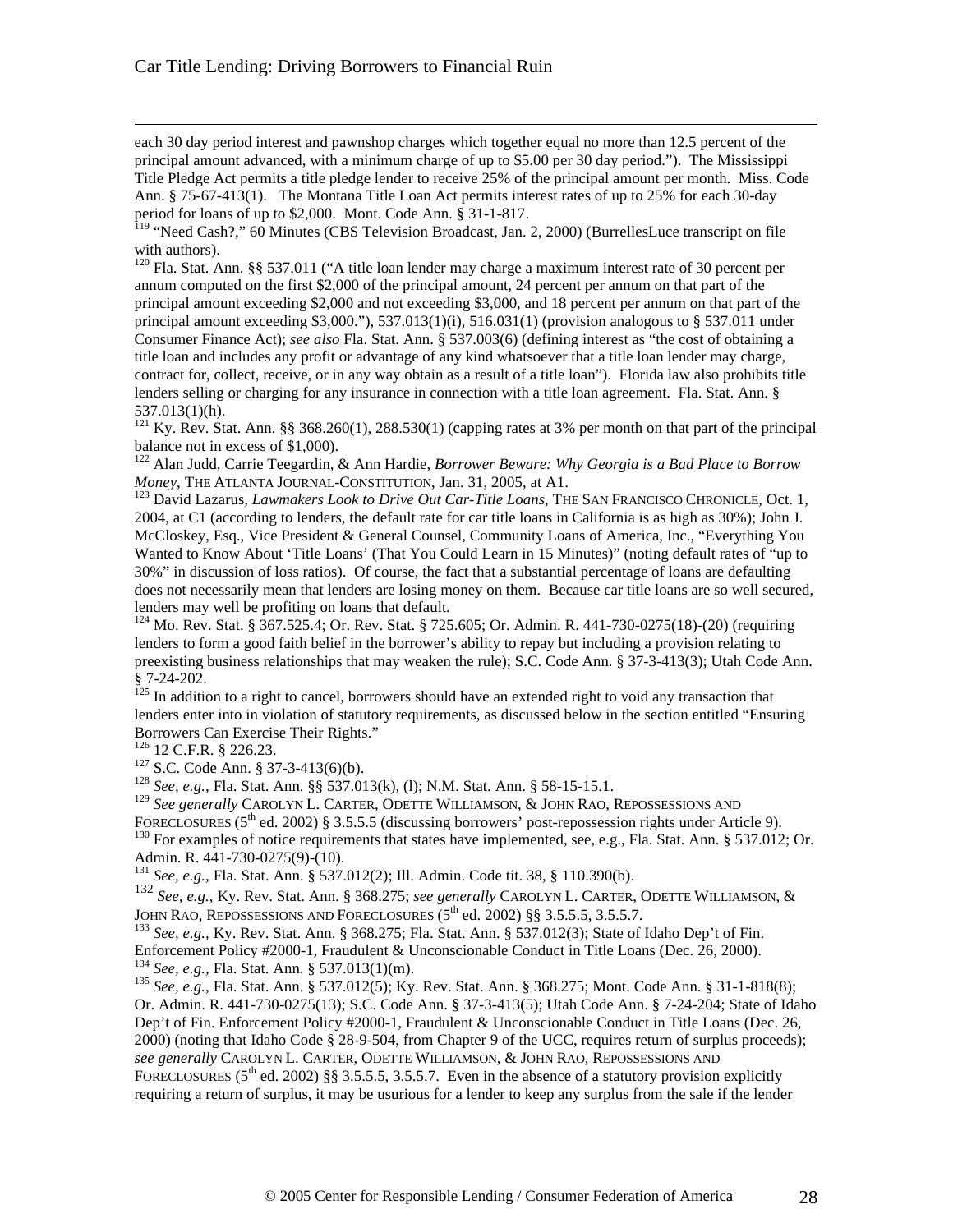each 30 day period interest and pawnshop charges which together equal no more than 12.5 percent of the principal amount advanced, with a minimum charge of up to $5.00 per 30 day period."). The Mississippi Title Pledge Act permits a title pledge lender to receive 25% of the principal amount per month. Miss. Code Ann. § 75-67-413(1). The Montana Title Loan Act permits interest rates of up to 25% for each 30-day period for loans of up to $2,000. Mont. Code Ann. § 31-1-817.

[119] "Need Cash?," 60 Minutes (CBS Television Broadcast, Jan. 2, 2000) (BurrellesLuce transcript on file with authors).

[120] Fla. Stat. Ann. §§ 537.011 ("A title loan lender may charge a maximum interest rate of 30 percent per annum computed on the first $2,000 of the principal amount, 24 percent per annum on that part of the principal amount exceeding $2,000 and not exceeding $3,000, and 18 percent per annum on that part of the principal amount exceeding $3,000."), 537.013(1)(i), 516.031(1) (provision analogous to § 537.011 under Consumer Finance Act); *see also* Fla. Stat. Ann. § 537.003(6) (defining interest as "the cost of obtaining a title loan and includes any profit or advantage of any kind whatsoever that a title loan lender may charge, contract for, collect, receive, or in any way obtain as a result of a title loan"). Florida law also prohibits title lenders selling or charging for any insurance in connection with a title loan agreement. Fla. Stat. Ann. § 537.013(1)(h).

[121] Ky. Rev. Stat. Ann. §§ 368.260(1), 288.530(1) (capping rates at 3% per month on that part of the principal balance not in excess of $1,000).

[122] Alan Judd, Carrie Teegardin, & Ann Hardie, *Borrower Beware: Why Georgia is a Bad Place to Borrow Money*, THE ATLANTA JOURNAL-CONSTITUTION, Jan. 31, 2005, at A1.

[123] David Lazarus, *Lawmakers Look to Drive Out Car-Title Loans*, THE SAN FRANCISCO CHRONICLE, Oct. 1, 2004, at C1 (according to lenders, the default rate for car title loans in California is as high as 30%); John J. McCloskey, Esq., Vice President & General Counsel, Community Loans of America, Inc., "Everything You Wanted to Know About 'Title Loans' (That You Could Learn in 15 Minutes)" (noting default rates of "up to 30%" in discussion of loss ratios). Of course, the fact that a substantial percentage of loans are defaulting does not necessarily mean that lenders are losing money on them. Because car title loans are so well secured, lenders may well be profiting on loans that default.

[124] Mo. Rev. Stat. § 367.525.4; Or. Rev. Stat. § 725.605; Or. Admin. R. 441-730-0275(18)-(20) (requiring lenders to form a good faith belief in the borrower's ability to repay but including a provision relating to preexisting business relationships that may weaken the rule); S.C. Code Ann. § 37-3-413(3); Utah Code Ann. § 7-24-202.

[125] In addition to a right to cancel, borrowers should have an extended right to void any transaction that lenders enter into in violation of statutory requirements, as discussed below in the section entitled "Ensuring Borrowers Can Exercise Their Rights."

[126] 12 C.F.R. § 226.23.

[127] S.C. Code Ann. § 37-3-413(6)(b).

[128] *See, e.g.,* Fla. Stat. Ann. §§ 537.013(k), (l); N.M. Stat. Ann. § 58-15-15.1.

[129] *See generally* CAROLYN L. CARTER, ODETTE WILLIAMSON, & JOHN RAO, REPOSSESSIONS AND FORECLOSURES (5th ed. 2002) § 3.5.5.5 (discussing borrowers' post-repossession rights under Article 9).

[130] For examples of notice requirements that states have implemented, see, e.g., Fla. Stat. Ann. § 537.012; Or. Admin. R. 441-730-0275(9)-(10).

[131] *See, e.g.,* Fla. Stat. Ann. § 537.012(2); Ill. Admin. Code tit. 38, § 110.390(b).

[132] *See, e.g.,* Ky. Rev. Stat. Ann. § 368.275; *see generally* CAROLYN L. CARTER, ODETTE WILLIAMSON, & JOHN RAO, REPOSSESSIONS AND FORECLOSURES (5th ed. 2002) §§ 3.5.5.5, 3.5.5.7.

[133] *See, e.g.,* Ky. Rev. Stat. Ann. § 368.275; Fla. Stat. Ann. § 537.012(3); State of Idaho Dep't of Fin. Enforcement Policy #2000-1, Fraudulent & Unconscionable Conduct in Title Loans (Dec. 26, 2000).

[134] *See, e.g.,* Fla. Stat. Ann. § 537.013(1)(m).

[135] *See, e.g.,* Fla. Stat. Ann. § 537.012(5); Ky. Rev. Stat. Ann. § 368.275; Mont. Code Ann. § 31-1-818(8); Or. Admin. R. 441-730-0275(13); S.C. Code Ann. § 37-3-413(5); Utah Code Ann. § 7-24-204; State of Idaho Dep't of Fin. Enforcement Policy #2000-1, Fraudulent & Unconscionable Conduct in Title Loans (Dec. 26, 2000) (noting that Idaho Code § 28-9-504, from Chapter 9 of the UCC, requires return of surplus proceeds); *see generally* CAROLYN L. CARTER, ODETTE WILLIAMSON, & JOHN RAO, REPOSSESSIONS AND FORECLOSURES (5th ed. 2002) §§ 3.5.5.5, 3.5.5.7. Even in the absence of a statutory provision explicitly requiring a return of surplus, it may be usurious for a lender to keep any surplus from the sale if the lender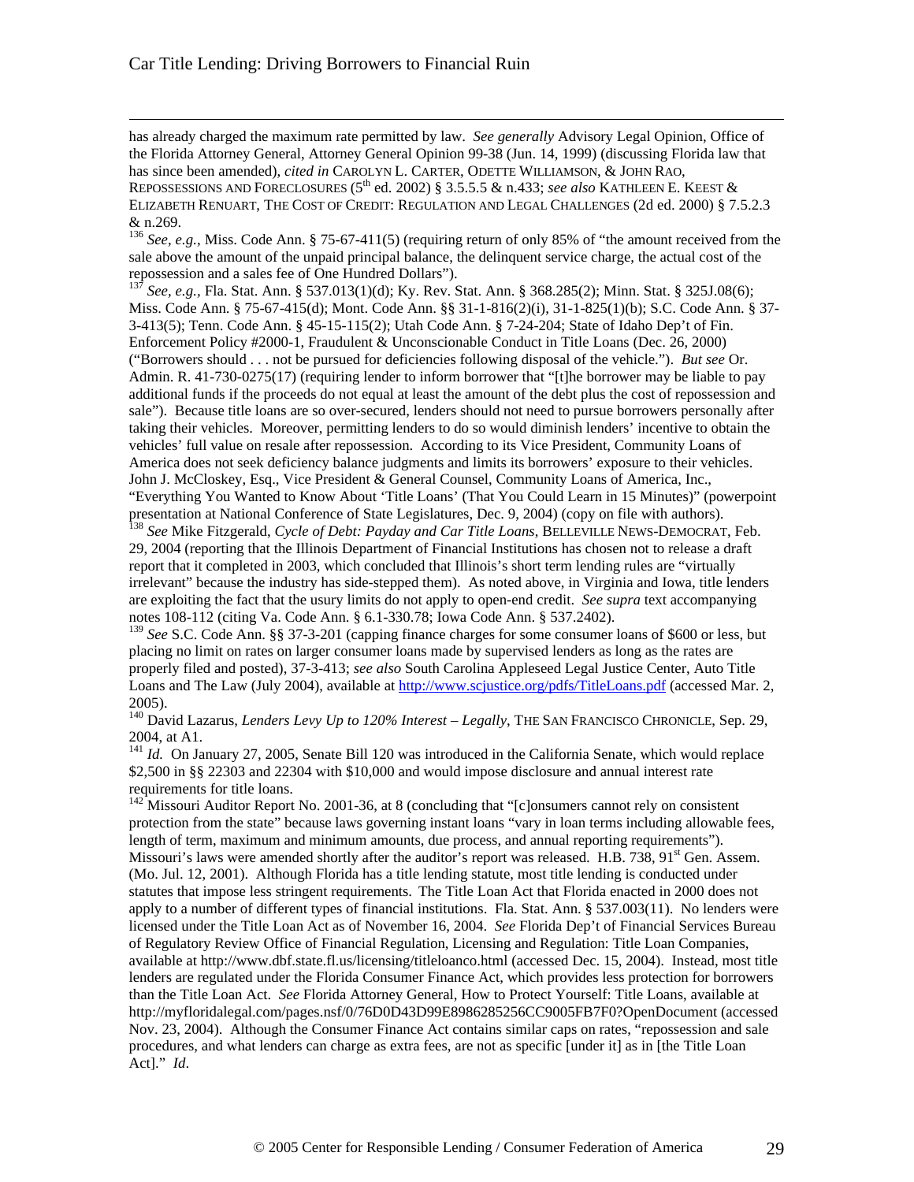has already charged the maximum rate permitted by law. *See generally* Advisory Legal Opinion, Office of the Florida Attorney General, Attorney General Opinion 99-38 (Jun. 14, 1999) (discussing Florida law that has since been amended), *cited in* CAROLYN L. CARTER, ODETTE WILLIAMSON, & JOHN RAO, REPOSSESSIONS AND FORECLOSURES (5th ed. 2002) § 3.5.5.5 & n.433; *see also* KATHLEEN E. KEEST & ELIZABETH RENUART, THE COST OF CREDIT: REGULATION AND LEGAL CHALLENGES (2d ed. 2000) § 7.5.2.3 & n.269.

[136] *See, e.g.,* Miss. Code Ann. § 75-67-411(5) (requiring return of only 85% of "the amount received from the sale above the amount of the unpaid principal balance, the delinquent service charge, the actual cost of the repossession and a sales fee of One Hundred Dollars").

[137] *See, e.g.,* Fla. Stat. Ann. § 537.013(1)(d); Ky. Rev. Stat. Ann. § 368.285(2); Minn. Stat. § 325J.08(6); Miss. Code Ann. § 75-67-415(d); Mont. Code Ann. §§ 31-1-816(2)(i), 31-1-825(1)(b); S.C. Code Ann. § 37-3-413(5); Tenn. Code Ann. § 45-15-115(2); Utah Code Ann. § 7-24-204; State of Idaho Dep't of Fin. Enforcement Policy #2000-1, Fraudulent & Unconscionable Conduct in Title Loans (Dec. 26, 2000) ("Borrowers should . . . not be pursued for deficiencies following disposal of the vehicle."). *But see* Or. Admin. R. 41-730-0275(17) (requiring lender to inform borrower that "[t]he borrower may be liable to pay additional funds if the proceeds do not equal at least the amount of the debt plus the cost of repossession and sale"). Because title loans are so over-secured, lenders should not need to pursue borrowers personally after taking their vehicles. Moreover, permitting lenders to do so would diminish lenders' incentive to obtain the vehicles' full value on resale after repossession. According to its Vice President, Community Loans of America does not seek deficiency balance judgments and limits its borrowers' exposure to their vehicles. John J. McCloskey, Esq., Vice President & General Counsel, Community Loans of America, Inc., "Everything You Wanted to Know About 'Title Loans' (That You Could Learn in 15 Minutes)" (powerpoint presentation at National Conference of State Legislatures, Dec. 9, 2004) (copy on file with authors).

[138] *See* Mike Fitzgerald, *Cycle of Debt: Payday and Car Title Loans*, BELLEVILLE NEWS-DEMOCRAT, Feb. 29, 2004 (reporting that the Illinois Department of Financial Institutions has chosen not to release a draft report that it completed in 2003, which concluded that Illinois's short term lending rules are "virtually irrelevant" because the industry has side-stepped them). As noted above, in Virginia and Iowa, title lenders are exploiting the fact that the usury limits do not apply to open-end credit. *See supra* text accompanying notes 108-112 (citing Va. Code Ann. § 6.1-330.78; Iowa Code Ann. § 537.2402).

[139] *See* S.C. Code Ann. §§ 37-3-201 (capping finance charges for some consumer loans of $600 or less, but placing no limit on rates on larger consumer loans made by supervised lenders as long as the rates are properly filed and posted), 37-3-413; *see also* South Carolina Appleseed Legal Justice Center, Auto Title Loans and The Law (July 2004), available at http://www.scjustice.org/pdfs/TitleLoans.pdf (accessed Mar. 2, 2005).

[140] David Lazarus, *Lenders Levy Up to 120% Interest – Legally*, THE SAN FRANCISCO CHRONICLE, Sep. 29, 2004, at A1.

[141] *Id.* On January 27, 2005, Senate Bill 120 was introduced in the California Senate, which would replace $2,500 in §§ 22303 and 22304 with $10,000 and would impose disclosure and annual interest rate requirements for title loans.

[142] Missouri Auditor Report No. 2001-36, at 8 (concluding that "[c]onsumers cannot rely on consistent protection from the state" because laws governing instant loans "vary in loan terms including allowable fees, length of term, maximum and minimum amounts, due process, and annual reporting requirements"). Missouri's laws were amended shortly after the auditor's report was released. H.B. 738, 91st Gen. Assem. (Mo. Jul. 12, 2001). Although Florida has a title lending statute, most title lending is conducted under statutes that impose less stringent requirements. The Title Loan Act that Florida enacted in 2000 does not apply to a number of different types of financial institutions. Fla. Stat. Ann. § 537.003(11). No lenders were licensed under the Title Loan Act as of November 16, 2004. *See* Florida Dep't of Financial Services Bureau of Regulatory Review Office of Financial Regulation, Licensing and Regulation: Title Loan Companies, available at http://www.dbf.state.fl.us/licensing/titleloanco.html (accessed Dec. 15, 2004). Instead, most title lenders are regulated under the Florida Consumer Finance Act, which provides less protection for borrowers than the Title Loan Act. *See* Florida Attorney General, How to Protect Yourself: Title Loans, available at http://myfloridalegal.com/pages.nsf/0/76D0D43D99E8986285256CC9005FB7F0?OpenDocument (accessed Nov. 23, 2004). Although the Consumer Finance Act contains similar caps on rates, "repossession and sale procedures, and what lenders can charge as extra fees, are not as specific [under it] as in [the Title Loan Act]." *Id*.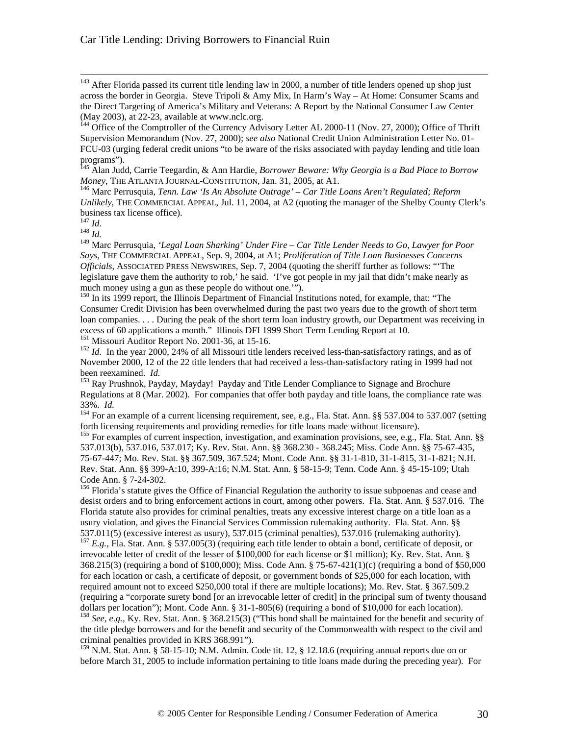[143] After Florida passed its current title lending law in 2000, a number of title lenders opened up shop just across the border in Georgia. Steve Tripoli & Amy Mix, In Harm's Way – At Home: Consumer Scams and the Direct Targeting of America's Military and Veterans: A Report by the National Consumer Law Center (May 2003), at 22-23, available at www.nclc.org.

[144] Office of the Comptroller of the Currency Advisory Letter AL 2000-11 (Nov. 27, 2000); Office of Thrift Supervision Memorandum (Nov. 27, 2000); *see also* National Credit Union Administration Letter No. 01-FCU-03 (urging federal credit unions "to be aware of the risks associated with payday lending and title loan programs").

[145] Alan Judd, Carrie Teegardin, & Ann Hardie, *Borrower Beware: Why Georgia is a Bad Place to Borrow Money*, THE ATLANTA JOURNAL-CONSTITUTION, Jan. 31, 2005, at A1.

[146] Marc Perrusquia, *Tenn. Law 'Is An Absolute Outrage' – Car Title Loans Aren't Regulated; Reform Unlikely*, THE COMMERCIAL APPEAL, Jul. 11, 2004, at A2 (quoting the manager of the Shelby County Clerk's business tax license office).

[147] *Id*.

[148] *Id.*

[149] Marc Perrusquia, *'Legal Loan Sharking' Under Fire – Car Title Lender Needs to Go, Lawyer for Poor Says*, THE COMMERCIAL APPEAL, Sep. 9, 2004, at A1; *Proliferation of Title Loan Businesses Concerns Officials*, ASSOCIATED PRESS NEWSWIRES, Sep. 7, 2004 (quoting the sheriff further as follows: "'The legislature gave them the authority to rob,' he said. 'I've got people in my jail that didn't make nearly as much money using a gun as these people do without one.'").

[150] In its 1999 report, the Illinois Department of Financial Institutions noted, for example, that: "The Consumer Credit Division has been overwhelmed during the past two years due to the growth of short term loan companies. . . . During the peak of the short term loan industry growth, our Department was receiving in excess of 60 applications a month." Illinois DFI 1999 Short Term Lending Report at 10.

[151] Missouri Auditor Report No. 2001-36, at 15-16.

[152] *Id.* In the year 2000, 24% of all Missouri title lenders received less-than-satisfactory ratings, and as of November 2000, 12 of the 22 title lenders that had received a less-than-satisfactory rating in 1999 had not been reexamined. *Id.*

[153] Ray Prushnok, Payday, Mayday! Payday and Title Lender Compliance to Signage and Brochure Regulations at 8 (Mar. 2002). For companies that offer both payday and title loans, the compliance rate was 33%. *Id.*

[154] For an example of a current licensing requirement, see, e.g., Fla. Stat. Ann. §§ 537.004 to 537.007 (setting forth licensing requirements and providing remedies for title loans made without licensure).

[155] For examples of current inspection, investigation, and examination provisions, see, e.g., Fla. Stat. Ann. §§ 537.013(b), 537.016, 537.017; Ky. Rev. Stat. Ann. §§ 368.230 - 368.245; Miss. Code Ann. §§ 75-67-435, 75-67-447; Mo. Rev. Stat. §§ 367.509, 367.524; Mont. Code Ann. §§ 31-1-810, 31-1-815, 31-1-821; N.H. Rev. Stat. Ann. §§ 399-A:10, 399-A:16; N.M. Stat. Ann. § 58-15-9; Tenn. Code Ann. § 45-15-109; Utah Code Ann. § 7-24-302.

[156] Florida's statute gives the Office of Financial Regulation the authority to issue subpoenas and cease and desist orders and to bring enforcement actions in court, among other powers. Fla. Stat. Ann. § 537.016. The Florida statute also provides for criminal penalties, treats any excessive interest charge on a title loan as a usury violation, and gives the Financial Services Commission rulemaking authority. Fla. Stat. Ann. §§ 537.011(5) (excessive interest as usury), 537.015 (criminal penalties), 537.016 (rulemaking authority).

[157] *E.g.*, Fla. Stat. Ann. § 537.005(3) (requiring each title lender to obtain a bond, certificate of deposit, or irrevocable letter of credit of the lesser of $100,000 for each license or $1 million); Ky. Rev. Stat. Ann. § 368.215(3) (requiring a bond of $100,000); Miss. Code Ann. § 75-67-421(1)(c) (requiring a bond of $50,000 for each location or cash, a certificate of deposit, or government bonds of $25,000 for each location, with required amount not to exceed $250,000 total if there are multiple locations); Mo. Rev. Stat. § 367.509.2 (requiring a "corporate surety bond [or an irrevocable letter of credit] in the principal sum of twenty thousand dollars per location"); Mont. Code Ann. § 31-1-805(6) (requiring a bond of $10,000 for each location).

[158] *See, e.g.*, Ky. Rev. Stat. Ann. § 368.215(3) ("This bond shall be maintained for the benefit and security of the title pledge borrowers and for the benefit and security of the Commonwealth with respect to the civil and criminal penalties provided in KRS 368.991").

[159] N.M. Stat. Ann. § 58-15-10; N.M. Admin. Code tit. 12, § 12.18.6 (requiring annual reports due on or before March 31, 2005 to include information pertaining to title loans made during the preceding year). For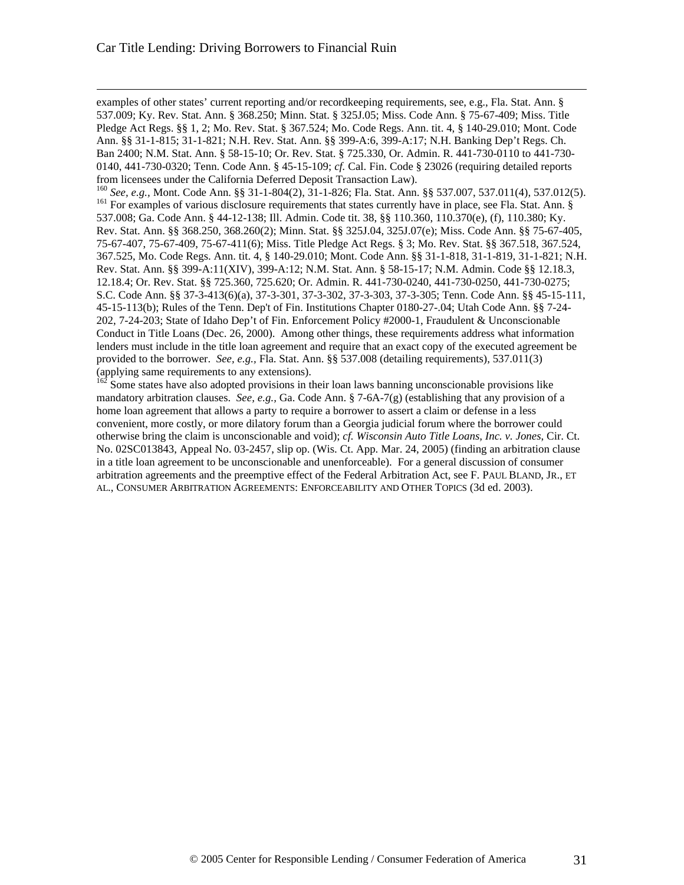examples of other states' current reporting and/or recordkeeping requirements, see, e.g., Fla. Stat. Ann. § 537.009; Ky. Rev. Stat. Ann. § 368.250; Minn. Stat. § 325J.05; Miss. Code Ann. § 75-67-409; Miss. Title Pledge Act Regs. §§ 1, 2; Mo. Rev. Stat. § 367.524; Mo. Code Regs. Ann. tit. 4, § 140-29.010; Mont. Code Ann. §§ 31-1-815; 31-1-821; N.H. Rev. Stat. Ann. §§ 399-A:6, 399-A:17; N.H. Banking Dep't Regs. Ch. Ban 2400; N.M. Stat. Ann. § 58-15-10; Or. Rev. Stat. § 725.330, Or. Admin. R. 441-730-0110 to 441-730-0140, 441-730-0320; Tenn. Code Ann. § 45-15-109; *cf.* Cal. Fin. Code § 23026 (requiring detailed reports from licensees under the California Deferred Deposit Transaction Law).

[160] *See, e.g.*, Mont. Code Ann. §§ 31-1-804(2), 31-1-826; Fla. Stat. Ann. §§ 537.007, 537.011(4), 537.012(5).

[161] For examples of various disclosure requirements that states currently have in place, see Fla. Stat. Ann. § 537.008; Ga. Code Ann. § 44-12-138; Ill. Admin. Code tit. 38, §§ 110.360, 110.370(e), (f), 110.380; Ky. Rev. Stat. Ann. §§ 368.250, 368.260(2); Minn. Stat. §§ 325J.04, 325J.07(e); Miss. Code Ann. §§ 75-67-405, 75-67-407, 75-67-409, 75-67-411(6); Miss. Title Pledge Act Regs. § 3; Mo. Rev. Stat. §§ 367.518, 367.524, 367.525, Mo. Code Regs. Ann. tit. 4, § 140-29.010; Mont. Code Ann. §§ 31-1-818, 31-1-819, 31-1-821; N.H. Rev. Stat. Ann. §§ 399-A:11(XIV), 399-A:12; N.M. Stat. Ann. § 58-15-17; N.M. Admin. Code §§ 12.18.3, 12.18.4; Or. Rev. Stat. §§ 725.360, 725.620; Or. Admin. R. 441-730-0240, 441-730-0250, 441-730-0275; S.C. Code Ann. §§ 37-3-413(6)(a), 37-3-301, 37-3-302, 37-3-303, 37-3-305; Tenn. Code Ann. §§ 45-15-111, 45-15-113(b); Rules of the Tenn. Dep't of Fin. Institutions Chapter 0180-27-.04; Utah Code Ann. §§ 7-24-202, 7-24-203; State of Idaho Dep't of Fin. Enforcement Policy #2000-1, Fraudulent & Unconscionable Conduct in Title Loans (Dec. 26, 2000). Among other things, these requirements address what information lenders must include in the title loan agreement and require that an exact copy of the executed agreement be provided to the borrower. *See, e.g.*, Fla. Stat. Ann. §§ 537.008 (detailing requirements), 537.011(3) (applying same requirements to any extensions).

[162] Some states have also adopted provisions in their loan laws banning unconscionable provisions like mandatory arbitration clauses. *See, e.g.*, Ga. Code Ann. § 7-6A-7(g) (establishing that any provision of a home loan agreement that allows a party to require a borrower to assert a claim or defense in a less convenient, more costly, or more dilatory forum than a Georgia judicial forum where the borrower could otherwise bring the claim is unconscionable and void); *cf. Wisconsin Auto Title Loans, Inc. v. Jones*, Cir. Ct. No. 02SC013843, Appeal No. 03-2457, slip op. (Wis. Ct. App. Mar. 24, 2005) (finding an arbitration clause in a title loan agreement to be unconscionable and unenforceable). For a general discussion of consumer arbitration agreements and the preemptive effect of the Federal Arbitration Act, see F. PAUL BLAND, JR., ET AL., CONSUMER ARBITRATION AGREEMENTS: ENFORCEABILITY AND OTHER TOPICS (3d ed. 2003).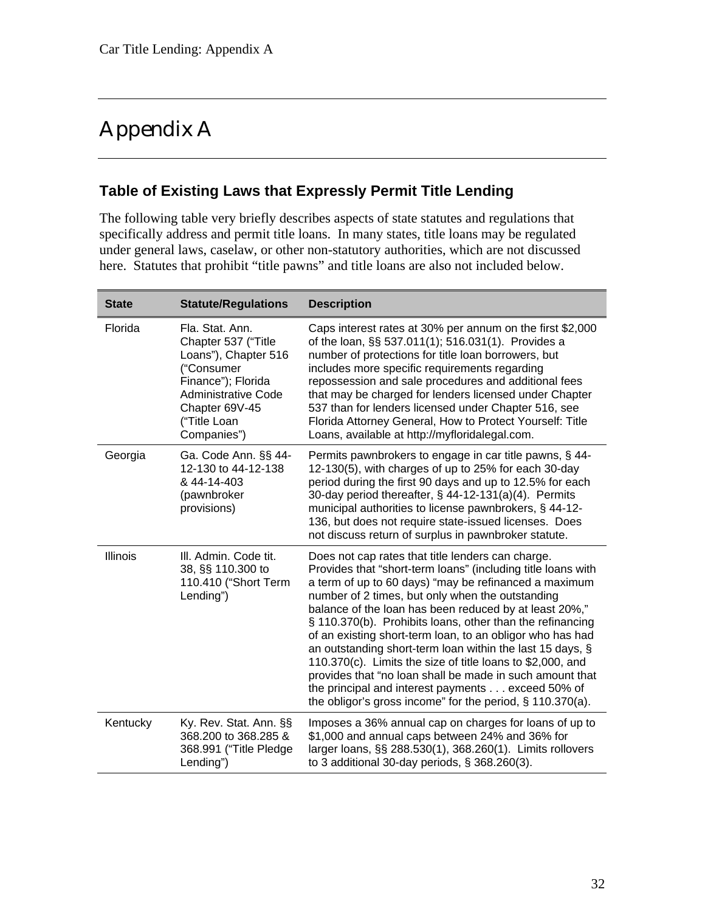# Appendix A

## Table of Existing Laws that Expressly Permit Title Lending

The following table very briefly describes aspects of state statutes and regulations that specifically address and permit title loans. In many states, title loans may be regulated under general laws, caselaw, or other non-statutory authorities, which are not discussed here. Statutes that prohibit "title pawns" and title loans are also not included below.

| State | Statute/Regulations | Description |
|---|---|---|
| Florida | Fla. Stat. Ann. Chapter 537 ("Title Loans"), Chapter 516 ("Consumer Finance"); Florida Administrative Code Chapter 69V-45 ("Title Loan Companies") | Caps interest rates at 30% per annum on the first $2,000 of the loan, §§ 537.011(1); 516.031(1). Provides a number of protections for title loan borrowers, but includes more specific requirements regarding repossession and sale procedures and additional fees that may be charged for lenders licensed under Chapter 537 than for lenders licensed under Chapter 516, see Florida Attorney General, How to Protect Yourself: Title Loans, available at http://myfloridalegal.com. |
| Georgia | Ga. Code Ann. §§ 44-12-130 to 44-12-138 & 44-14-403 (pawnbroker provisions) | Permits pawnbrokers to engage in car title pawns, § 44-12-130(5), with charges of up to 25% for each 30-day period during the first 90 days and up to 12.5% for each 30-day period thereafter, § 44-12-131(a)(4). Permits municipal authorities to license pawnbrokers, § 44-12-136, but does not require state-issued licenses. Does not discuss return of surplus in pawnbroker statute. |
| Illinois | Ill. Admin. Code tit. 38, §§ 110.300 to 110.410 ("Short Term Lending") | Does not cap rates that title lenders can charge. Provides that "short-term loans" (including title loans with a term of up to 60 days) "may be refinanced a maximum number of 2 times, but only when the outstanding balance of the loan has been reduced by at least 20%," § 110.370(b). Prohibits loans, other than the refinancing of an existing short-term loan, to an obligor who has had an outstanding short-term loan within the last 15 days, § 110.370(c). Limits the size of title loans to $2,000, and provides that "no loan shall be made in such amount that the principal and interest payments . . . exceed 50% of the obligor's gross income" for the period, § 110.370(a). |
| Kentucky | Ky. Rev. Stat. Ann. §§ 368.200 to 368.285 & 368.991 ("Title Pledge Lending") | Imposes a 36% annual cap on charges for loans of up to $1,000 and annual caps between 24% and 36% for larger loans, §§ 288.530(1), 368.260(1). Limits rollovers to 3 additional 30-day periods, § 368.260(3). |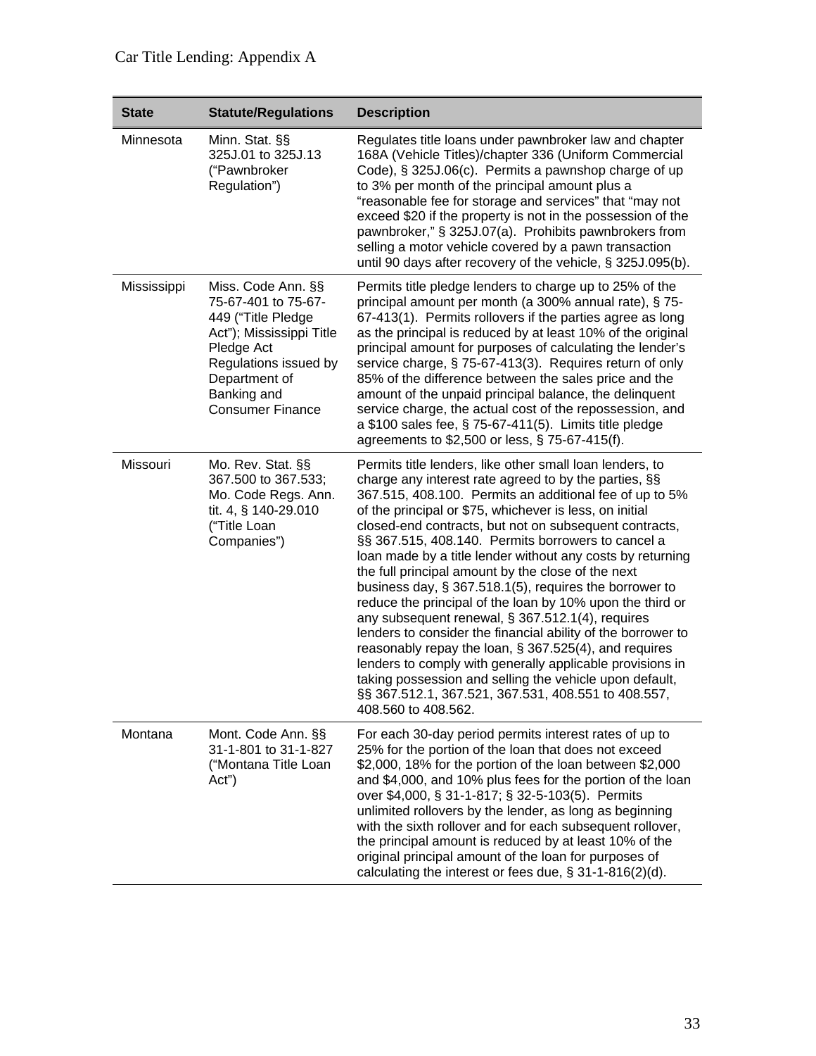Car Title Lending: Appendix A

| State | Statute/Regulations | Description |
|---|---|---|
| Minnesota | Minn. Stat. §§ 325J.01 to 325J.13 ("Pawnbroker Regulation") | Regulates title loans under pawnbroker law and chapter 168A (Vehicle Titles)/chapter 336 (Uniform Commercial Code), § 325J.06(c). Permits a pawnshop charge of up to 3% per month of the principal amount plus a "reasonable fee for storage and services" that "may not exceed $20 if the property is not in the possession of the pawnbroker," § 325J.07(a). Prohibits pawnbrokers from selling a motor vehicle covered by a pawn transaction until 90 days after recovery of the vehicle, § 325J.095(b). |
| Mississippi | Miss. Code Ann. §§ 75-67-401 to 75-67-449 ("Title Pledge Act"); Mississippi Title Pledge Act Regulations issued by Department of Banking and Consumer Finance | Permits title pledge lenders to charge up to 25% of the principal amount per month (a 300% annual rate), § 75-67-413(1). Permits rollovers if the parties agree as long as the principal is reduced by at least 10% of the original principal amount for purposes of calculating the lender's service charge, § 75-67-413(3). Requires return of only 85% of the difference between the sales price and the amount of the unpaid principal balance, the delinquent service charge, the actual cost of the repossession, and a $100 sales fee, § 75-67-411(5). Limits title pledge agreements to $2,500 or less, § 75-67-415(f). |
| Missouri | Mo. Rev. Stat. §§ 367.500 to 367.533; Mo. Code Regs. Ann. tit. 4, § 140-29.010 ("Title Loan Companies") | Permits title lenders, like other small loan lenders, to charge any interest rate agreed to by the parties, §§ 367.515, 408.100. Permits an additional fee of up to 5% of the principal or $75, whichever is less, on initial closed-end contracts, but not on subsequent contracts, §§ 367.515, 408.140. Permits borrowers to cancel a loan made by a title lender without any costs by returning the full principal amount by the close of the next business day, § 367.518.1(5), requires the borrower to reduce the principal of the loan by 10% upon the third or any subsequent renewal, § 367.512.1(4), requires lenders to consider the financial ability of the borrower to reasonably repay the loan, § 367.525(4), and requires lenders to comply with generally applicable provisions in taking possession and selling the vehicle upon default, §§ 367.512.1, 367.521, 367.531, 408.551 to 408.557, 408.560 to 408.562. |
| Montana | Mont. Code Ann. §§ 31-1-801 to 31-1-827 ("Montana Title Loan Act") | For each 30-day period permits interest rates of up to 25% for the portion of the loan that does not exceed $2,000, 18% for the portion of the loan between $2,000 and $4,000, and 10% plus fees for the portion of the loan over $4,000, § 31-1-817; § 32-5-103(5). Permits unlimited rollovers by the lender, as long as beginning with the sixth rollover and for each subsequent rollover, the principal amount is reduced by at least 10% of the original principal amount of the loan for purposes of calculating the interest or fees due, § 31-1-816(2)(d). |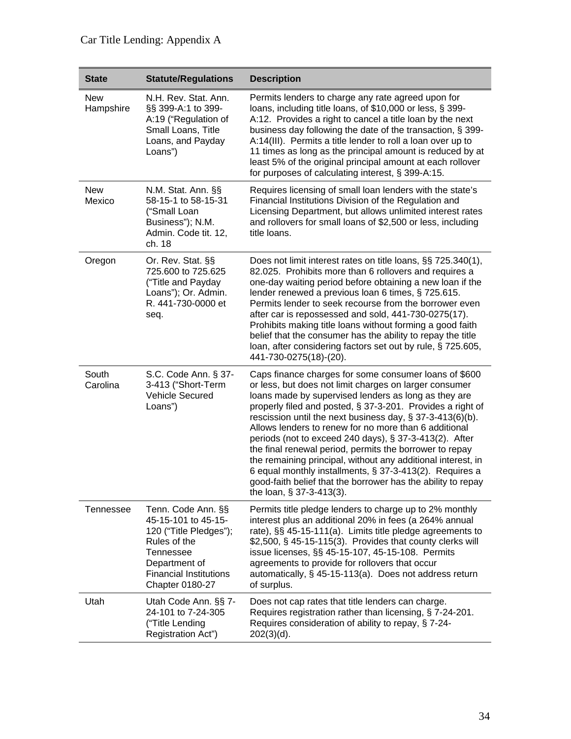| State | Statute/Regulations | Description |
| --- | --- | --- |
| New Hampshire | N.H. Rev. Stat. Ann. §§ 399-A:1 to 399-A:19 ("Regulation of Small Loans, Title Loans, and Payday Loans") | Permits lenders to charge any rate agreed upon for loans, including title loans, of $10,000 or less, § 399-A:12. Provides a right to cancel a title loan by the next business day following the date of the transaction, § 399-A:14(III). Permits a title lender to roll a loan over up to 11 times as long as the principal amount is reduced by at least 5% of the original principal amount at each rollover for purposes of calculating interest, § 399-A:15. |
| New Mexico | N.M. Stat. Ann. §§ 58-15-1 to 58-15-31 ("Small Loan Business"); N.M. Admin. Code tit. 12, ch. 18 | Requires licensing of small loan lenders with the state's Financial Institutions Division of the Regulation and Licensing Department, but allows unlimited interest rates and rollovers for small loans of $2,500 or less, including title loans. |
| Oregon | Or. Rev. Stat. §§ 725.600 to 725.625 ("Title and Payday Loans"); Or. Admin. R. 441-730-0000 et seq. | Does not limit interest rates on title loans, §§ 725.340(1), 82.025. Prohibits more than 6 rollovers and requires a one-day waiting period before obtaining a new loan if the lender renewed a previous loan 6 times, § 725.615. Permits lender to seek recourse from the borrower even after car is repossessed and sold, 441-730-0275(17). Prohibits making title loans without forming a good faith belief that the consumer has the ability to repay the title loan, after considering factors set out by rule, § 725.605, 441-730-0275(18)-(20). |
| South Carolina | S.C. Code Ann. § 37-3-413 ("Short-Term Vehicle Secured Loans") | Caps finance charges for some consumer loans of $600 or less, but does not limit charges on larger consumer loans made by supervised lenders as long as they are properly filed and posted, § 37-3-201. Provides a right of rescission until the next business day, § 37-3-413(6)(b). Allows lenders to renew for no more than 6 additional periods (not to exceed 240 days), § 37-3-413(2). After the final renewal period, permits the borrower to repay the remaining principal, without any additional interest, in 6 equal monthly installments, § 37-3-413(2). Requires a good-faith belief that the borrower has the ability to repay the loan, § 37-3-413(3). |
| Tennessee | Tenn. Code Ann. §§ 45-15-101 to 45-15-120 ("Title Pledges"); Rules of the Tennessee Department of Financial Institutions Chapter 0180-27 | Permits title pledge lenders to charge up to 2% monthly interest plus an additional 20% in fees (a 264% annual rate), §§ 45-15-111(a). Limits title pledge agreements to $2,500, § 45-15-115(3). Provides that county clerks will issue licenses, §§ 45-15-107, 45-15-108. Permits agreements to provide for rollovers that occur automatically, § 45-15-113(a). Does not address return of surplus. |
| Utah | Utah Code Ann. §§ 7-24-101 to 7-24-305 ("Title Lending Registration Act") | Does not cap rates that title lenders can charge. Requires registration rather than licensing, § 7-24-201. Requires consideration of ability to repay, § 7-24-202(3)(d). |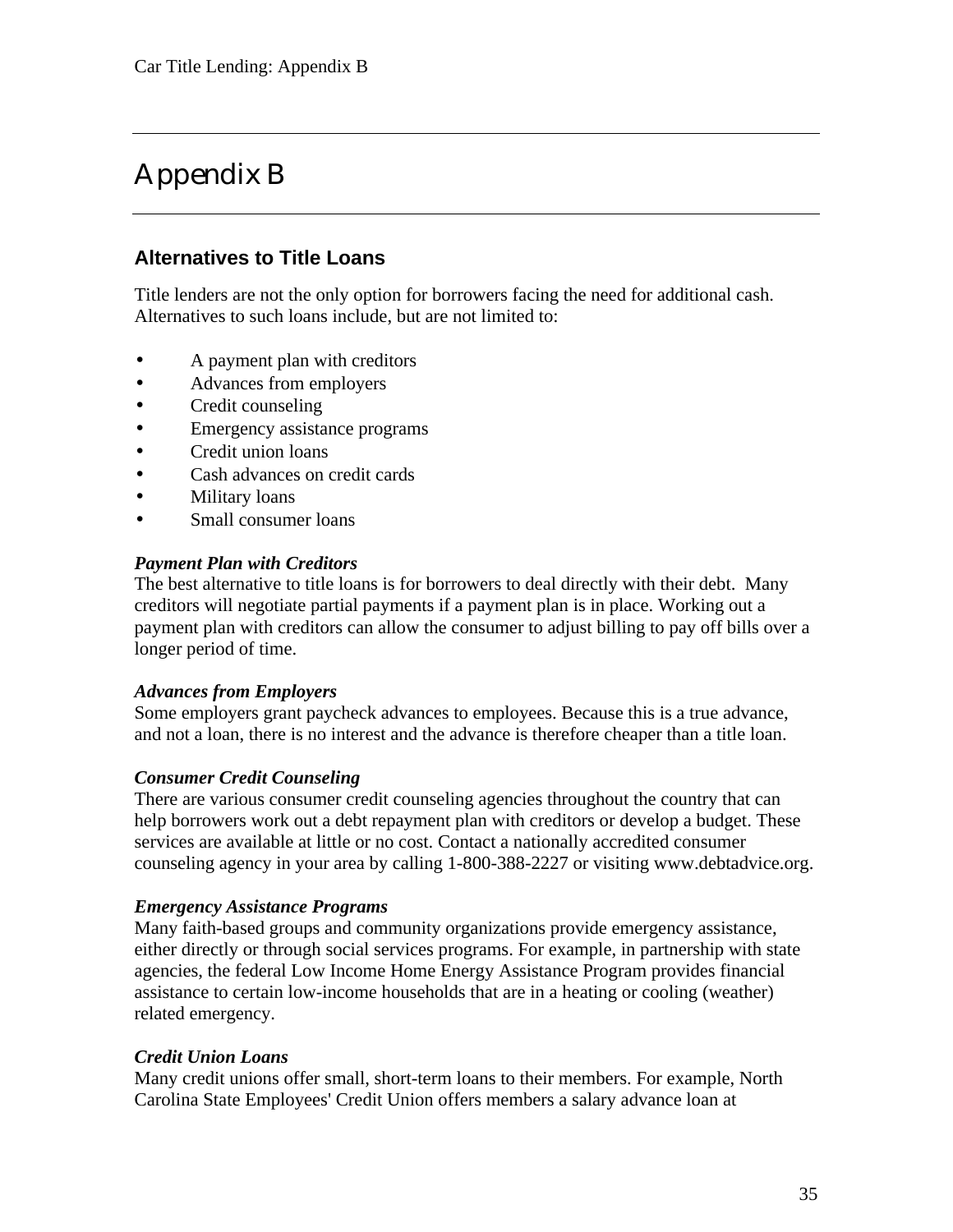# Appendix B

## Alternatives to Title Loans

Title lenders are not the only option for borrowers facing the need for additional cash. Alternatives to such loans include, but are not limited to:

- A payment plan with creditors
- Advances from employers
- Credit counseling
- Emergency assistance programs
- Credit union loans
- Cash advances on credit cards
- Military loans
- Small consumer loans

***Payment Plan with Creditors***
The best alternative to title loans is for borrowers to deal directly with their debt. Many creditors will negotiate partial payments if a payment plan is in place. Working out a payment plan with creditors can allow the consumer to adjust billing to pay off bills over a longer period of time.

***Advances from Employers***
Some employers grant paycheck advances to employees. Because this is a true advance, and not a loan, there is no interest and the advance is therefore cheaper than a title loan.

***Consumer Credit Counseling***
There are various consumer credit counseling agencies throughout the country that can help borrowers work out a debt repayment plan with creditors or develop a budget. These services are available at little or no cost. Contact a nationally accredited consumer counseling agency in your area by calling 1-800-388-2227 or visiting www.debtadvice.org.

***Emergency Assistance Programs***
Many faith-based groups and community organizations provide emergency assistance, either directly or through social services programs. For example, in partnership with state agencies, the federal Low Income Home Energy Assistance Program provides financial assistance to certain low-income households that are in a heating or cooling (weather) related emergency.

***Credit Union Loans***
Many credit unions offer small, short-term loans to their members. For example, North Carolina State Employees' Credit Union offers members a salary advance loan at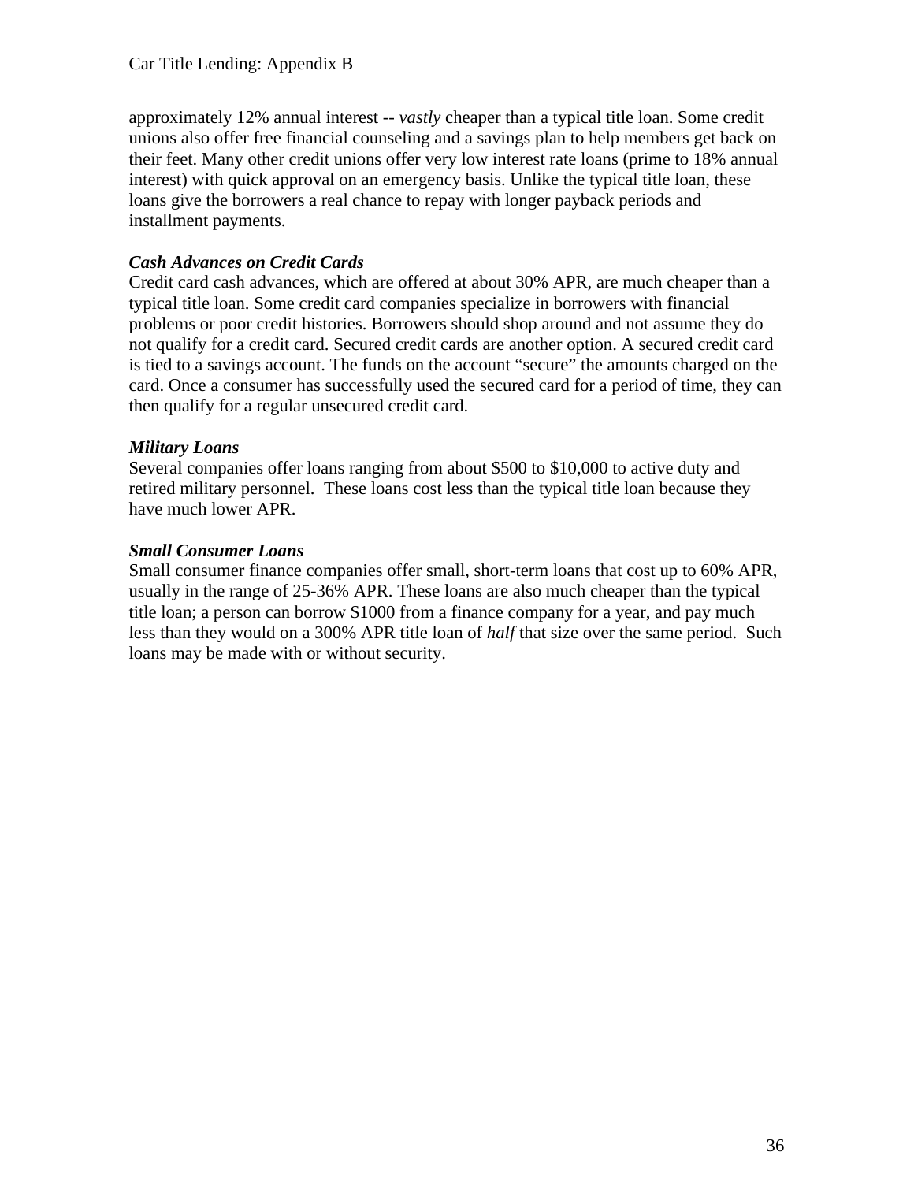approximately 12% annual interest -- *vastly* cheaper than a typical title loan. Some credit unions also offer free financial counseling and a savings plan to help members get back on their feet. Many other credit unions offer very low interest rate loans (prime to 18% annual interest) with quick approval on an emergency basis. Unlike the typical title loan, these loans give the borrowers a real chance to repay with longer payback periods and installment payments.

***Cash Advances on Credit Cards***

Credit card cash advances, which are offered at about 30% APR, are much cheaper than a typical title loan. Some credit card companies specialize in borrowers with financial problems or poor credit histories. Borrowers should shop around and not assume they do not qualify for a credit card. Secured credit cards are another option. A secured credit card is tied to a savings account. The funds on the account "secure" the amounts charged on the card. Once a consumer has successfully used the secured card for a period of time, they can then qualify for a regular unsecured credit card.

***Military Loans***

Several companies offer loans ranging from about $500 to $10,000 to active duty and retired military personnel. These loans cost less than the typical title loan because they have much lower APR.

***Small Consumer Loans***

Small consumer finance companies offer small, short-term loans that cost up to 60% APR, usually in the range of 25-36% APR. These loans are also much cheaper than the typical title loan; a person can borrow $1000 from a finance company for a year, and pay much less than they would on a 300% APR title loan of *half* that size over the same period. Such loans may be made with or without security.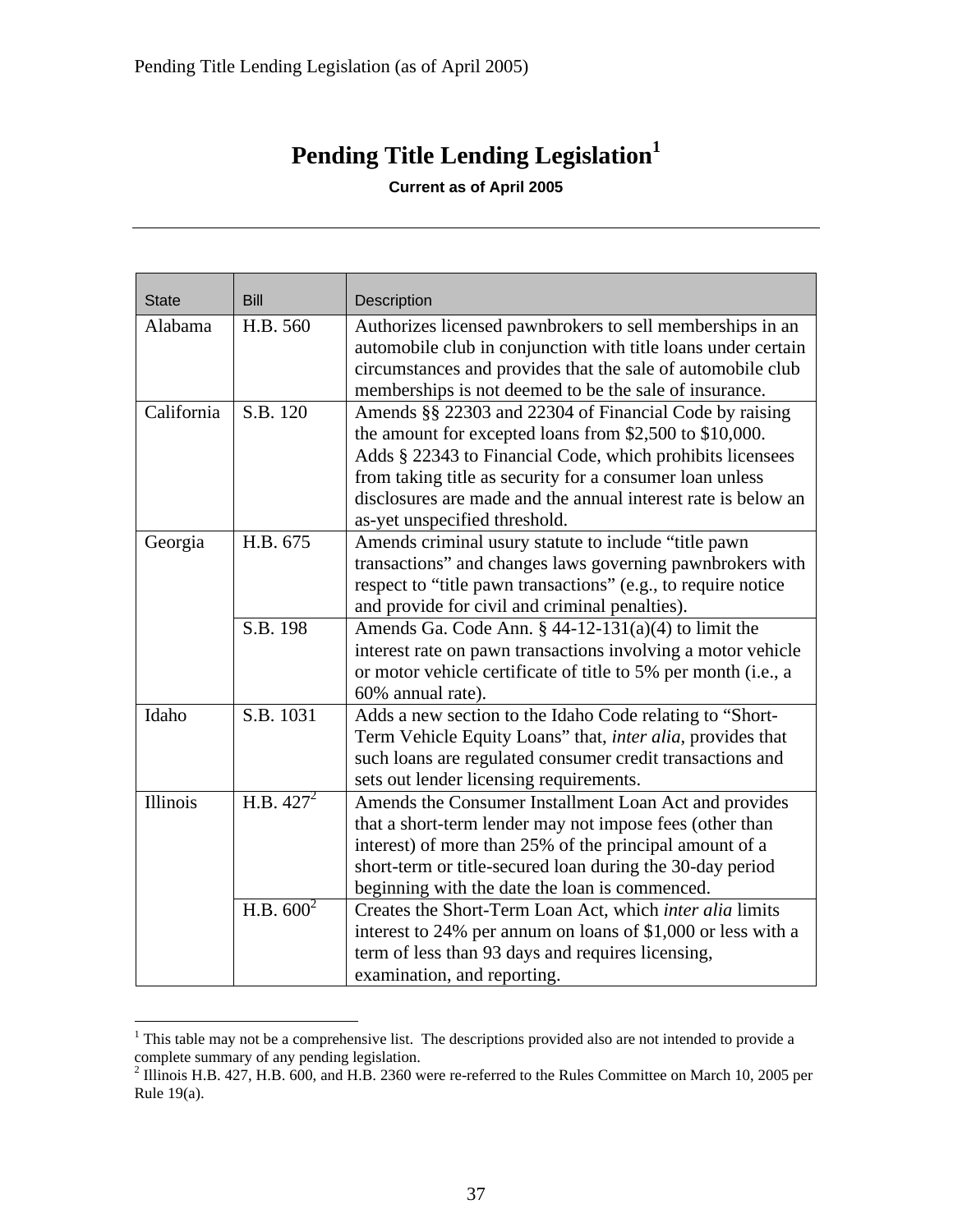# Pending Title Lending Legislation[1]

**Current as of April 2005**

---

| State | Bill | Description |
|---|---|---|
| Alabama | H.B. 560 | Authorizes licensed pawnbrokers to sell memberships in an automobile club in conjunction with title loans under certain circumstances and provides that the sale of automobile club memberships is not deemed to be the sale of insurance. |
| California | S.B. 120 | Amends §§ 22303 and 22304 of Financial Code by raising the amount for excepted loans from $2,500 to $10,000. Adds § 22343 to Financial Code, which prohibits licensees from taking title as security for a consumer loan unless disclosures are made and the annual interest rate is below an as-yet unspecified threshold. |
| Georgia | H.B. 675 | Amends criminal usury statute to include "title pawn transactions" and changes laws governing pawnbrokers with respect to "title pawn transactions" (e.g., to require notice and provide for civil and criminal penalties). |
| | S.B. 198 | Amends Ga. Code Ann. § 44-12-131(a)(4) to limit the interest rate on pawn transactions involving a motor vehicle or motor vehicle certificate of title to 5% per month (i.e., a 60% annual rate). |
| Idaho | S.B. 1031 | Adds a new section to the Idaho Code relating to "Short-Term Vehicle Equity Loans" that, *inter alia*, provides that such loans are regulated consumer credit transactions and sets out lender licensing requirements. |
| Illinois | H.B. 427[2] | Amends the Consumer Installment Loan Act and provides that a short-term lender may not impose fees (other than interest) of more than 25% of the principal amount of a short-term or title-secured loan during the 30-day period beginning with the date the loan is commenced. |
| | H.B. 600[2] | Creates the Short-Term Loan Act, which *inter alia* limits interest to 24% per annum on loans of $1,000 or less with a term of less than 93 days and requires licensing, examination, and reporting. |

---

[1] This table may not be a comprehensive list. The descriptions provided also are not intended to provide a complete summary of any pending legislation.

[2] Illinois H.B. 427, H.B. 600, and H.B. 2360 were re-referred to the Rules Committee on March 10, 2005 per Rule 19(a).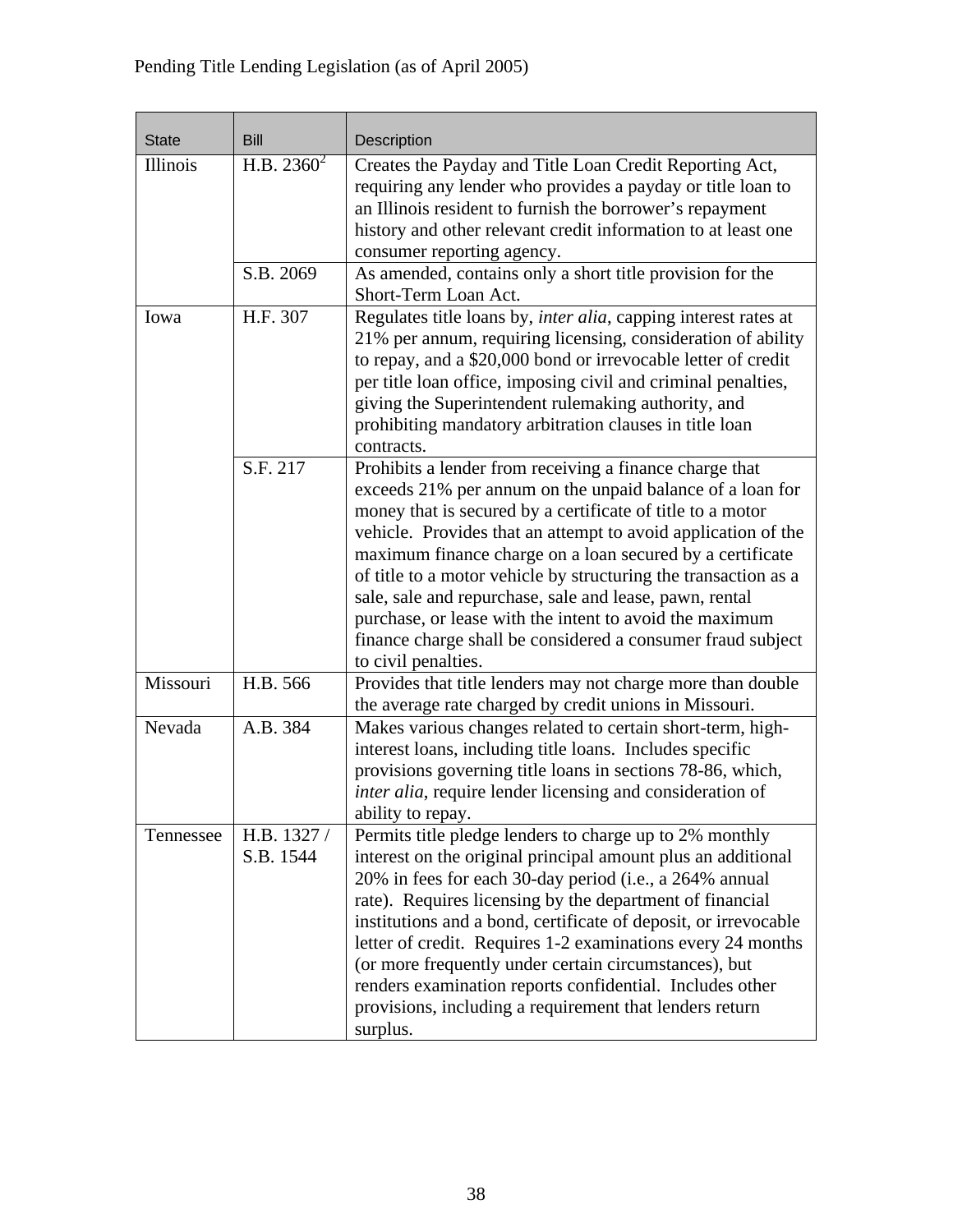Pending Title Lending Legislation (as of April 2005)

| State | Bill | Description |
|---|---|---|
| Illinois | H.B. 2360[2] | Creates the Payday and Title Loan Credit Reporting Act, requiring any lender who provides a payday or title loan to an Illinois resident to furnish the borrower's repayment history and other relevant credit information to at least one consumer reporting agency. |
| | S.B. 2069 | As amended, contains only a short title provision for the Short-Term Loan Act. |
| Iowa | H.F. 307 | Regulates title loans by, *inter alia*, capping interest rates at 21% per annum, requiring licensing, consideration of ability to repay, and a $20,000 bond or irrevocable letter of credit per title loan office, imposing civil and criminal penalties, giving the Superintendent rulemaking authority, and prohibiting mandatory arbitration clauses in title loan contracts. |
| | S.F. 217 | Prohibits a lender from receiving a finance charge that exceeds 21% per annum on the unpaid balance of a loan for money that is secured by a certificate of title to a motor vehicle. Provides that an attempt to avoid application of the maximum finance charge on a loan secured by a certificate of title to a motor vehicle by structuring the transaction as a sale, sale and repurchase, sale and lease, pawn, rental purchase, or lease with the intent to avoid the maximum finance charge shall be considered a consumer fraud subject to civil penalties. |
| Missouri | H.B. 566 | Provides that title lenders may not charge more than double the average rate charged by credit unions in Missouri. |
| Nevada | A.B. 384 | Makes various changes related to certain short-term, high-interest loans, including title loans. Includes specific provisions governing title loans in sections 78-86, which, *inter alia*, require lender licensing and consideration of ability to repay. |
| Tennessee | H.B. 1327 / S.B. 1544 | Permits title pledge lenders to charge up to 2% monthly interest on the original principal amount plus an additional 20% in fees for each 30-day period (i.e., a 264% annual rate). Requires licensing by the department of financial institutions and a bond, certificate of deposit, or irrevocable letter of credit. Requires 1-2 examinations every 24 months (or more frequently under certain circumstances), but renders examination reports confidential. Includes other provisions, including a requirement that lenders return surplus. |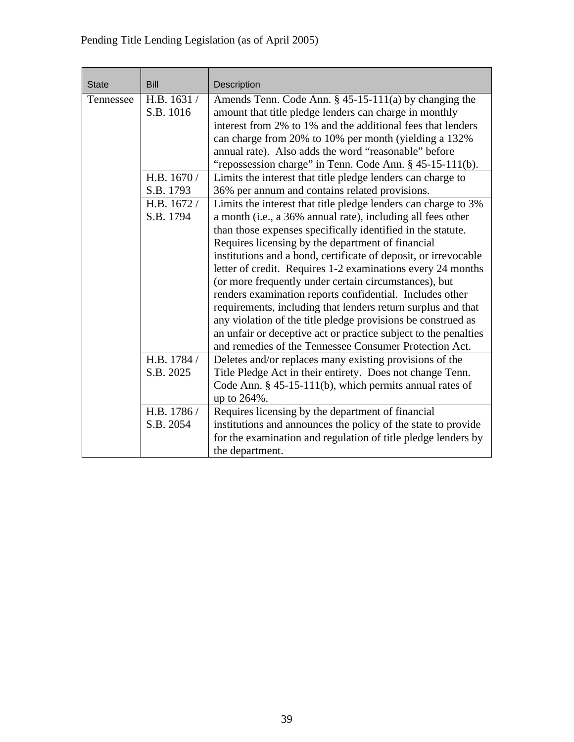Pending Title Lending Legislation (as of April 2005)

| State | Bill | Description |
|---|---|---|
| Tennessee | H.B. 1631 / S.B. 1016 | Amends Tenn. Code Ann. § 45-15-111(a) by changing the amount that title pledge lenders can charge in monthly interest from 2% to 1% and the additional fees that lenders can charge from 20% to 10% per month (yielding a 132% annual rate). Also adds the word "reasonable" before "repossession charge" in Tenn. Code Ann. § 45-15-111(b). |
| | H.B. 1670 / S.B. 1793 | Limits the interest that title pledge lenders can charge to 36% per annum and contains related provisions. |
| | H.B. 1672 / S.B. 1794 | Limits the interest that title pledge lenders can charge to 3% a month (i.e., a 36% annual rate), including all fees other than those expenses specifically identified in the statute. Requires licensing by the department of financial institutions and a bond, certificate of deposit, or irrevocable letter of credit. Requires 1-2 examinations every 24 months (or more frequently under certain circumstances), but renders examination reports confidential. Includes other requirements, including that lenders return surplus and that any violation of the title pledge provisions be construed as an unfair or deceptive act or practice subject to the penalties and remedies of the Tennessee Consumer Protection Act. |
| | H.B. 1784 / S.B. 2025 | Deletes and/or replaces many existing provisions of the Title Pledge Act in their entirety. Does not change Tenn. Code Ann. § 45-15-111(b), which permits annual rates of up to 264%. |
| | H.B. 1786 / S.B. 2054 | Requires licensing by the department of financial institutions and announces the policy of the state to provide for the examination and regulation of title pledge lenders by the department. |